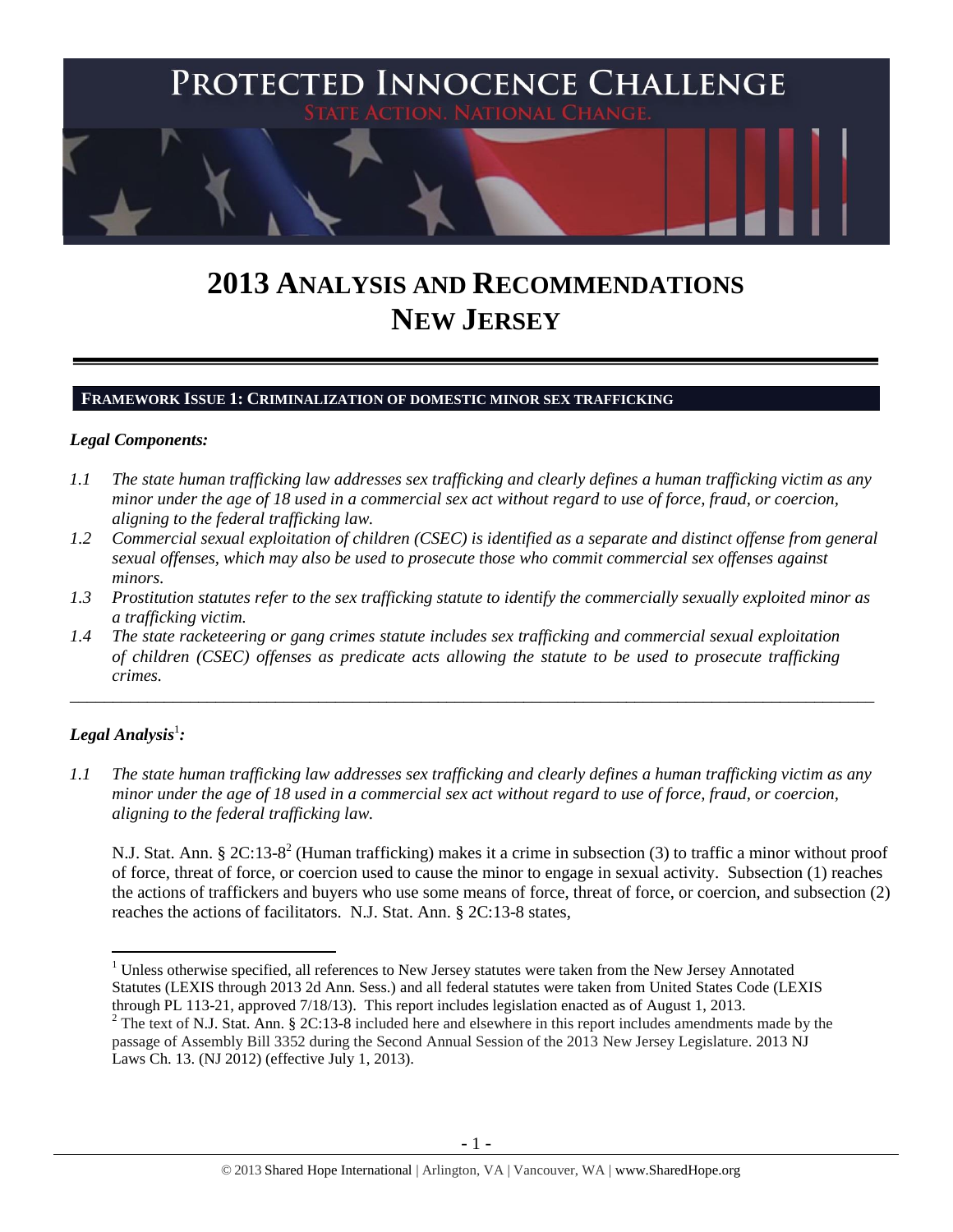# PROTECTED INNOCENCE CHALLENGE

STATE ACTION. NATIONAL CHANGE.

# 2013 ANALYSIS AND RECOMMENDATIONS
# NEW JERSEY

## FRAMEWORK ISSUE 1: CRIMINALIZATION OF DOMESTIC MINOR SEX TRAFFICKING

### *Legal Components:*

*1.1 The state human trafficking law addresses sex trafficking and clearly defines a human trafficking victim as any minor under the age of 18 used in a commercial sex act without regard to use of force, fraud, or coercion, aligning to the federal trafficking law.*

*1.2 Commercial sexual exploitation of children (CSEC) is identified as a separate and distinct offense from general sexual offenses, which may also be used to prosecute those who commit commercial sex offenses against minors.*

*1.3 Prostitution statutes refer to the sex trafficking statute to identify the commercially sexually exploited minor as a trafficking victim.*

*1.4 The state racketeering or gang crimes statute includes sex trafficking and commercial sexual exploitation of children (CSEC) offenses as predicate acts allowing the statute to be used to prosecute trafficking crimes.*

---

### *Legal Analysis*[1]*:*

*1.1 The state human trafficking law addresses sex trafficking and clearly defines a human trafficking victim as any minor under the age of 18 used in a commercial sex act without regard to use of force, fraud, or coercion, aligning to the federal trafficking law.*

N.J. Stat. Ann. § 2C:13-8[2] (Human trafficking) makes it a crime in subsection (3) to traffic a minor without proof of force, threat of force, or coercion used to cause the minor to engage in sexual activity. Subsection (1) reaches the actions of traffickers and buyers who use some means of force, threat of force, or coercion, and subsection (2) reaches the actions of facilitators. N.J. Stat. Ann. § 2C:13-8 states,

[1] Unless otherwise specified, all references to New Jersey statutes were taken from the New Jersey Annotated Statutes (LEXIS through 2013 2d Ann. Sess.) and all federal statutes were taken from United States Code (LEXIS through PL 113-21, approved 7/18/13). This report includes legislation enacted as of August 1, 2013.

[2] The text of N.J. Stat. Ann. § 2C:13-8 included here and elsewhere in this report includes amendments made by the passage of Assembly Bill 3352 during the Second Annual Session of the 2013 New Jersey Legislature. 2013 NJ Laws Ch. 13. (NJ 2012) (effective July 1, 2013).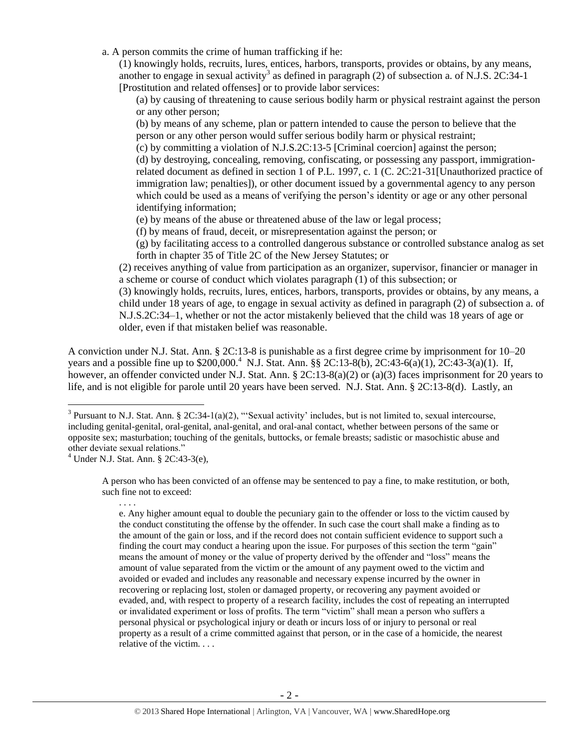a. A person commits the crime of human trafficking if he:

(1) knowingly holds, recruits, lures, entices, harbors, transports, provides or obtains, by any means, another to engage in sexual activity[3] as defined in paragraph (2) of subsection a. of N.J.S. 2C:34-1 [Prostitution and related offenses] or to provide labor services:

(a) by causing of threatening to cause serious bodily harm or physical restraint against the person or any other person;

(b) by means of any scheme, plan or pattern intended to cause the person to believe that the person or any other person would suffer serious bodily harm or physical restraint;

(c) by committing a violation of N.J.S.2C:13-5 [Criminal coercion] against the person;

(d) by destroying, concealing, removing, confiscating, or possessing any passport, immigration-related document as defined in section 1 of P.L. 1997, c. 1 (C. 2C:21-31[Unauthorized practice of immigration law; penalties]), or other document issued by a governmental agency to any person which could be used as a means of verifying the person's identity or age or any other personal identifying information;

(e) by means of the abuse or threatened abuse of the law or legal process;

(f) by means of fraud, deceit, or misrepresentation against the person; or

(g) by facilitating access to a controlled dangerous substance or controlled substance analog as set forth in chapter 35 of Title 2C of the New Jersey Statutes; or

(2) receives anything of value from participation as an organizer, supervisor, financier or manager in a scheme or course of conduct which violates paragraph (1) of this subsection; or

(3) knowingly holds, recruits, lures, entices, harbors, transports, provides or obtains, by any means, a child under 18 years of age, to engage in sexual activity as defined in paragraph (2) of subsection a. of N.J.S.2C:34–1, whether or not the actor mistakenly believed that the child was 18 years of age or older, even if that mistaken belief was reasonable.

A conviction under N.J. Stat. Ann. § 2C:13-8 is punishable as a first degree crime by imprisonment for 10–20 years and a possible fine up to $200,000.[4] N.J. Stat. Ann. §§ 2C:13-8(b), 2C:43-6(a)(1), 2C:43-3(a)(1). If, however, an offender convicted under N.J. Stat. Ann. § 2C:13-8(a)(2) or (a)(3) faces imprisonment for 20 years to life, and is not eligible for parole until 20 years have been served. N.J. Stat. Ann. § 2C:13-8(d). Lastly, an

---

[3] Pursuant to N.J. Stat. Ann. § 2C:34-1(a)(2), "'Sexual activity' includes, but is not limited to, sexual intercourse, including genital-genital, oral-genital, anal-genital, and oral-anal contact, whether between persons of the same or opposite sex; masturbation; touching of the genitals, buttocks, or female breasts; sadistic or masochistic abuse and other deviate sexual relations."

[4] Under N.J. Stat. Ann. § 2C:43-3(e),

> A person who has been convicted of an offense may be sentenced to pay a fine, to make restitution, or both, such fine not to exceed:
>
> . . . .
>
> e. Any higher amount equal to double the pecuniary gain to the offender or loss to the victim caused by the conduct constituting the offense by the offender. In such case the court shall make a finding as to the amount of the gain or loss, and if the record does not contain sufficient evidence to support such a finding the court may conduct a hearing upon the issue. For purposes of this section the term "gain" means the amount of money or the value of property derived by the offender and "loss" means the amount of value separated from the victim or the amount of any payment owed to the victim and avoided or evaded and includes any reasonable and necessary expense incurred by the owner in recovering or replacing lost, stolen or damaged property, or recovering any payment avoided or evaded, and, with respect to property of a research facility, includes the cost of repeating an interrupted or invalidated experiment or loss of profits. The term "victim" shall mean a person who suffers a personal physical or psychological injury or death or incurs loss of or injury to personal or real property as a result of a crime committed against that person, or in the case of a homicide, the nearest relative of the victim. . . .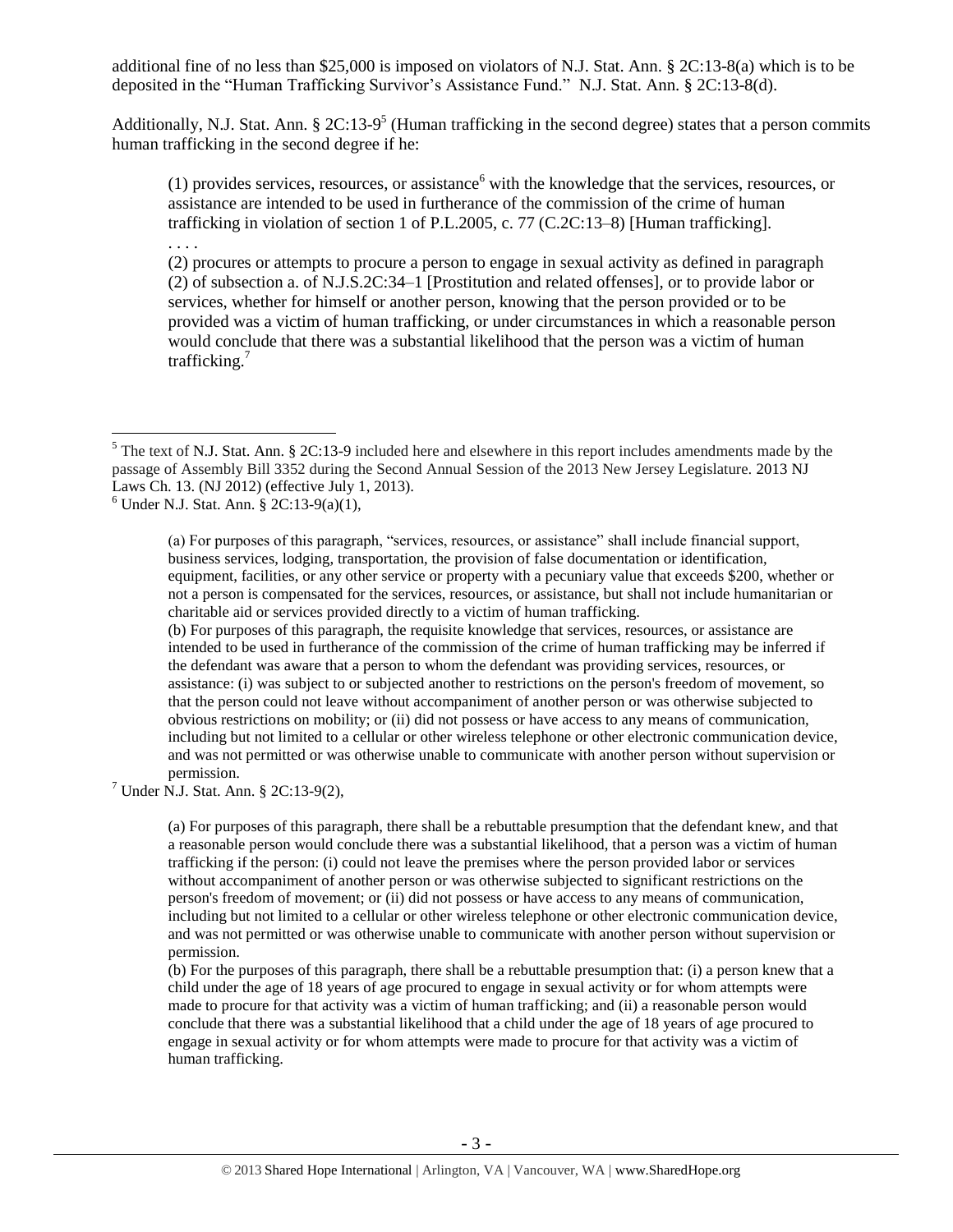additional fine of no less than $25,000 is imposed on violators of N.J. Stat. Ann. § 2C:13-8(a) which is to be deposited in the "Human Trafficking Survivor's Assistance Fund." N.J. Stat. Ann. § 2C:13-8(d).

Additionally, N.J. Stat. Ann. § 2C:13-9[5] (Human trafficking in the second degree) states that a person commits human trafficking in the second degree if he:

> (1) provides services, resources, or assistance[6] with the knowledge that the services, resources, or assistance are intended to be used in furtherance of the commission of the crime of human trafficking in violation of section 1 of P.L.2005, c. 77 (C.2C:13–8) [Human trafficking].
>
> . . . .
>
> (2) procures or attempts to procure a person to engage in sexual activity as defined in paragraph (2) of subsection a. of N.J.S.2C:34–1 [Prostitution and related offenses], or to provide labor or services, whether for himself or another person, knowing that the person provided or to be provided was a victim of human trafficking, or under circumstances in which a reasonable person would conclude that there was a substantial likelihood that the person was a victim of human trafficking.[7]

---

[5] The text of N.J. Stat. Ann. § 2C:13-9 included here and elsewhere in this report includes amendments made by the passage of Assembly Bill 3352 during the Second Annual Session of the 2013 New Jersey Legislature. 2013 NJ Laws Ch. 13. (NJ 2012) (effective July 1, 2013).

[6] Under N.J. Stat. Ann. § 2C:13-9(a)(1),

> (a) For purposes of this paragraph, "services, resources, or assistance" shall include financial support, business services, lodging, transportation, the provision of false documentation or identification, equipment, facilities, or any other service or property with a pecuniary value that exceeds $200, whether or not a person is compensated for the services, resources, or assistance, but shall not include humanitarian or charitable aid or services provided directly to a victim of human trafficking.
>
> (b) For purposes of this paragraph, the requisite knowledge that services, resources, or assistance are intended to be used in furtherance of the commission of the crime of human trafficking may be inferred if the defendant was aware that a person to whom the defendant was providing services, resources, or assistance: (i) was subject to or subjected another to restrictions on the person's freedom of movement, so that the person could not leave without accompaniment of another person or was otherwise subjected to obvious restrictions on mobility; or (ii) did not possess or have access to any means of communication, including but not limited to a cellular or other wireless telephone or other electronic communication device, and was not permitted or was otherwise unable to communicate with another person without supervision or permission.

[7] Under N.J. Stat. Ann. § 2C:13-9(2),

> (a) For purposes of this paragraph, there shall be a rebuttable presumption that the defendant knew, and that a reasonable person would conclude there was a substantial likelihood, that a person was a victim of human trafficking if the person: (i) could not leave the premises where the person provided labor or services without accompaniment of another person or was otherwise subjected to significant restrictions on the person's freedom of movement; or (ii) did not possess or have access to any means of communication, including but not limited to a cellular or other wireless telephone or other electronic communication device, and was not permitted or was otherwise unable to communicate with another person without supervision or permission.
>
> (b) For the purposes of this paragraph, there shall be a rebuttable presumption that: (i) a person knew that a child under the age of 18 years of age procured to engage in sexual activity or for whom attempts were made to procure for that activity was a victim of human trafficking; and (ii) a reasonable person would conclude that there was a substantial likelihood that a child under the age of 18 years of age procured to engage in sexual activity or for whom attempts were made to procure for that activity was a victim of human trafficking.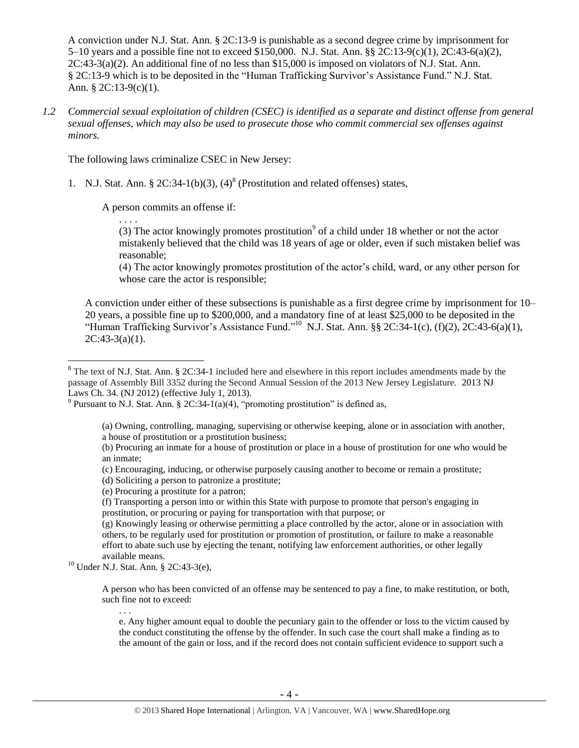A conviction under N.J. Stat. Ann. § 2C:13-9 is punishable as a second degree crime by imprisonment for 5–10 years and a possible fine not to exceed $150,000. N.J. Stat. Ann. §§ 2C:13-9(c)(1), 2C:43-6(a)(2), 2C:43-3(a)(2). An additional fine of no less than $15,000 is imposed on violators of N.J. Stat. Ann. § 2C:13-9 which is to be deposited in the "Human Trafficking Survivor's Assistance Fund." N.J. Stat. Ann. § 2C:13-9(c)(1).

*1.2 Commercial sexual exploitation of children (CSEC) is identified as a separate and distinct offense from general sexual offenses, which may also be used to prosecute those who commit commercial sex offenses against minors.*

The following laws criminalize CSEC in New Jersey:

1. N.J. Stat. Ann. § 2C:34-1(b)(3), (4)[8] (Prostitution and related offenses) states,

    A person commits an offense if:

    . . . .

    (3) The actor knowingly promotes prostitution[9] of a child under 18 whether or not the actor mistakenly believed that the child was 18 years of age or older, even if such mistaken belief was reasonable;

    (4) The actor knowingly promotes prostitution of the actor's child, ward, or any other person for whose care the actor is responsible;

    A conviction under either of these subsections is punishable as a first degree crime by imprisonment for 10–20 years, a possible fine up to $200,000, and a mandatory fine of at least $25,000 to be deposited in the "Human Trafficking Survivor's Assistance Fund."[10] N.J. Stat. Ann. §§ 2C:34-1(c), (f)(2), 2C:43-6(a)(1), 2C:43-3(a)(1).

---

[8] The text of N.J. Stat. Ann. § 2C:34-1 included here and elsewhere in this report includes amendments made by the passage of Assembly Bill 3352 during the Second Annual Session of the 2013 New Jersey Legislature. 2013 NJ Laws Ch. 34. (NJ 2012) (effective July 1, 2013).

[9] Pursuant to N.J. Stat. Ann. § 2C:34-1(a)(4), "promoting prostitution" is defined as,

> (a) Owning, controlling, managing, supervising or otherwise keeping, alone or in association with another, a house of prostitution or a prostitution business;
>
> (b) Procuring an inmate for a house of prostitution or place in a house of prostitution for one who would be an inmate;
>
> (c) Encouraging, inducing, or otherwise purposely causing another to become or remain a prostitute;
>
> (d) Soliciting a person to patronize a prostitute;
>
> (e) Procuring a prostitute for a patron;
>
> (f) Transporting a person into or within this State with purpose to promote that person's engaging in prostitution, or procuring or paying for transportation with that purpose; or
>
> (g) Knowingly leasing or otherwise permitting a place controlled by the actor, alone or in association with others, to be regularly used for prostitution or promotion of prostitution, or failure to make a reasonable effort to abate such use by ejecting the tenant, notifying law enforcement authorities, or other legally available means.

[10] Under N.J. Stat. Ann. § 2C:43-3(e),

> A person who has been convicted of an offense may be sentenced to pay a fine, to make restitution, or both, such fine not to exceed:
>
> . . .
>
> e. Any higher amount equal to double the pecuniary gain to the offender or loss to the victim caused by the conduct constituting the offense by the offender. In such case the court shall make a finding as to the amount of the gain or loss, and if the record does not contain sufficient evidence to support such a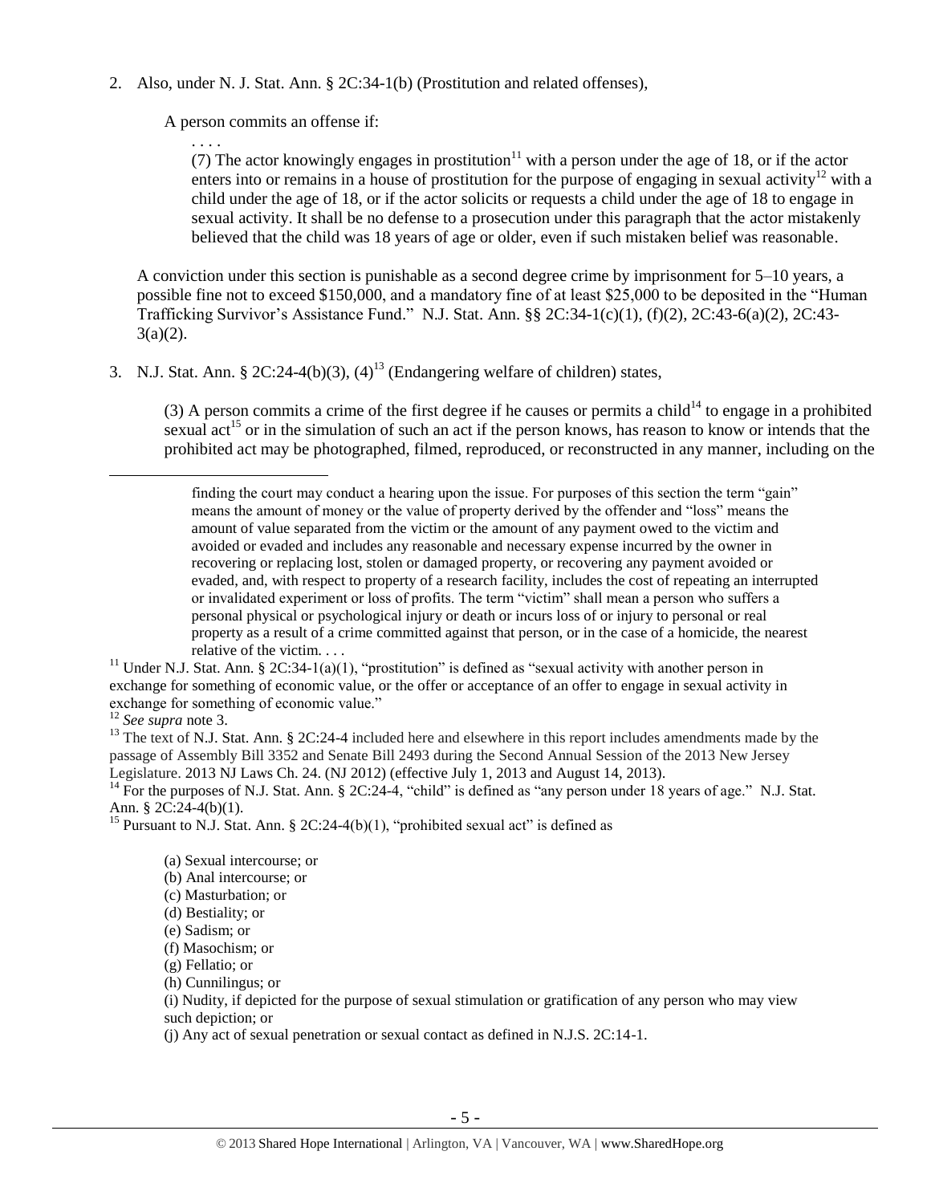2. Also, under N. J. Stat. Ann. § 2C:34-1(b) (Prostitution and related offenses),

   A person commits an offense if:

   > . . . .
   >
   > (7) The actor knowingly engages in prostitution[11] with a person under the age of 18, or if the actor enters into or remains in a house of prostitution for the purpose of engaging in sexual activity[12] with a child under the age of 18, or if the actor solicits or requests a child under the age of 18 to engage in sexual activity. It shall be no defense to a prosecution under this paragraph that the actor mistakenly believed that the child was 18 years of age or older, even if such mistaken belief was reasonable.

   A conviction under this section is punishable as a second degree crime by imprisonment for 5–10 years, a possible fine not to exceed $150,000, and a mandatory fine of at least $25,000 to be deposited in the "Human Trafficking Survivor's Assistance Fund." N.J. Stat. Ann. §§ 2C:34-1(c)(1), (f)(2), 2C:43-6(a)(2), 2C:43-3(a)(2).

3. N.J. Stat. Ann. § 2C:24-4(b)(3), (4)[13] (Endangering welfare of children) states,

   > (3) A person commits a crime of the first degree if he causes or permits a child[14] to engage in a prohibited sexual act[15] or in the simulation of such an act if the person knows, has reason to know or intends that the prohibited act may be photographed, filmed, reproduced, or reconstructed in any manner, including on the

---

> finding the court may conduct a hearing upon the issue. For purposes of this section the term "gain" means the amount of money or the value of property derived by the offender and "loss" means the amount of value separated from the victim or the amount of any payment owed to the victim and avoided or evaded and includes any reasonable and necessary expense incurred by the owner in recovering or replacing lost, stolen or damaged property, or recovering any payment avoided or evaded, and, with respect to property of a research facility, includes the cost of repeating an interrupted or invalidated experiment or loss of profits. The term "victim" shall mean a person who suffers a personal physical or psychological injury or death or incurs loss of or injury to personal or real property as a result of a crime committed against that person, or in the case of a homicide, the nearest relative of the victim. . . .

[11] Under N.J. Stat. Ann. § 2C:34-1(a)(1), "prostitution" is defined as "sexual activity with another person in exchange for something of economic value, or the offer or acceptance of an offer to engage in sexual activity in exchange for something of economic value."

[12] *See supra* note 3.

[13] The text of N.J. Stat. Ann. § 2C:24-4 included here and elsewhere in this report includes amendments made by the passage of Assembly Bill 3352 and Senate Bill 2493 during the Second Annual Session of the 2013 New Jersey Legislature. 2013 NJ Laws Ch. 24. (NJ 2012) (effective July 1, 2013 and August 14, 2013).

[14] For the purposes of N.J. Stat. Ann. § 2C:24-4, "child" is defined as "any person under 18 years of age." N.J. Stat. Ann. § 2C:24-4(b)(1).

[15] Pursuant to N.J. Stat. Ann. § 2C:24-4(b)(1), "prohibited sexual act" is defined as

> (a) Sexual intercourse; or
> (b) Anal intercourse; or
> (c) Masturbation; or
> (d) Bestiality; or
> (e) Sadism; or
> (f) Masochism; or
> (g) Fellatio; or
> (h) Cunnilingus; or
> (i) Nudity, if depicted for the purpose of sexual stimulation or gratification of any person who may view such depiction; or
> (j) Any act of sexual penetration or sexual contact as defined in N.J.S. 2C:14-1.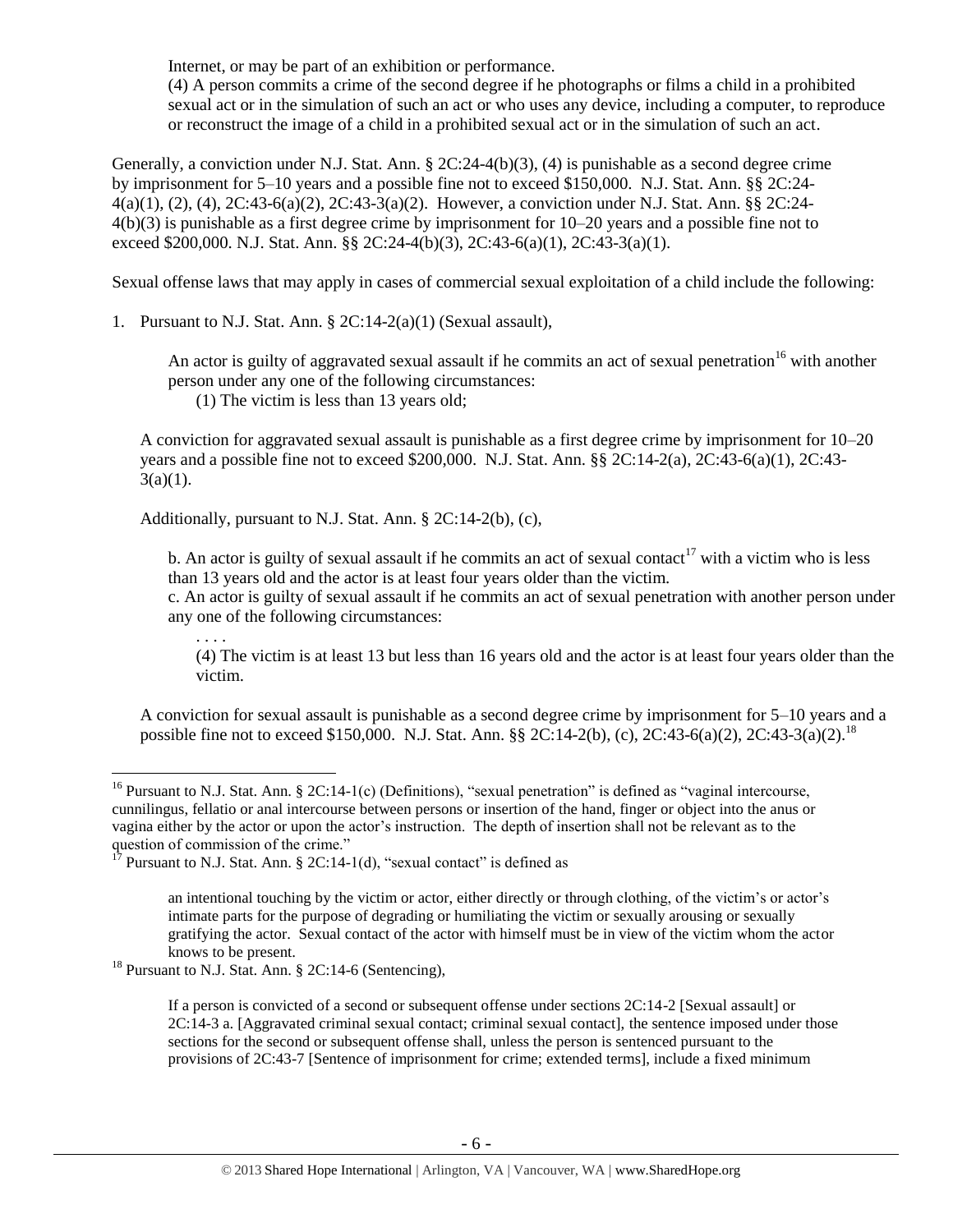Internet, or may be part of an exhibition or performance.

(4) A person commits a crime of the second degree if he photographs or films a child in a prohibited sexual act or in the simulation of such an act or who uses any device, including a computer, to reproduce or reconstruct the image of a child in a prohibited sexual act or in the simulation of such an act.

Generally, a conviction under N.J. Stat. Ann. § 2C:24-4(b)(3), (4) is punishable as a second degree crime by imprisonment for 5–10 years and a possible fine not to exceed $150,000. N.J. Stat. Ann. §§ 2C:24-4(a)(1), (2), (4), 2C:43-6(a)(2), 2C:43-3(a)(2). However, a conviction under N.J. Stat. Ann. §§ 2C:24-4(b)(3) is punishable as a first degree crime by imprisonment for 10–20 years and a possible fine not to exceed $200,000. N.J. Stat. Ann. §§ 2C:24-4(b)(3), 2C:43-6(a)(1), 2C:43-3(a)(1).

Sexual offense laws that may apply in cases of commercial sexual exploitation of a child include the following:

1. Pursuant to N.J. Stat. Ann. § 2C:14-2(a)(1) (Sexual assault),

   An actor is guilty of aggravated sexual assault if he commits an act of sexual penetration[16] with another person under any one of the following circumstances:
   
   (1) The victim is less than 13 years old;

   A conviction for aggravated sexual assault is punishable as a first degree crime by imprisonment for 10–20 years and a possible fine not to exceed $200,000. N.J. Stat. Ann. §§ 2C:14-2(a), 2C:43-6(a)(1), 2C:43-3(a)(1).

   Additionally, pursuant to N.J. Stat. Ann. § 2C:14-2(b), (c),

   b. An actor is guilty of sexual assault if he commits an act of sexual contact[17] with a victim who is less than 13 years old and the actor is at least four years older than the victim.
   c. An actor is guilty of sexual assault if he commits an act of sexual penetration with another person under any one of the following circumstances:
   
   . . . .
   
   (4) The victim is at least 13 but less than 16 years old and the actor is at least four years older than the victim.

   A conviction for sexual assault is punishable as a second degree crime by imprisonment for 5–10 years and a possible fine not to exceed $150,000. N.J. Stat. Ann. §§ 2C:14-2(b), (c), 2C:43-6(a)(2), 2C:43-3(a)(2).[18]

---

[16] Pursuant to N.J. Stat. Ann. § 2C:14-1(c) (Definitions), "sexual penetration" is defined as "vaginal intercourse, cunnilingus, fellatio or anal intercourse between persons or insertion of the hand, finger or object into the anus or vagina either by the actor or upon the actor's instruction. The depth of insertion shall not be relevant as to the question of commission of the crime."

[17] Pursuant to N.J. Stat. Ann. § 2C:14-1(d), "sexual contact" is defined as

> an intentional touching by the victim or actor, either directly or through clothing, of the victim's or actor's intimate parts for the purpose of degrading or humiliating the victim or sexually arousing or sexually gratifying the actor. Sexual contact of the actor with himself must be in view of the victim whom the actor knows to be present.

[18] Pursuant to N.J. Stat. Ann. § 2C:14-6 (Sentencing),

> If a person is convicted of a second or subsequent offense under sections 2C:14-2 [Sexual assault] or 2C:14-3 a. [Aggravated criminal sexual contact; criminal sexual contact], the sentence imposed under those sections for the second or subsequent offense shall, unless the person is sentenced pursuant to the provisions of 2C:43-7 [Sentence of imprisonment for crime; extended terms], include a fixed minimum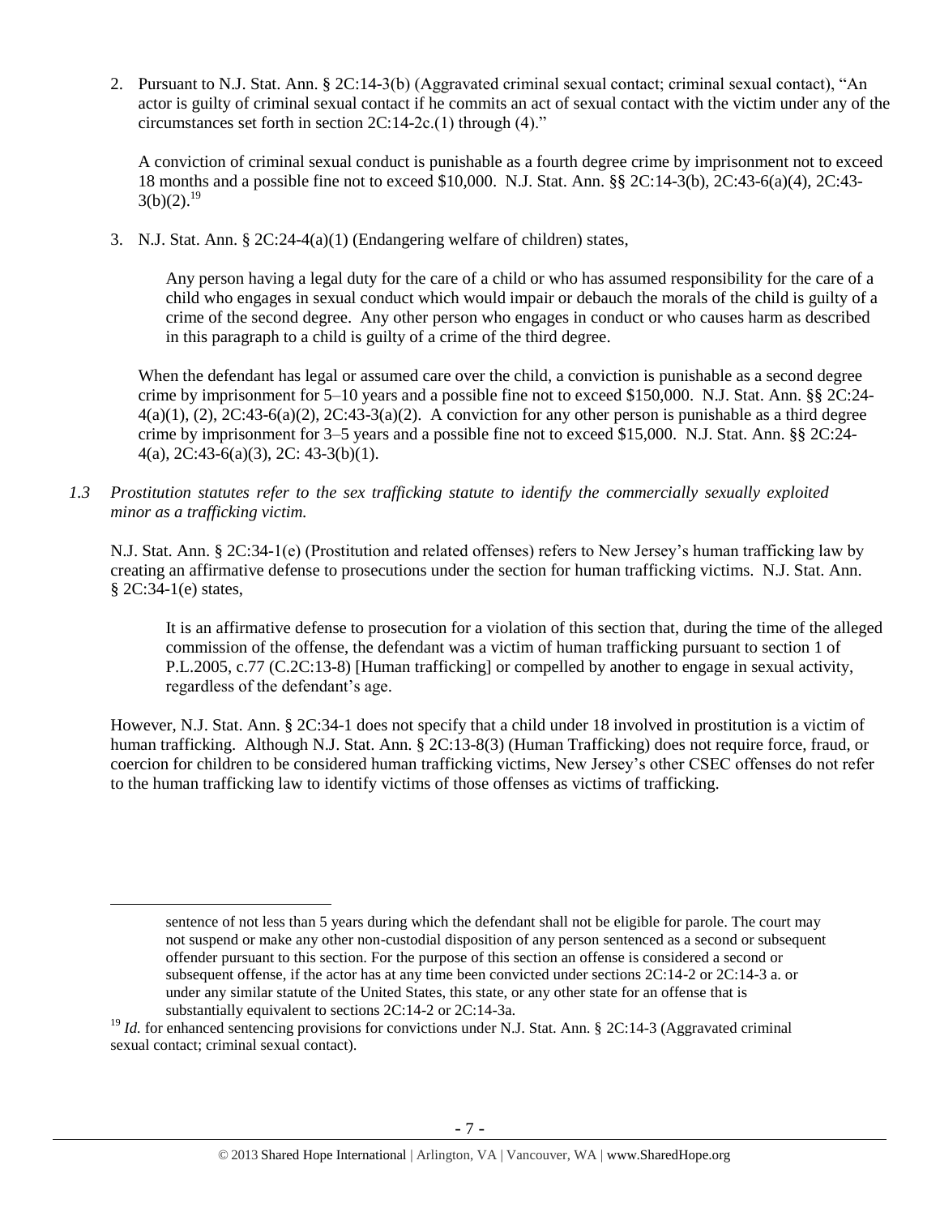2. Pursuant to N.J. Stat. Ann. § 2C:14-3(b) (Aggravated criminal sexual contact; criminal sexual contact), "An actor is guilty of criminal sexual contact if he commits an act of sexual contact with the victim under any of the circumstances set forth in section 2C:14-2c.(1) through (4)."

   A conviction of criminal sexual conduct is punishable as a fourth degree crime by imprisonment not to exceed 18 months and a possible fine not to exceed $10,000. N.J. Stat. Ann. §§ 2C:14-3(b), 2C:43-6(a)(4), 2C:43-3(b)(2).[19]

3. N.J. Stat. Ann. § 2C:24-4(a)(1) (Endangering welfare of children) states,

   > Any person having a legal duty for the care of a child or who has assumed responsibility for the care of a child who engages in sexual conduct which would impair or debauch the morals of the child is guilty of a crime of the second degree. Any other person who engages in conduct or who causes harm as described in this paragraph to a child is guilty of a crime of the third degree.

   When the defendant has legal or assumed care over the child, a conviction is punishable as a second degree crime by imprisonment for 5–10 years and a possible fine not to exceed $150,000. N.J. Stat. Ann. §§ 2C:24-4(a)(1), (2), 2C:43-6(a)(2), 2C:43-3(a)(2). A conviction for any other person is punishable as a third degree crime by imprisonment for 3–5 years and a possible fine not to exceed $15,000. N.J. Stat. Ann. §§ 2C:24-4(a), 2C:43-6(a)(3), 2C: 43-3(b)(1).

*1.3 Prostitution statutes refer to the sex trafficking statute to identify the commercially sexually exploited minor as a trafficking victim.*

N.J. Stat. Ann. § 2C:34-1(e) (Prostitution and related offenses) refers to New Jersey's human trafficking law by creating an affirmative defense to prosecutions under the section for human trafficking victims. N.J. Stat. Ann. § 2C:34-1(e) states,

> It is an affirmative defense to prosecution for a violation of this section that, during the time of the alleged commission of the offense, the defendant was a victim of human trafficking pursuant to section 1 of P.L.2005, c.77 (C.2C:13-8) [Human trafficking] or compelled by another to engage in sexual activity, regardless of the defendant's age.

However, N.J. Stat. Ann. § 2C:34-1 does not specify that a child under 18 involved in prostitution is a victim of human trafficking. Although N.J. Stat. Ann. § 2C:13-8(3) (Human Trafficking) does not require force, fraud, or coercion for children to be considered human trafficking victims, New Jersey's other CSEC offenses do not refer to the human trafficking law to identify victims of those offenses as victims of trafficking.

---

> sentence of not less than 5 years during which the defendant shall not be eligible for parole. The court may not suspend or make any other non-custodial disposition of any person sentenced as a second or subsequent offender pursuant to this section. For the purpose of this section an offense is considered a second or subsequent offense, if the actor has at any time been convicted under sections 2C:14-2 or 2C:14-3 a. or under any similar statute of the United States, this state, or any other state for an offense that is substantially equivalent to sections 2C:14-2 or 2C:14-3a.

[19] *Id.* for enhanced sentencing provisions for convictions under N.J. Stat. Ann. § 2C:14-3 (Aggravated criminal sexual contact; criminal sexual contact).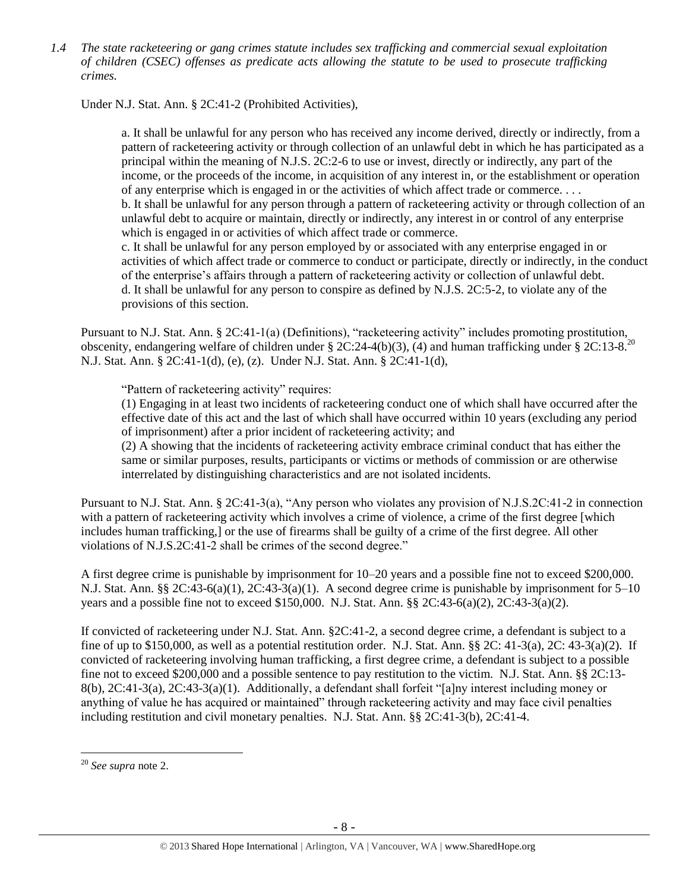*1.4 The state racketeering or gang crimes statute includes sex trafficking and commercial sexual exploitation of children (CSEC) offenses as predicate acts allowing the statute to be used to prosecute trafficking crimes.*

Under N.J. Stat. Ann. § 2C:41-2 (Prohibited Activities),

> a. It shall be unlawful for any person who has received any income derived, directly or indirectly, from a pattern of racketeering activity or through collection of an unlawful debt in which he has participated as a principal within the meaning of N.J.S. 2C:2-6 to use or invest, directly or indirectly, any part of the income, or the proceeds of the income, in acquisition of any interest in, or the establishment or operation of any enterprise which is engaged in or the activities of which affect trade or commerce. . . .
> b. It shall be unlawful for any person through a pattern of racketeering activity or through collection of an unlawful debt to acquire or maintain, directly or indirectly, any interest in or control of any enterprise which is engaged in or activities of which affect trade or commerce.
> c. It shall be unlawful for any person employed by or associated with any enterprise engaged in or activities of which affect trade or commerce to conduct or participate, directly or indirectly, in the conduct of the enterprise's affairs through a pattern of racketeering activity or collection of unlawful debt.
> d. It shall be unlawful for any person to conspire as defined by N.J.S. 2C:5-2, to violate any of the provisions of this section.

Pursuant to N.J. Stat. Ann. § 2C:41-1(a) (Definitions), "racketeering activity" includes promoting prostitution, obscenity, endangering welfare of children under § 2C:24-4(b)(3), (4) and human trafficking under § 2C:13-8.[20] N.J. Stat. Ann. § 2C:41-1(d), (e), (z). Under N.J. Stat. Ann. § 2C:41-1(d),

> "Pattern of racketeering activity" requires:
> (1) Engaging in at least two incidents of racketeering conduct one of which shall have occurred after the effective date of this act and the last of which shall have occurred within 10 years (excluding any period of imprisonment) after a prior incident of racketeering activity; and
> (2) A showing that the incidents of racketeering activity embrace criminal conduct that has either the same or similar purposes, results, participants or victims or methods of commission or are otherwise interrelated by distinguishing characteristics and are not isolated incidents.

Pursuant to N.J. Stat. Ann. § 2C:41-3(a), "Any person who violates any provision of N.J.S.2C:41-2 in connection with a pattern of racketeering activity which involves a crime of violence, a crime of the first degree [which includes human trafficking,] or the use of firearms shall be guilty of a crime of the first degree. All other violations of N.J.S.2C:41-2 shall be crimes of the second degree."

A first degree crime is punishable by imprisonment for 10–20 years and a possible fine not to exceed $200,000. N.J. Stat. Ann. §§ 2C:43-6(a)(1), 2C:43-3(a)(1). A second degree crime is punishable by imprisonment for 5–10 years and a possible fine not to exceed $150,000. N.J. Stat. Ann. §§ 2C:43-6(a)(2), 2C:43-3(a)(2).

If convicted of racketeering under N.J. Stat. Ann. §2C:41-2, a second degree crime, a defendant is subject to a fine of up to $150,000, as well as a potential restitution order. N.J. Stat. Ann. §§ 2C: 41-3(a), 2C: 43-3(a)(2). If convicted of racketeering involving human trafficking, a first degree crime, a defendant is subject to a possible fine not to exceed $200,000 and a possible sentence to pay restitution to the victim. N.J. Stat. Ann. §§ 2C:13-8(b), 2C:41-3(a), 2C:43-3(a)(1). Additionally, a defendant shall forfeit "[a]ny interest including money or anything of value he has acquired or maintained" through racketeering activity and may face civil penalties including restitution and civil monetary penalties. N.J. Stat. Ann. §§ 2C:41-3(b), 2C:41-4.

---

[20] *See supra* note 2.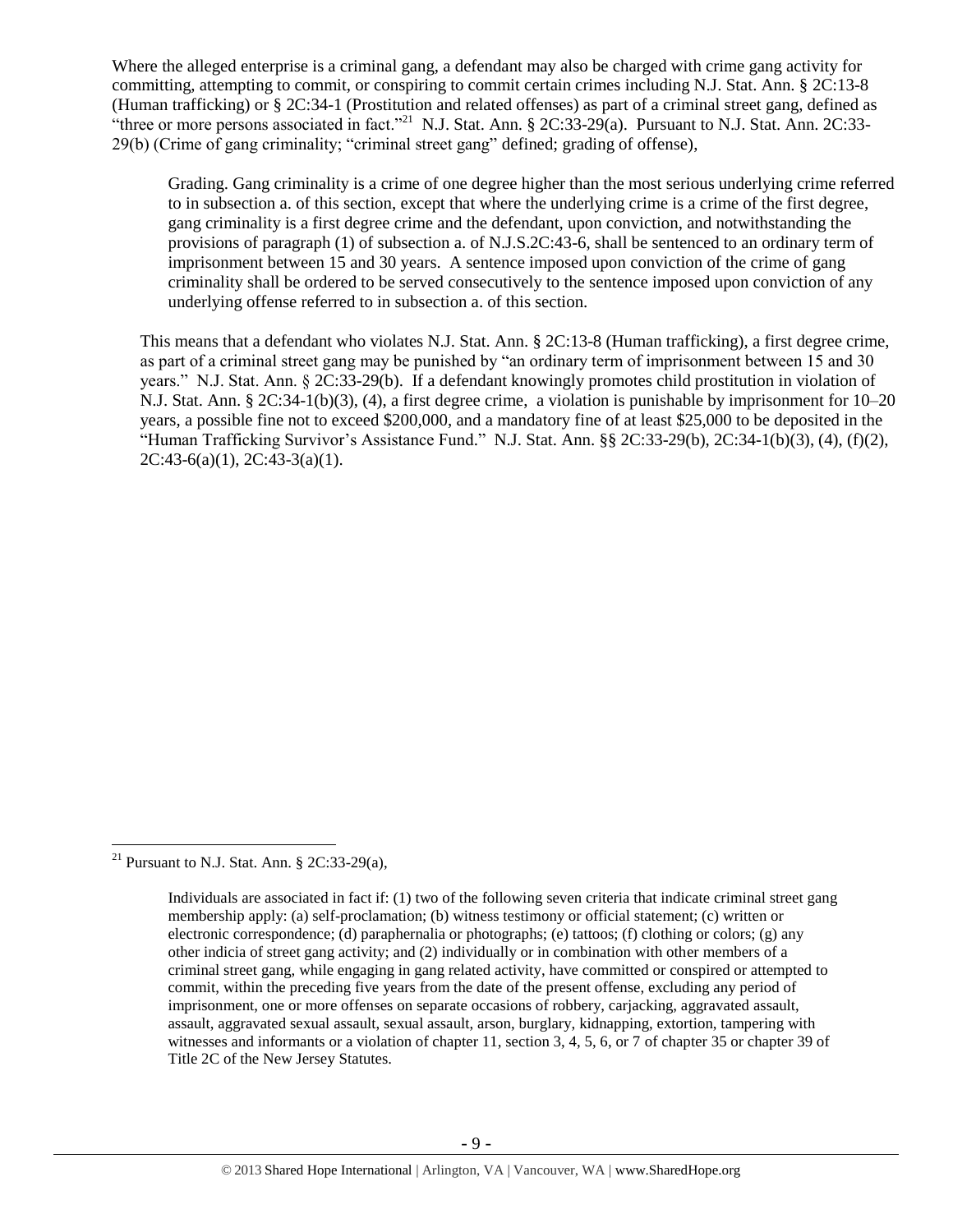Where the alleged enterprise is a criminal gang, a defendant may also be charged with crime gang activity for committing, attempting to commit, or conspiring to commit certain crimes including N.J. Stat. Ann. § 2C:13-8 (Human trafficking) or § 2C:34-1 (Prostitution and related offenses) as part of a criminal street gang, defined as "three or more persons associated in fact."[21] N.J. Stat. Ann. § 2C:33-29(a). Pursuant to N.J. Stat. Ann. 2C:33-29(b) (Crime of gang criminality; "criminal street gang" defined; grading of offense),

> Grading. Gang criminality is a crime of one degree higher than the most serious underlying crime referred to in subsection a. of this section, except that where the underlying crime is a crime of the first degree, gang criminality is a first degree crime and the defendant, upon conviction, and notwithstanding the provisions of paragraph (1) of subsection a. of N.J.S.2C:43-6, shall be sentenced to an ordinary term of imprisonment between 15 and 30 years. A sentence imposed upon conviction of the crime of gang criminality shall be ordered to be served consecutively to the sentence imposed upon conviction of any underlying offense referred to in subsection a. of this section.

This means that a defendant who violates N.J. Stat. Ann. § 2C:13-8 (Human trafficking), a first degree crime, as part of a criminal street gang may be punished by "an ordinary term of imprisonment between 15 and 30 years." N.J. Stat. Ann. § 2C:33-29(b). If a defendant knowingly promotes child prostitution in violation of N.J. Stat. Ann. § 2C:34-1(b)(3), (4), a first degree crime, a violation is punishable by imprisonment for 10–20 years, a possible fine not to exceed $200,000, and a mandatory fine of at least $25,000 to be deposited in the "Human Trafficking Survivor's Assistance Fund." N.J. Stat. Ann. §§ 2C:33-29(b), 2C:34-1(b)(3), (4), (f)(2), 2C:43-6(a)(1), 2C:43-3(a)(1).

---

[21] Pursuant to N.J. Stat. Ann. § 2C:33-29(a),

> Individuals are associated in fact if: (1) two of the following seven criteria that indicate criminal street gang membership apply: (a) self-proclamation; (b) witness testimony or official statement; (c) written or electronic correspondence; (d) paraphernalia or photographs; (e) tattoos; (f) clothing or colors; (g) any other indicia of street gang activity; and (2) individually or in combination with other members of a criminal street gang, while engaging in gang related activity, have committed or conspired or attempted to commit, within the preceding five years from the date of the present offense, excluding any period of imprisonment, one or more offenses on separate occasions of robbery, carjacking, aggravated assault, assault, aggravated sexual assault, sexual assault, arson, burglary, kidnapping, extortion, tampering with witnesses and informants or a violation of chapter 11, section 3, 4, 5, 6, or 7 of chapter 35 or chapter 39 of Title 2C of the New Jersey Statutes.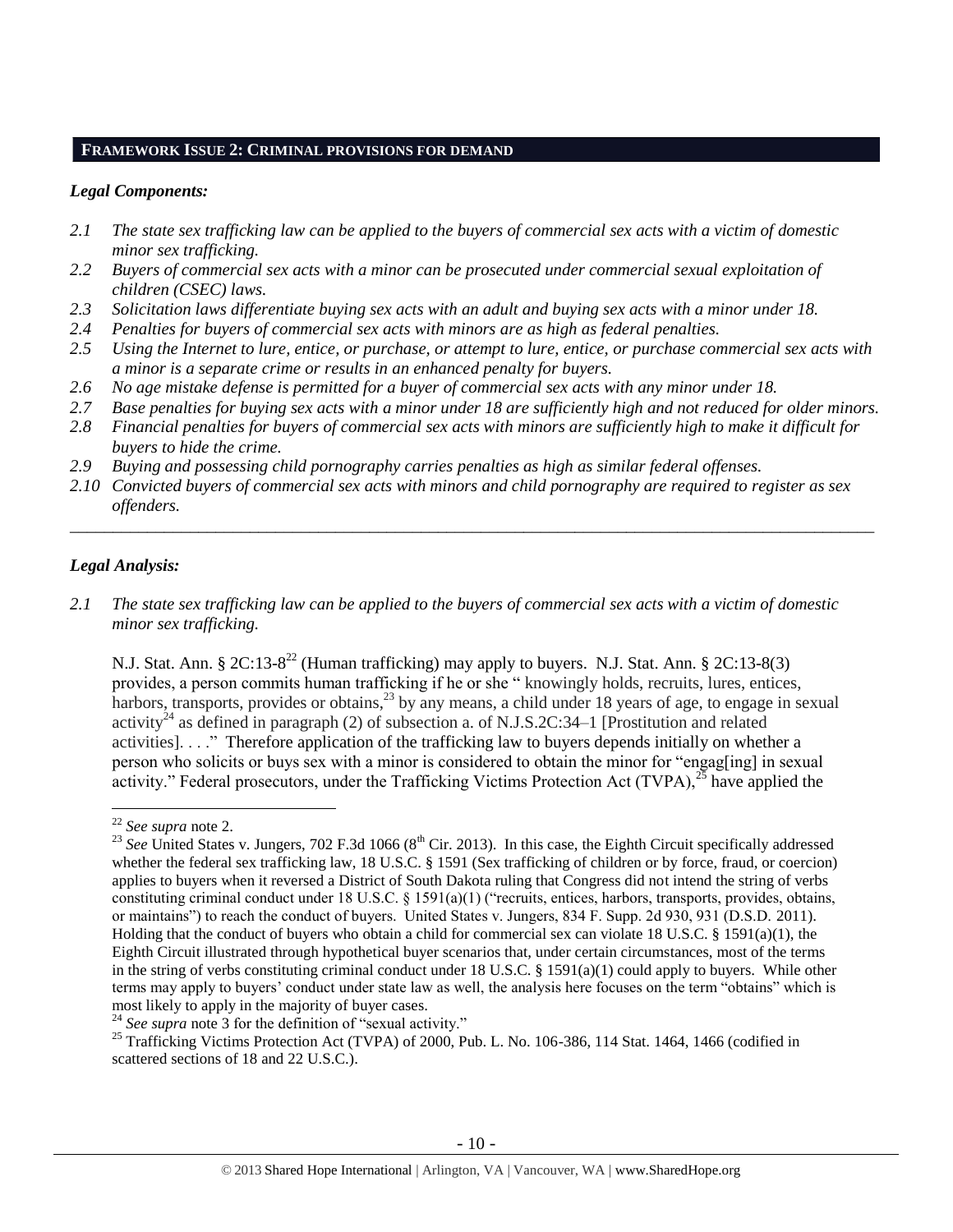## FRAMEWORK ISSUE 2: CRIMINAL PROVISIONS FOR DEMAND

### *Legal Components:*

*2.1 The state sex trafficking law can be applied to the buyers of commercial sex acts with a victim of domestic minor sex trafficking.*

*2.2 Buyers of commercial sex acts with a minor can be prosecuted under commercial sexual exploitation of children (CSEC) laws.*

*2.3 Solicitation laws differentiate buying sex acts with an adult and buying sex acts with a minor under 18.*

*2.4 Penalties for buyers of commercial sex acts with minors are as high as federal penalties.*

*2.5 Using the Internet to lure, entice, or purchase, or attempt to lure, entice, or purchase commercial sex acts with a minor is a separate crime or results in an enhanced penalty for buyers.*

*2.6 No age mistake defense is permitted for a buyer of commercial sex acts with any minor under 18.*

*2.7 Base penalties for buying sex acts with a minor under 18 are sufficiently high and not reduced for older minors.*

*2.8 Financial penalties for buyers of commercial sex acts with minors are sufficiently high to make it difficult for buyers to hide the crime.*

*2.9 Buying and possessing child pornography carries penalties as high as similar federal offenses.*

*2.10 Convicted buyers of commercial sex acts with minors and child pornography are required to register as sex offenders.*

---

### *Legal Analysis:*

*2.1 The state sex trafficking law can be applied to the buyers of commercial sex acts with a victim of domestic minor sex trafficking.*

N.J. Stat. Ann. § 2C:13-8[22] (Human trafficking) may apply to buyers. N.J. Stat. Ann. § 2C:13-8(3) provides, a person commits human trafficking if he or she " knowingly holds, recruits, lures, entices, harbors, transports, provides or obtains,[23] by any means, a child under 18 years of age, to engage in sexual activity[24] as defined in paragraph (2) of subsection a. of N.J.S.2C:34–1 [Prostitution and related activities]. . . ." Therefore application of the trafficking law to buyers depends initially on whether a person who solicits or buys sex with a minor is considered to obtain the minor for "engag[ing] in sexual activity." Federal prosecutors, under the Trafficking Victims Protection Act (TVPA),[25] have applied the

---

[22] *See supra* note 2.

[23] *See* United States v. Jungers, 702 F.3d 1066 (8th Cir. 2013). In this case, the Eighth Circuit specifically addressed whether the federal sex trafficking law, 18 U.S.C. § 1591 (Sex trafficking of children or by force, fraud, or coercion) applies to buyers when it reversed a District of South Dakota ruling that Congress did not intend the string of verbs constituting criminal conduct under 18 U.S.C. § 1591(a)(1) ("recruits, entices, harbors, transports, provides, obtains, or maintains") to reach the conduct of buyers. United States v. Jungers, 834 F. Supp. 2d 930, 931 (D.S.D. 2011). Holding that the conduct of buyers who obtain a child for commercial sex can violate 18 U.S.C. § 1591(a)(1), the Eighth Circuit illustrated through hypothetical buyer scenarios that, under certain circumstances, most of the terms in the string of verbs constituting criminal conduct under 18 U.S.C. § 1591(a)(1) could apply to buyers. While other terms may apply to buyers' conduct under state law as well, the analysis here focuses on the term "obtains" which is most likely to apply in the majority of buyer cases.

[24] *See supra* note 3 for the definition of "sexual activity."

[25] Trafficking Victims Protection Act (TVPA) of 2000, Pub. L. No. 106-386, 114 Stat. 1464, 1466 (codified in scattered sections of 18 and 22 U.S.C.).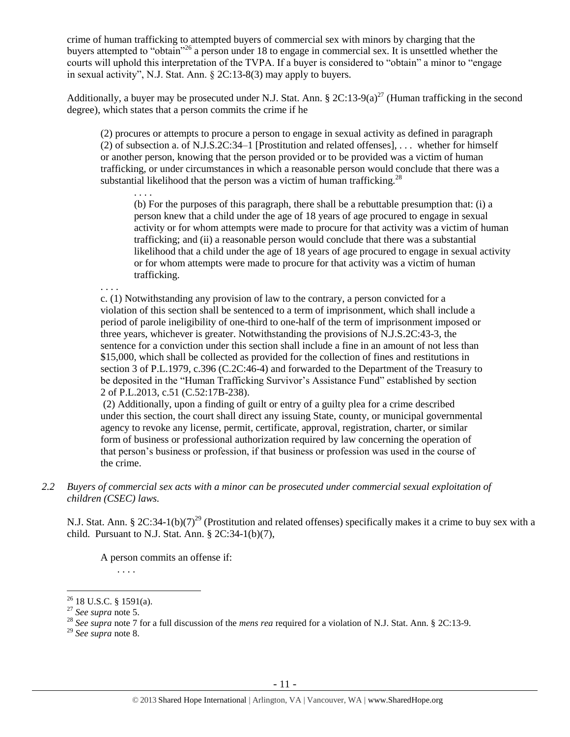crime of human trafficking to attempted buyers of commercial sex with minors by charging that the buyers attempted to "obtain"[26] a person under 18 to engage in commercial sex. It is unsettled whether the courts will uphold this interpretation of the TVPA. If a buyer is considered to "obtain" a minor to "engage in sexual activity", N.J. Stat. Ann. § 2C:13-8(3) may apply to buyers.

Additionally, a buyer may be prosecuted under N.J. Stat. Ann. § 2C:13-9(a)[27] (Human trafficking in the second degree), which states that a person commits the crime if he

> (2) procures or attempts to procure a person to engage in sexual activity as defined in paragraph (2) of subsection a. of N.J.S.2C:34–1 [Prostitution and related offenses], . . . whether for himself or another person, knowing that the person provided or to be provided was a victim of human trafficking, or under circumstances in which a reasonable person would conclude that there was a substantial likelihood that the person was a victim of human trafficking.[28]
>
> > . . . .
> >
> > (b) For the purposes of this paragraph, there shall be a rebuttable presumption that: (i) a person knew that a child under the age of 18 years of age procured to engage in sexual activity or for whom attempts were made to procure for that activity was a victim of human trafficking; and (ii) a reasonable person would conclude that there was a substantial likelihood that a child under the age of 18 years of age procured to engage in sexual activity or for whom attempts were made to procure for that activity was a victim of human trafficking.
>
> . . . .
>
> c. (1) Notwithstanding any provision of law to the contrary, a person convicted for a violation of this section shall be sentenced to a term of imprisonment, which shall include a period of parole ineligibility of one-third to one-half of the term of imprisonment imposed or three years, whichever is greater. Notwithstanding the provisions of N.J.S.2C:43-3, the sentence for a conviction under this section shall include a fine in an amount of not less than \$15,000, which shall be collected as provided for the collection of fines and restitutions in section 3 of P.L.1979, c.396 (C.2C:46-4) and forwarded to the Department of the Treasury to be deposited in the "Human Trafficking Survivor's Assistance Fund" established by section 2 of P.L.2013, c.51 (C.52:17B-238).
>
> (2) Additionally, upon a finding of guilt or entry of a guilty plea for a crime described under this section, the court shall direct any issuing State, county, or municipal governmental agency to revoke any license, permit, certificate, approval, registration, charter, or similar form of business or professional authorization required by law concerning the operation of that person's business or profession, if that business or profession was used in the course of the crime.

*2.2 Buyers of commercial sex acts with a minor can be prosecuted under commercial sexual exploitation of children (CSEC) laws.*

N.J. Stat. Ann. § 2C:34-1(b)(7)[29] (Prostitution and related offenses) specifically makes it a crime to buy sex with a child. Pursuant to N.J. Stat. Ann. § 2C:34-1(b)(7),

> A person commits an offense if:
>
> . . . .

---

[26] 18 U.S.C. § 1591(a).

[27] *See supra* note 5.

[28] *See supra* note 7 for a full discussion of the *mens rea* required for a violation of N.J. Stat. Ann. § 2C:13-9.

[29] *See supra* note 8.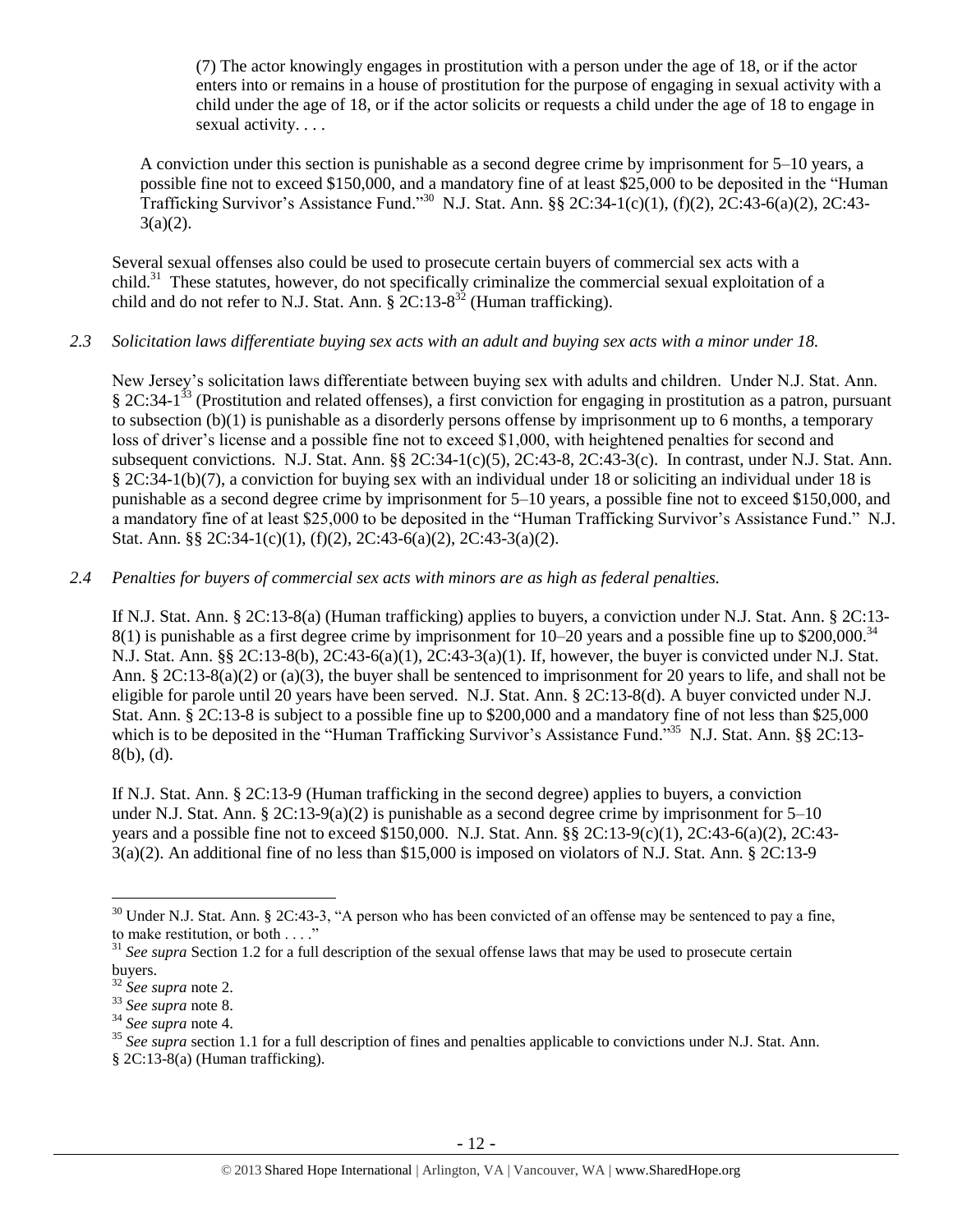(7) The actor knowingly engages in prostitution with a person under the age of 18, or if the actor enters into or remains in a house of prostitution for the purpose of engaging in sexual activity with a child under the age of 18, or if the actor solicits or requests a child under the age of 18 to engage in sexual activity. . . .

A conviction under this section is punishable as a second degree crime by imprisonment for 5–10 years, a possible fine not to exceed $150,000, and a mandatory fine of at least $25,000 to be deposited in the "Human Trafficking Survivor's Assistance Fund."[30] N.J. Stat. Ann. §§ 2C:34-1(c)(1), (f)(2), 2C:43-6(a)(2), 2C:43-3(a)(2).

Several sexual offenses also could be used to prosecute certain buyers of commercial sex acts with a child.[31] These statutes, however, do not specifically criminalize the commercial sexual exploitation of a child and do not refer to N.J. Stat. Ann. § 2C:13-8[32] (Human trafficking).

*2.3 Solicitation laws differentiate buying sex acts with an adult and buying sex acts with a minor under 18.*

New Jersey's solicitation laws differentiate between buying sex with adults and children. Under N.J. Stat. Ann. § 2C:34-1[33] (Prostitution and related offenses), a first conviction for engaging in prostitution as a patron, pursuant to subsection (b)(1) is punishable as a disorderly persons offense by imprisonment up to 6 months, a temporary loss of driver's license and a possible fine not to exceed $1,000, with heightened penalties for second and subsequent convictions. N.J. Stat. Ann. §§ 2C:34-1(c)(5), 2C:43-8, 2C:43-3(c). In contrast, under N.J. Stat. Ann. § 2C:34-1(b)(7), a conviction for buying sex with an individual under 18 or soliciting an individual under 18 is punishable as a second degree crime by imprisonment for 5–10 years, a possible fine not to exceed $150,000, and a mandatory fine of at least $25,000 to be deposited in the "Human Trafficking Survivor's Assistance Fund." N.J. Stat. Ann. §§ 2C:34-1(c)(1), (f)(2), 2C:43-6(a)(2), 2C:43-3(a)(2).

*2.4 Penalties for buyers of commercial sex acts with minors are as high as federal penalties.*

If N.J. Stat. Ann. § 2C:13-8(a) (Human trafficking) applies to buyers, a conviction under N.J. Stat. Ann. § 2C:13-8(1) is punishable as a first degree crime by imprisonment for 10–20 years and a possible fine up to $200,000.[34] N.J. Stat. Ann. §§ 2C:13-8(b), 2C:43-6(a)(1), 2C:43-3(a)(1). If, however, the buyer is convicted under N.J. Stat. Ann. § 2C:13-8(a)(2) or (a)(3), the buyer shall be sentenced to imprisonment for 20 years to life, and shall not be eligible for parole until 20 years have been served. N.J. Stat. Ann. § 2C:13-8(d). A buyer convicted under N.J. Stat. Ann. § 2C:13-8 is subject to a possible fine up to $200,000 and a mandatory fine of not less than $25,000 which is to be deposited in the "Human Trafficking Survivor's Assistance Fund."[35] N.J. Stat. Ann. §§ 2C:13-8(b), (d).

If N.J. Stat. Ann. § 2C:13-9 (Human trafficking in the second degree) applies to buyers, a conviction under N.J. Stat. Ann. § 2C:13-9(a)(2) is punishable as a second degree crime by imprisonment for 5–10 years and a possible fine not to exceed $150,000. N.J. Stat. Ann. §§ 2C:13-9(c)(1), 2C:43-6(a)(2), 2C:43-3(a)(2). An additional fine of no less than $15,000 is imposed on violators of N.J. Stat. Ann. § 2C:13-9

---

[30] Under N.J. Stat. Ann. § 2C:43-3, "A person who has been convicted of an offense may be sentenced to pay a fine, to make restitution, or both . . . ."

[31] *See supra* Section 1.2 for a full description of the sexual offense laws that may be used to prosecute certain buyers.

[32] *See supra* note 2.

[33] *See supra* note 8.

[34] *See supra* note 4.

[35] *See supra* section 1.1 for a full description of fines and penalties applicable to convictions under N.J. Stat. Ann. § 2C:13-8(a) (Human trafficking).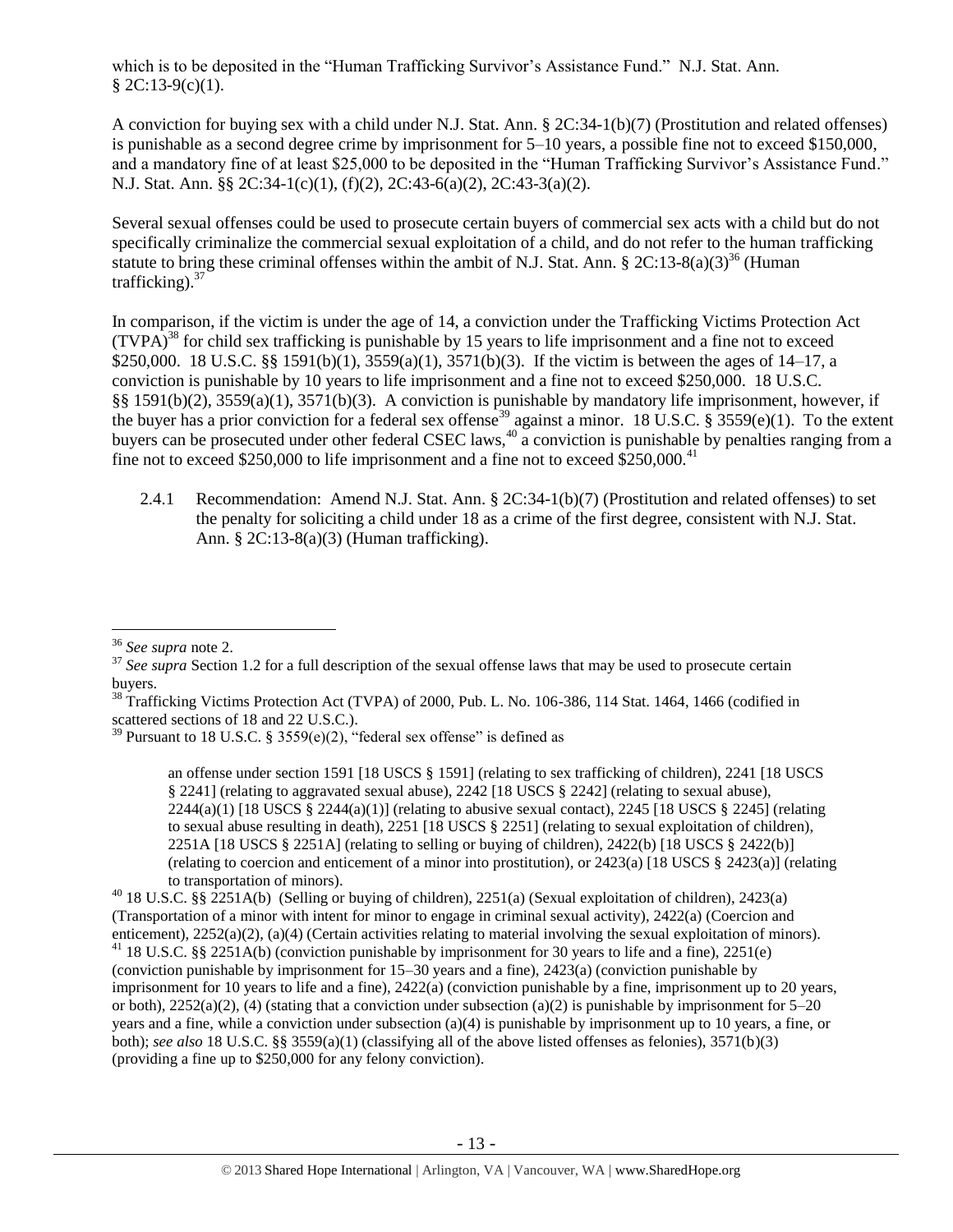which is to be deposited in the "Human Trafficking Survivor's Assistance Fund." N.J. Stat. Ann. § 2C:13-9(c)(1).

A conviction for buying sex with a child under N.J. Stat. Ann. § 2C:34-1(b)(7) (Prostitution and related offenses) is punishable as a second degree crime by imprisonment for 5–10 years, a possible fine not to exceed $150,000, and a mandatory fine of at least $25,000 to be deposited in the "Human Trafficking Survivor's Assistance Fund." N.J. Stat. Ann. §§ 2C:34-1(c)(1), (f)(2), 2C:43-6(a)(2), 2C:43-3(a)(2).

Several sexual offenses could be used to prosecute certain buyers of commercial sex acts with a child but do not specifically criminalize the commercial sexual exploitation of a child, and do not refer to the human trafficking statute to bring these criminal offenses within the ambit of N.J. Stat. Ann. § 2C:13-8(a)(3)[36] (Human trafficking).[37]

In comparison, if the victim is under the age of 14, a conviction under the Trafficking Victims Protection Act (TVPA)[38] for child sex trafficking is punishable by 15 years to life imprisonment and a fine not to exceed $250,000. 18 U.S.C. §§ 1591(b)(1), 3559(a)(1), 3571(b)(3). If the victim is between the ages of 14–17, a conviction is punishable by 10 years to life imprisonment and a fine not to exceed $250,000. 18 U.S.C. §§ 1591(b)(2), 3559(a)(1), 3571(b)(3). A conviction is punishable by mandatory life imprisonment, however, if the buyer has a prior conviction for a federal sex offense[39] against a minor. 18 U.S.C. § 3559(e)(1). To the extent buyers can be prosecuted under other federal CSEC laws,[40] a conviction is punishable by penalties ranging from a fine not to exceed $250,000 to life imprisonment and a fine not to exceed $250,000.[41]

2.4.1 Recommendation: Amend N.J. Stat. Ann. § 2C:34-1(b)(7) (Prostitution and related offenses) to set the penalty for soliciting a child under 18 as a crime of the first degree, consistent with N.J. Stat. Ann. § 2C:13-8(a)(3) (Human trafficking).

---

[36] *See supra* note 2.

[37] *See supra* Section 1.2 for a full description of the sexual offense laws that may be used to prosecute certain buyers.

[38] Trafficking Victims Protection Act (TVPA) of 2000, Pub. L. No. 106-386, 114 Stat. 1464, 1466 (codified in scattered sections of 18 and 22 U.S.C.).

[39] Pursuant to 18 U.S.C. § 3559(e)(2), "federal sex offense" is defined as

> an offense under section 1591 [18 USCS § 1591] (relating to sex trafficking of children), 2241 [18 USCS § 2241] (relating to aggravated sexual abuse), 2242 [18 USCS § 2242] (relating to sexual abuse), 2244(a)(1) [18 USCS § 2244(a)(1)] (relating to abusive sexual contact), 2245 [18 USCS § 2245] (relating to sexual abuse resulting in death), 2251 [18 USCS § 2251] (relating to sexual exploitation of children), 2251A [18 USCS § 2251A] (relating to selling or buying of children), 2422(b) [18 USCS § 2422(b)] (relating to coercion and enticement of a minor into prostitution), or 2423(a) [18 USCS § 2423(a)] (relating to transportation of minors).

[40] 18 U.S.C. §§ 2251A(b) (Selling or buying of children), 2251(a) (Sexual exploitation of children), 2423(a) (Transportation of a minor with intent for minor to engage in criminal sexual activity), 2422(a) (Coercion and enticement), 2252(a)(2), (a)(4) (Certain activities relating to material involving the sexual exploitation of minors).

[41] 18 U.S.C. §§ 2251A(b) (conviction punishable by imprisonment for 30 years to life and a fine), 2251(e) (conviction punishable by imprisonment for 15–30 years and a fine), 2423(a) (conviction punishable by imprisonment for 10 years to life and a fine), 2422(a) (conviction punishable by a fine, imprisonment up to 20 years, or both), 2252(a)(2), (4) (stating that a conviction under subsection (a)(2) is punishable by imprisonment for 5–20 years and a fine, while a conviction under subsection (a)(4) is punishable by imprisonment up to 10 years, a fine, or both); *see also* 18 U.S.C. §§ 3559(a)(1) (classifying all of the above listed offenses as felonies), 3571(b)(3) (providing a fine up to $250,000 for any felony conviction).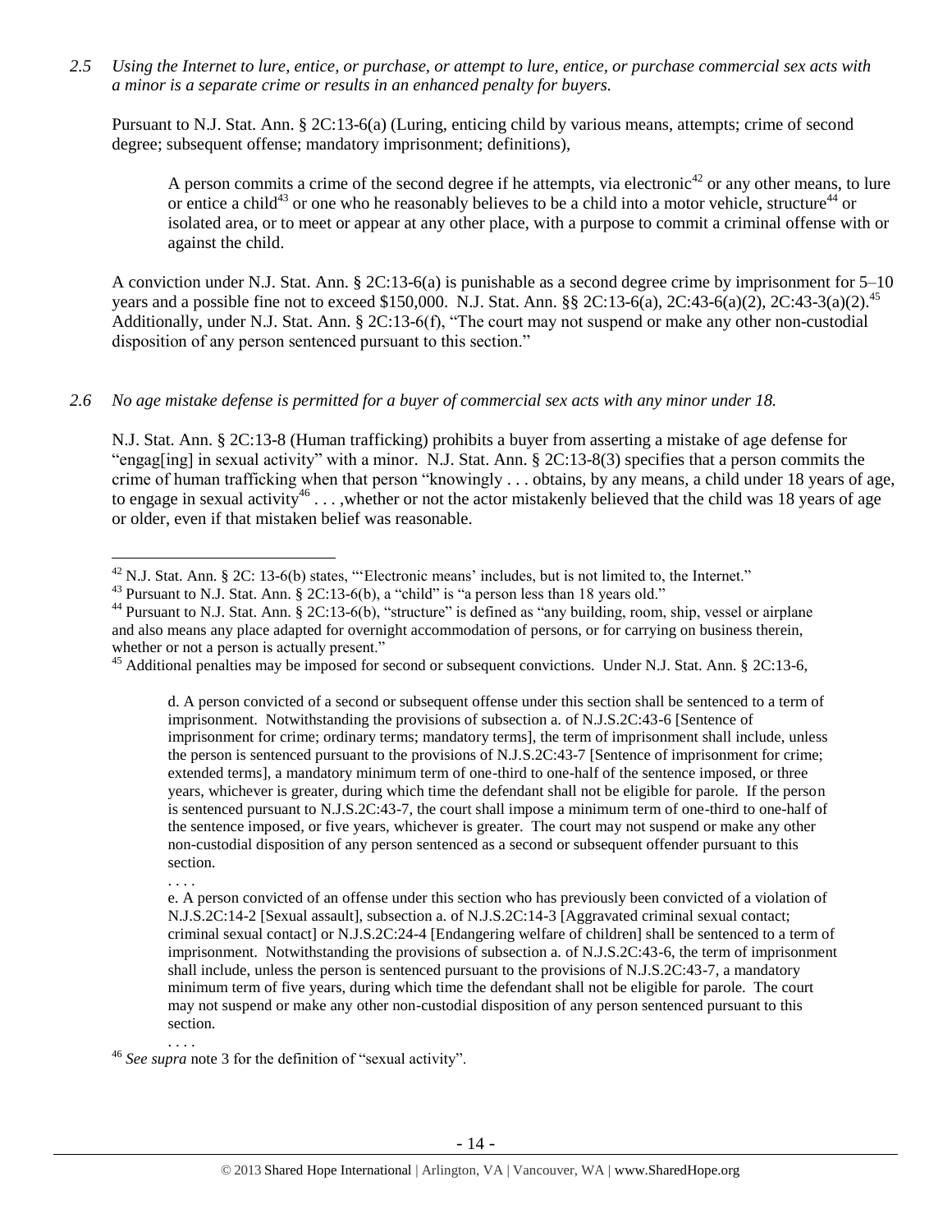*2.5 Using the Internet to lure, entice, or purchase, or attempt to lure, entice, or purchase commercial sex acts with a minor is a separate crime or results in an enhanced penalty for buyers.*

Pursuant to N.J. Stat. Ann. § 2C:13-6(a) (Luring, enticing child by various means, attempts; crime of second degree; subsequent offense; mandatory imprisonment; definitions),

> A person commits a crime of the second degree if he attempts, via electronic[42] or any other means, to lure or entice a child[43] or one who he reasonably believes to be a child into a motor vehicle, structure[44] or isolated area, or to meet or appear at any other place, with a purpose to commit a criminal offense with or against the child.

A conviction under N.J. Stat. Ann. § 2C:13-6(a) is punishable as a second degree crime by imprisonment for 5–10 years and a possible fine not to exceed $150,000. N.J. Stat. Ann. §§ 2C:13-6(a), 2C:43-6(a)(2), 2C:43-3(a)(2).[45] Additionally, under N.J. Stat. Ann. § 2C:13-6(f), "The court may not suspend or make any other non-custodial disposition of any person sentenced pursuant to this section."

*2.6 No age mistake defense is permitted for a buyer of commercial sex acts with any minor under 18.*

N.J. Stat. Ann. § 2C:13-8 (Human trafficking) prohibits a buyer from asserting a mistake of age defense for "engag[ing] in sexual activity" with a minor. N.J. Stat. Ann. § 2C:13-8(3) specifies that a person commits the crime of human trafficking when that person "knowingly . . . obtains, by any means, a child under 18 years of age, to engage in sexual activity[46] . . . ,whether or not the actor mistakenly believed that the child was 18 years of age or older, even if that mistaken belief was reasonable.

---

[42] N.J. Stat. Ann. § 2C: 13-6(b) states, "'Electronic means' includes, but is not limited to, the Internet."

[43] Pursuant to N.J. Stat. Ann. § 2C:13-6(b), a "child" is "a person less than 18 years old."

[44] Pursuant to N.J. Stat. Ann. § 2C:13-6(b), "structure" is defined as "any building, room, ship, vessel or airplane and also means any place adapted for overnight accommodation of persons, or for carrying on business therein, whether or not a person is actually present."

[45] Additional penalties may be imposed for second or subsequent convictions. Under N.J. Stat. Ann. § 2C:13-6,

> d. A person convicted of a second or subsequent offense under this section shall be sentenced to a term of imprisonment. Notwithstanding the provisions of subsection a. of N.J.S.2C:43-6 [Sentence of imprisonment for crime; ordinary terms; mandatory terms], the term of imprisonment shall include, unless the person is sentenced pursuant to the provisions of N.J.S.2C:43-7 [Sentence of imprisonment for crime; extended terms], a mandatory minimum term of one-third to one-half of the sentence imposed, or three years, whichever is greater, during which time the defendant shall not be eligible for parole. If the person is sentenced pursuant to N.J.S.2C:43-7, the court shall impose a minimum term of one-third to one-half of the sentence imposed, or five years, whichever is greater. The court may not suspend or make any other non-custodial disposition of any person sentenced as a second or subsequent offender pursuant to this section.
>
> . . . .
>
> e. A person convicted of an offense under this section who has previously been convicted of a violation of N.J.S.2C:14-2 [Sexual assault], subsection a. of N.J.S.2C:14-3 [Aggravated criminal sexual contact; criminal sexual contact] or N.J.S.2C:24-4 [Endangering welfare of children] shall be sentenced to a term of imprisonment. Notwithstanding the provisions of subsection a. of N.J.S.2C:43-6, the term of imprisonment shall include, unless the person is sentenced pursuant to the provisions of N.J.S.2C:43-7, a mandatory minimum term of five years, during which time the defendant shall not be eligible for parole. The court may not suspend or make any other non-custodial disposition of any person sentenced pursuant to this section.
>
> . . . .

[46] *See supra* note 3 for the definition of "sexual activity".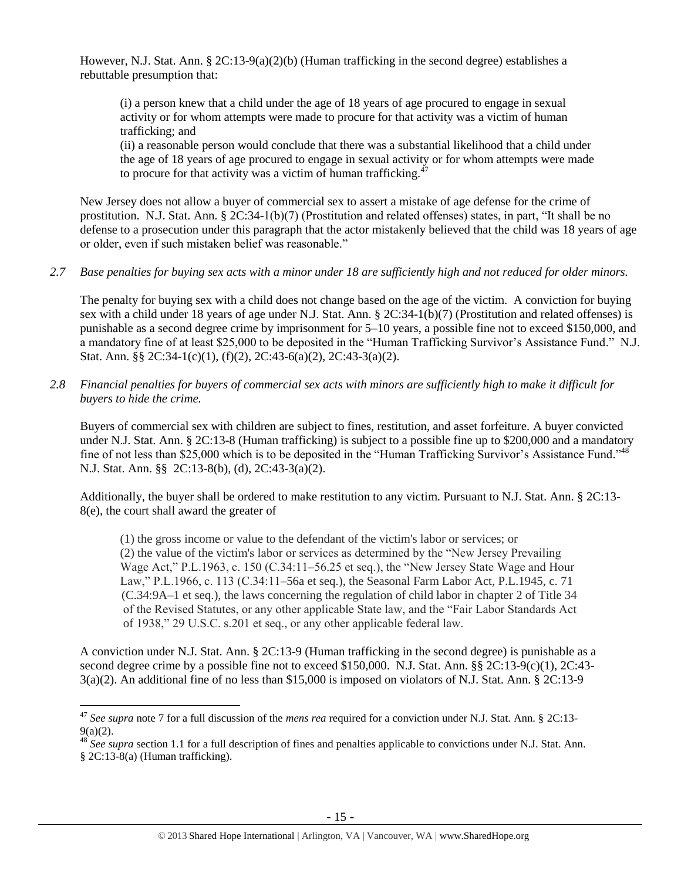However, N.J. Stat. Ann. § 2C:13-9(a)(2)(b) (Human trafficking in the second degree) establishes a rebuttable presumption that:

> (i) a person knew that a child under the age of 18 years of age procured to engage in sexual activity or for whom attempts were made to procure for that activity was a victim of human trafficking; and
> (ii) a reasonable person would conclude that there was a substantial likelihood that a child under the age of 18 years of age procured to engage in sexual activity or for whom attempts were made to procure for that activity was a victim of human trafficking.[47]

New Jersey does not allow a buyer of commercial sex to assert a mistake of age defense for the crime of prostitution. N.J. Stat. Ann. § 2C:34-1(b)(7) (Prostitution and related offenses) states, in part, "It shall be no defense to a prosecution under this paragraph that the actor mistakenly believed that the child was 18 years of age or older, even if such mistaken belief was reasonable."

*2.7 Base penalties for buying sex acts with a minor under 18 are sufficiently high and not reduced for older minors.*

The penalty for buying sex with a child does not change based on the age of the victim. A conviction for buying sex with a child under 18 years of age under N.J. Stat. Ann. § 2C:34-1(b)(7) (Prostitution and related offenses) is punishable as a second degree crime by imprisonment for 5–10 years, a possible fine not to exceed $150,000, and a mandatory fine of at least $25,000 to be deposited in the "Human Trafficking Survivor's Assistance Fund." N.J. Stat. Ann. §§ 2C:34-1(c)(1), (f)(2), 2C:43-6(a)(2), 2C:43-3(a)(2).

*2.8 Financial penalties for buyers of commercial sex acts with minors are sufficiently high to make it difficult for buyers to hide the crime.*

Buyers of commercial sex with children are subject to fines, restitution, and asset forfeiture. A buyer convicted under N.J. Stat. Ann. § 2C:13-8 (Human trafficking) is subject to a possible fine up to $200,000 and a mandatory fine of not less than $25,000 which is to be deposited in the "Human Trafficking Survivor's Assistance Fund."[48] N.J. Stat. Ann. §§ 2C:13-8(b), (d), 2C:43-3(a)(2).

Additionally, the buyer shall be ordered to make restitution to any victim. Pursuant to N.J. Stat. Ann. § 2C:13-8(e), the court shall award the greater of

> (1) the gross income or value to the defendant of the victim's labor or services; or
> (2) the value of the victim's labor or services as determined by the "New Jersey Prevailing Wage Act," P.L.1963, c. 150 (C.34:11–56.25 et seq.), the "New Jersey State Wage and Hour Law," P.L.1966, c. 113 (C.34:11–56a et seq.), the Seasonal Farm Labor Act, P.L.1945, c. 71 (C.34:9A–1 et seq.), the laws concerning the regulation of child labor in chapter 2 of Title 34 of the Revised Statutes, or any other applicable State law, and the "Fair Labor Standards Act of 1938," 29 U.S.C. s.201 et seq., or any other applicable federal law.

A conviction under N.J. Stat. Ann. § 2C:13-9 (Human trafficking in the second degree) is punishable as a second degree crime by a possible fine not to exceed $150,000. N.J. Stat. Ann. §§ 2C:13-9(c)(1), 2C:43-3(a)(2). An additional fine of no less than $15,000 is imposed on violators of N.J. Stat. Ann. § 2C:13-9

---

[47] *See supra* note 7 for a full discussion of the *mens rea* required for a conviction under N.J. Stat. Ann. § 2C:13-9(a)(2).

[48] *See supra* section 1.1 for a full description of fines and penalties applicable to convictions under N.J. Stat. Ann. § 2C:13-8(a) (Human trafficking).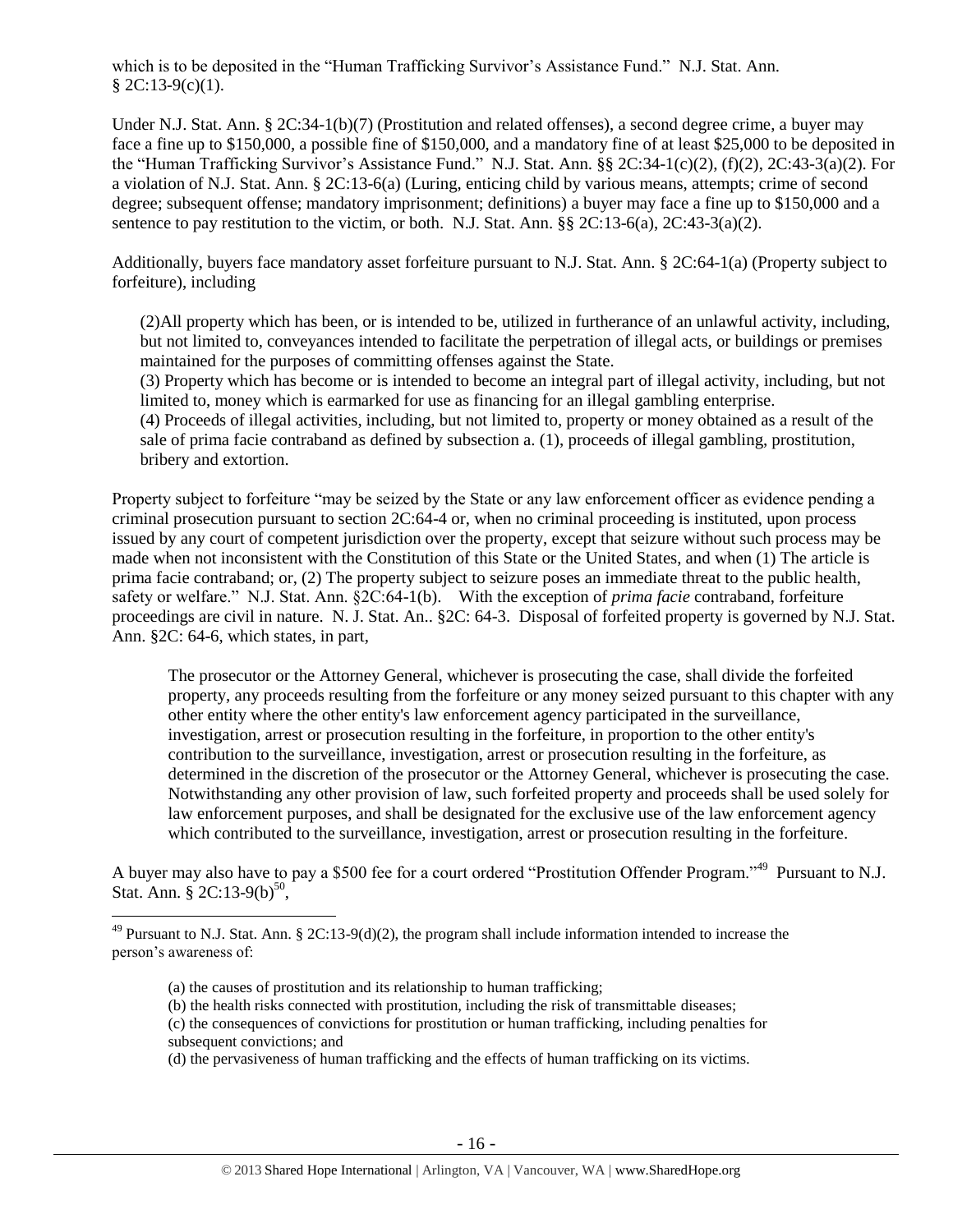which is to be deposited in the "Human Trafficking Survivor's Assistance Fund." N.J. Stat. Ann. § 2C:13-9(c)(1).

Under N.J. Stat. Ann. § 2C:34-1(b)(7) (Prostitution and related offenses), a second degree crime, a buyer may face a fine up to $150,000, a possible fine of $150,000, and a mandatory fine of at least $25,000 to be deposited in the "Human Trafficking Survivor's Assistance Fund." N.J. Stat. Ann. §§ 2C:34-1(c)(2), (f)(2), 2C:43-3(a)(2). For a violation of N.J. Stat. Ann. § 2C:13-6(a) (Luring, enticing child by various means, attempts; crime of second degree; subsequent offense; mandatory imprisonment; definitions) a buyer may face a fine up to $150,000 and a sentence to pay restitution to the victim, or both. N.J. Stat. Ann. §§ 2C:13-6(a), 2C:43-3(a)(2).

Additionally, buyers face mandatory asset forfeiture pursuant to N.J. Stat. Ann. § 2C:64-1(a) (Property subject to forfeiture), including

> (2)All property which has been, or is intended to be, utilized in furtherance of an unlawful activity, including, but not limited to, conveyances intended to facilitate the perpetration of illegal acts, or buildings or premises maintained for the purposes of committing offenses against the State.
>
> (3) Property which has become or is intended to become an integral part of illegal activity, including, but not limited to, money which is earmarked for use as financing for an illegal gambling enterprise.
>
> (4) Proceeds of illegal activities, including, but not limited to, property or money obtained as a result of the sale of prima facie contraband as defined by subsection a. (1), proceeds of illegal gambling, prostitution, bribery and extortion.

Property subject to forfeiture "may be seized by the State or any law enforcement officer as evidence pending a criminal prosecution pursuant to section 2C:64-4 or, when no criminal proceeding is instituted, upon process issued by any court of competent jurisdiction over the property, except that seizure without such process may be made when not inconsistent with the Constitution of this State or the United States, and when (1) The article is prima facie contraband; or, (2) The property subject to seizure poses an immediate threat to the public health, safety or welfare." N.J. Stat. Ann. §2C:64-1(b). With the exception of *prima facie* contraband, forfeiture proceedings are civil in nature. N. J. Stat. An.. §2C: 64-3. Disposal of forfeited property is governed by N.J. Stat. Ann. §2C: 64-6, which states, in part,

> The prosecutor or the Attorney General, whichever is prosecuting the case, shall divide the forfeited property, any proceeds resulting from the forfeiture or any money seized pursuant to this chapter with any other entity where the other entity's law enforcement agency participated in the surveillance, investigation, arrest or prosecution resulting in the forfeiture, in proportion to the other entity's contribution to the surveillance, investigation, arrest or prosecution resulting in the forfeiture, as determined in the discretion of the prosecutor or the Attorney General, whichever is prosecuting the case. Notwithstanding any other provision of law, such forfeited property and proceeds shall be used solely for law enforcement purposes, and shall be designated for the exclusive use of the law enforcement agency which contributed to the surveillance, investigation, arrest or prosecution resulting in the forfeiture.

A buyer may also have to pay a $500 fee for a court ordered "Prostitution Offender Program."[49] Pursuant to N.J. Stat. Ann. § 2C:13-9(b)[50],

---

[49] Pursuant to N.J. Stat. Ann. § 2C:13-9(d)(2), the program shall include information intended to increase the person's awareness of:

> (a) the causes of prostitution and its relationship to human trafficking;
> (b) the health risks connected with prostitution, including the risk of transmittable diseases;
> (c) the consequences of convictions for prostitution or human trafficking, including penalties for subsequent convictions; and
> (d) the pervasiveness of human trafficking and the effects of human trafficking on its victims.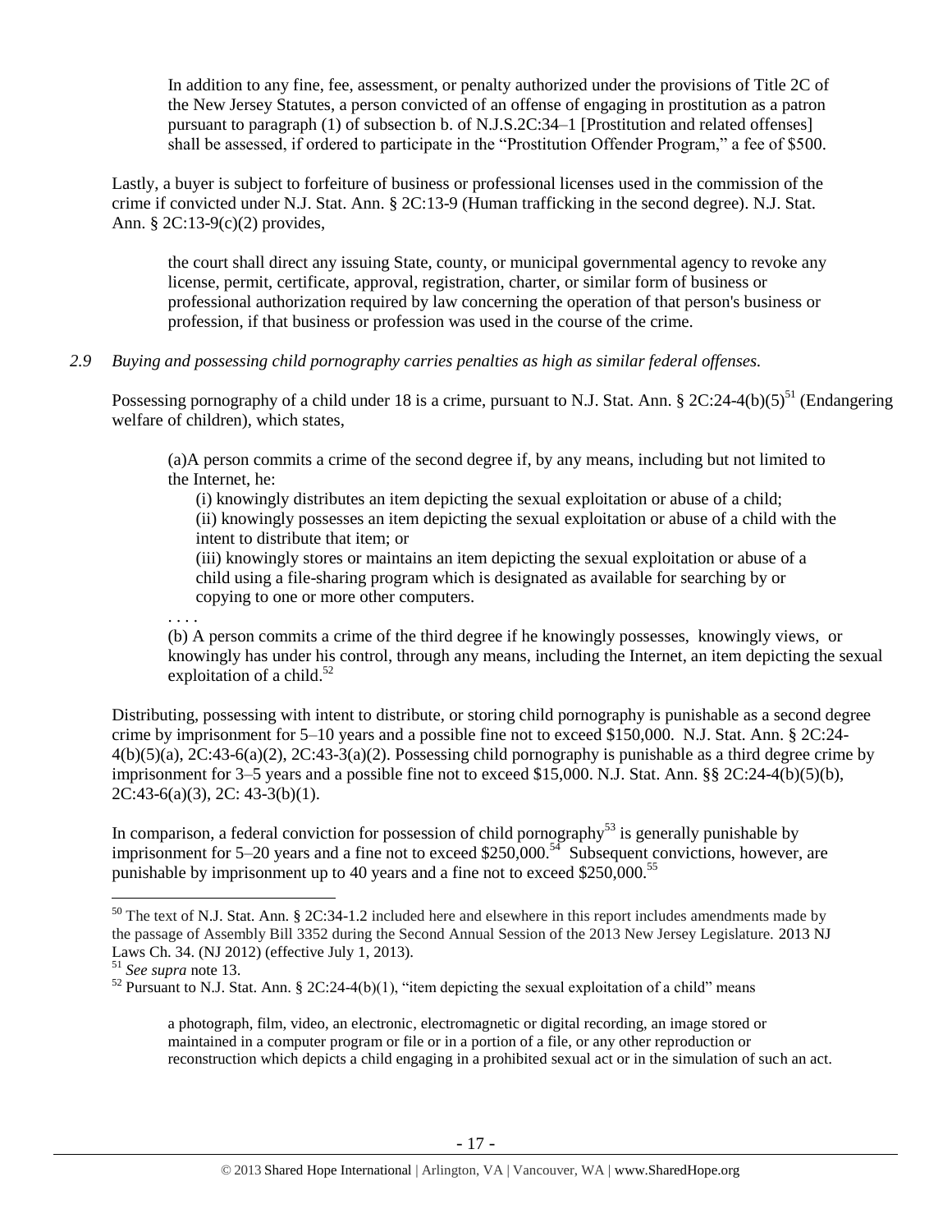> In addition to any fine, fee, assessment, or penalty authorized under the provisions of Title 2C of the New Jersey Statutes, a person convicted of an offense of engaging in prostitution as a patron pursuant to paragraph (1) of subsection b. of N.J.S.2C:34–1 [Prostitution and related offenses] shall be assessed, if ordered to participate in the "Prostitution Offender Program," a fee of $500.

Lastly, a buyer is subject to forfeiture of business or professional licenses used in the commission of the crime if convicted under N.J. Stat. Ann. § 2C:13-9 (Human trafficking in the second degree). N.J. Stat. Ann. § 2C:13-9(c)(2) provides,

> the court shall direct any issuing State, county, or municipal governmental agency to revoke any license, permit, certificate, approval, registration, charter, or similar form of business or professional authorization required by law concerning the operation of that person's business or profession, if that business or profession was used in the course of the crime.

*2.9 Buying and possessing child pornography carries penalties as high as similar federal offenses.*

Possessing pornography of a child under 18 is a crime, pursuant to N.J. Stat. Ann. § 2C:24-4(b)(5)[51] (Endangering welfare of children), which states,

> (a)A person commits a crime of the second degree if, by any means, including but not limited to the Internet, he:
>
> (i) knowingly distributes an item depicting the sexual exploitation or abuse of a child;
> (ii) knowingly possesses an item depicting the sexual exploitation or abuse of a child with the intent to distribute that item; or
> (iii) knowingly stores or maintains an item depicting the sexual exploitation or abuse of a child using a file-sharing program which is designated as available for searching by or copying to one or more other computers.
>
> . . . .
>
> (b) A person commits a crime of the third degree if he knowingly possesses, knowingly views, or knowingly has under his control, through any means, including the Internet, an item depicting the sexual exploitation of a child.[52]

Distributing, possessing with intent to distribute, or storing child pornography is punishable as a second degree crime by imprisonment for 5–10 years and a possible fine not to exceed $150,000. N.J. Stat. Ann. § 2C:24-4(b)(5)(a), 2C:43-6(a)(2), 2C:43-3(a)(2). Possessing child pornography is punishable as a third degree crime by imprisonment for 3–5 years and a possible fine not to exceed $15,000. N.J. Stat. Ann. §§ 2C:24-4(b)(5)(b), 2C:43-6(a)(3), 2C: 43-3(b)(1).

In comparison, a federal conviction for possession of child pornography[53] is generally punishable by imprisonment for 5–20 years and a fine not to exceed $250,000.[54] Subsequent convictions, however, are punishable by imprisonment up to 40 years and a fine not to exceed $250,000.[55]

---

[50] The text of N.J. Stat. Ann. § 2C:34-1.2 included here and elsewhere in this report includes amendments made by the passage of Assembly Bill 3352 during the Second Annual Session of the 2013 New Jersey Legislature. 2013 NJ Laws Ch. 34. (NJ 2012) (effective July 1, 2013).

[51] *See supra* note 13.

[52] Pursuant to N.J. Stat. Ann. § 2C:24-4(b)(1), "item depicting the sexual exploitation of a child" means

> a photograph, film, video, an electronic, electromagnetic or digital recording, an image stored or maintained in a computer program or file or in a portion of a file, or any other reproduction or reconstruction which depicts a child engaging in a prohibited sexual act or in the simulation of such an act.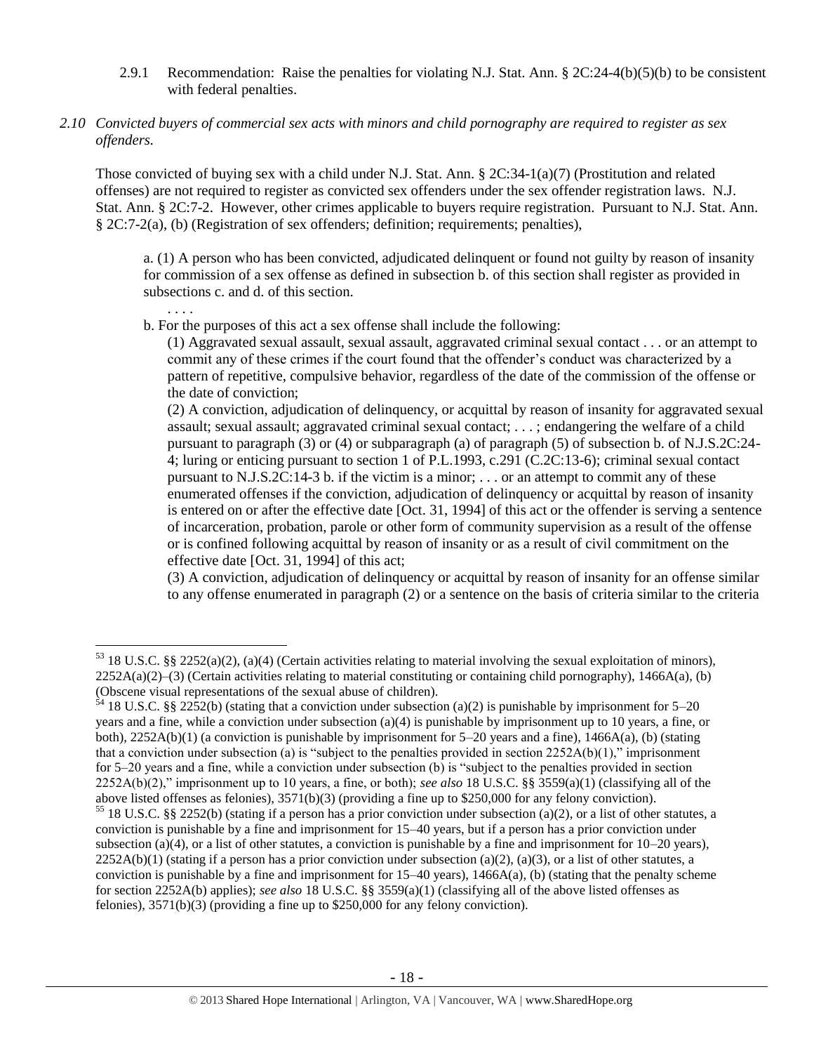2.9.1 Recommendation: Raise the penalties for violating N.J. Stat. Ann. § 2C:24-4(b)(5)(b) to be consistent with federal penalties.

*2.10 Convicted buyers of commercial sex acts with minors and child pornography are required to register as sex offenders.*

Those convicted of buying sex with a child under N.J. Stat. Ann. § 2C:34-1(a)(7) (Prostitution and related offenses) are not required to register as convicted sex offenders under the sex offender registration laws. N.J. Stat. Ann. § 2C:7-2. However, other crimes applicable to buyers require registration. Pursuant to N.J. Stat. Ann. § 2C:7-2(a), (b) (Registration of sex offenders; definition; requirements; penalties),

> a. (1) A person who has been convicted, adjudicated delinquent or found not guilty by reason of insanity for commission of a sex offense as defined in subsection b. of this section shall register as provided in subsections c. and d. of this section.
>
> . . . .
>
> b. For the purposes of this act a sex offense shall include the following:
>
> (1) Aggravated sexual assault, sexual assault, aggravated criminal sexual contact . . . or an attempt to commit any of these crimes if the court found that the offender's conduct was characterized by a pattern of repetitive, compulsive behavior, regardless of the date of the commission of the offense or the date of conviction;
>
> (2) A conviction, adjudication of delinquency, or acquittal by reason of insanity for aggravated sexual assault; sexual assault; aggravated criminal sexual contact; . . . ; endangering the welfare of a child pursuant to paragraph (3) or (4) or subparagraph (a) of paragraph (5) of subsection b. of N.J.S.2C:24-4; luring or enticing pursuant to section 1 of P.L.1993, c.291 (C.2C:13-6); criminal sexual contact pursuant to N.J.S.2C:14-3 b. if the victim is a minor; . . . or an attempt to commit any of these enumerated offenses if the conviction, adjudication of delinquency or acquittal by reason of insanity is entered on or after the effective date [Oct. 31, 1994] of this act or the offender is serving a sentence of incarceration, probation, parole or other form of community supervision as a result of the offense or is confined following acquittal by reason of insanity or as a result of civil commitment on the effective date [Oct. 31, 1994] of this act;
>
> (3) A conviction, adjudication of delinquency or acquittal by reason of insanity for an offense similar to any offense enumerated in paragraph (2) or a sentence on the basis of criteria similar to the criteria

---

[53] 18 U.S.C. §§ 2252(a)(2), (a)(4) (Certain activities relating to material involving the sexual exploitation of minors), 2252A(a)(2)–(3) (Certain activities relating to material constituting or containing child pornography), 1466A(a), (b) (Obscene visual representations of the sexual abuse of children).

[54] 18 U.S.C. §§ 2252(b) (stating that a conviction under subsection (a)(2) is punishable by imprisonment for 5–20 years and a fine, while a conviction under subsection (a)(4) is punishable by imprisonment up to 10 years, a fine, or both), 2252A(b)(1) (a conviction is punishable by imprisonment for 5–20 years and a fine), 1466A(a), (b) (stating that a conviction under subsection (a) is "subject to the penalties provided in section 2252A(b)(1)," imprisonment for 5–20 years and a fine, while a conviction under subsection (b) is "subject to the penalties provided in section 2252A(b)(2)," imprisonment up to 10 years, a fine, or both); *see also* 18 U.S.C. §§ 3559(a)(1) (classifying all of the above listed offenses as felonies), 3571(b)(3) (providing a fine up to $250,000 for any felony conviction).

[55] 18 U.S.C. §§ 2252(b) (stating if a person has a prior conviction under subsection (a)(2), or a list of other statutes, a conviction is punishable by a fine and imprisonment for 15–40 years, but if a person has a prior conviction under subsection (a)(4), or a list of other statutes, a conviction is punishable by a fine and imprisonment for 10–20 years), 2252A(b)(1) (stating if a person has a prior conviction under subsection (a)(2), (a)(3), or a list of other statutes, a conviction is punishable by a fine and imprisonment for 15–40 years), 1466A(a), (b) (stating that the penalty scheme for section 2252A(b) applies); *see also* 18 U.S.C. §§ 3559(a)(1) (classifying all of the above listed offenses as felonies), 3571(b)(3) (providing a fine up to $250,000 for any felony conviction).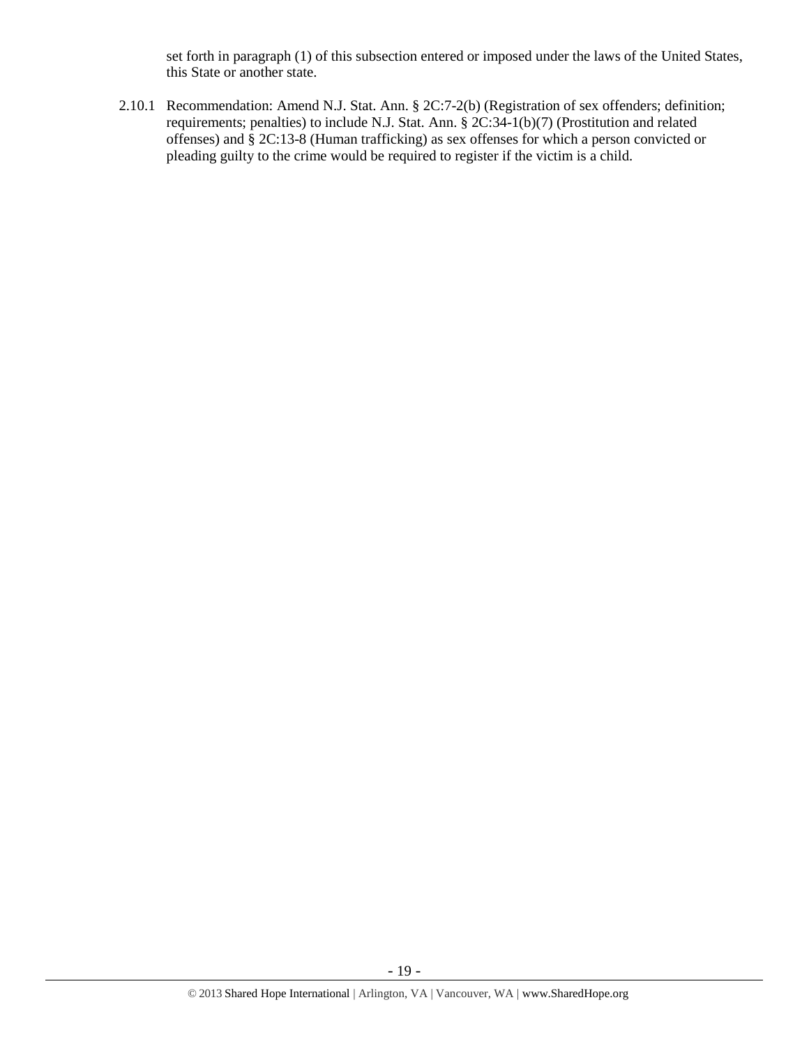set forth in paragraph (1) of this subsection entered or imposed under the laws of the United States, this State or another state.

2.10.1 Recommendation: Amend N.J. Stat. Ann. § 2C:7-2(b) (Registration of sex offenders; definition; requirements; penalties) to include N.J. Stat. Ann. § 2C:34-1(b)(7) (Prostitution and related offenses) and § 2C:13-8 (Human trafficking) as sex offenses for which a person convicted or pleading guilty to the crime would be required to register if the victim is a child.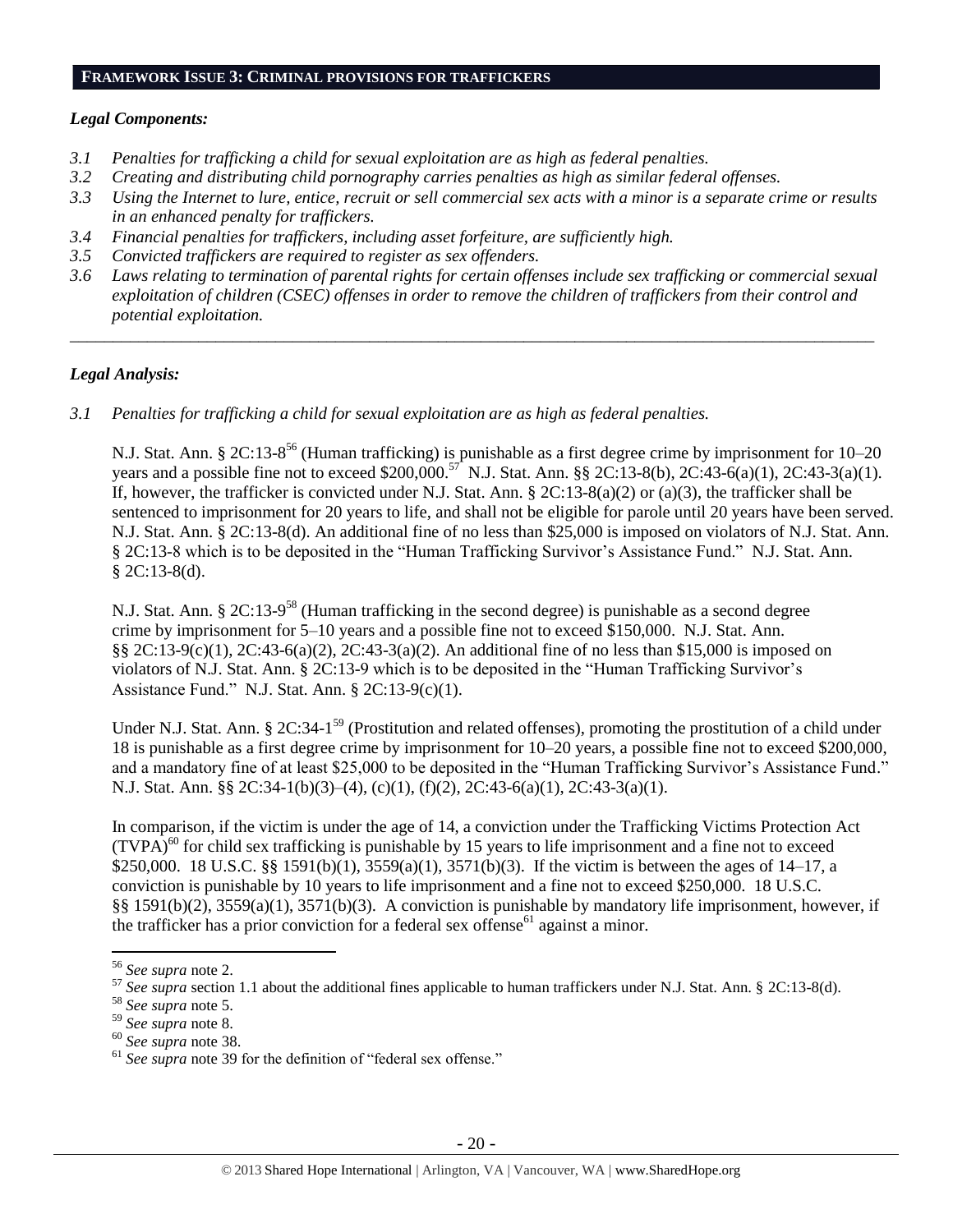## FRAMEWORK ISSUE 3: CRIMINAL PROVISIONS FOR TRAFFICKERS

### *Legal Components:*

*3.1 Penalties for trafficking a child for sexual exploitation are as high as federal penalties.*
*3.2 Creating and distributing child pornography carries penalties as high as similar federal offenses.*
*3.3 Using the Internet to lure, entice, recruit or sell commercial sex acts with a minor is a separate crime or results in an enhanced penalty for traffickers.*
*3.4 Financial penalties for traffickers, including asset forfeiture, are sufficiently high.*
*3.5 Convicted traffickers are required to register as sex offenders.*
*3.6 Laws relating to termination of parental rights for certain offenses include sex trafficking or commercial sexual exploitation of children (CSEC) offenses in order to remove the children of traffickers from their control and potential exploitation.*

---

### *Legal Analysis:*

*3.1 Penalties for trafficking a child for sexual exploitation are as high as federal penalties.*

N.J. Stat. Ann. § 2C:13-8[56] (Human trafficking) is punishable as a first degree crime by imprisonment for 10–20 years and a possible fine not to exceed $200,000.[57] N.J. Stat. Ann. §§ 2C:13-8(b), 2C:43-6(a)(1), 2C:43-3(a)(1). If, however, the trafficker is convicted under N.J. Stat. Ann. § 2C:13-8(a)(2) or (a)(3), the trafficker shall be sentenced to imprisonment for 20 years to life, and shall not be eligible for parole until 20 years have been served. N.J. Stat. Ann. § 2C:13-8(d). An additional fine of no less than $25,000 is imposed on violators of N.J. Stat. Ann. § 2C:13-8 which is to be deposited in the "Human Trafficking Survivor's Assistance Fund." N.J. Stat. Ann. § 2C:13-8(d).

N.J. Stat. Ann. § 2C:13-9[58] (Human trafficking in the second degree) is punishable as a second degree crime by imprisonment for 5–10 years and a possible fine not to exceed $150,000. N.J. Stat. Ann. §§ 2C:13-9(c)(1), 2C:43-6(a)(2), 2C:43-3(a)(2). An additional fine of no less than $15,000 is imposed on violators of N.J. Stat. Ann. § 2C:13-9 which is to be deposited in the "Human Trafficking Survivor's Assistance Fund." N.J. Stat. Ann. § 2C:13-9(c)(1).

Under N.J. Stat. Ann. § 2C:34-1[59] (Prostitution and related offenses), promoting the prostitution of a child under 18 is punishable as a first degree crime by imprisonment for 10–20 years, a possible fine not to exceed $200,000, and a mandatory fine of at least $25,000 to be deposited in the "Human Trafficking Survivor's Assistance Fund." N.J. Stat. Ann. §§ 2C:34-1(b)(3)–(4), (c)(1), (f)(2), 2C:43-6(a)(1), 2C:43-3(a)(1).

In comparison, if the victim is under the age of 14, a conviction under the Trafficking Victims Protection Act (TVPA)[60] for child sex trafficking is punishable by 15 years to life imprisonment and a fine not to exceed $250,000. 18 U.S.C. §§ 1591(b)(1), 3559(a)(1), 3571(b)(3). If the victim is between the ages of 14–17, a conviction is punishable by 10 years to life imprisonment and a fine not to exceed $250,000. 18 U.S.C. §§ 1591(b)(2), 3559(a)(1), 3571(b)(3). A conviction is punishable by mandatory life imprisonment, however, if the trafficker has a prior conviction for a federal sex offense[61] against a minor.

---

[56] *See supra* note 2.
[57] *See supra* section 1.1 about the additional fines applicable to human traffickers under N.J. Stat. Ann. § 2C:13-8(d).
[58] *See supra* note 5.
[59] *See supra* note 8.
[60] *See supra* note 38.
[61] *See supra* note 39 for the definition of "federal sex offense."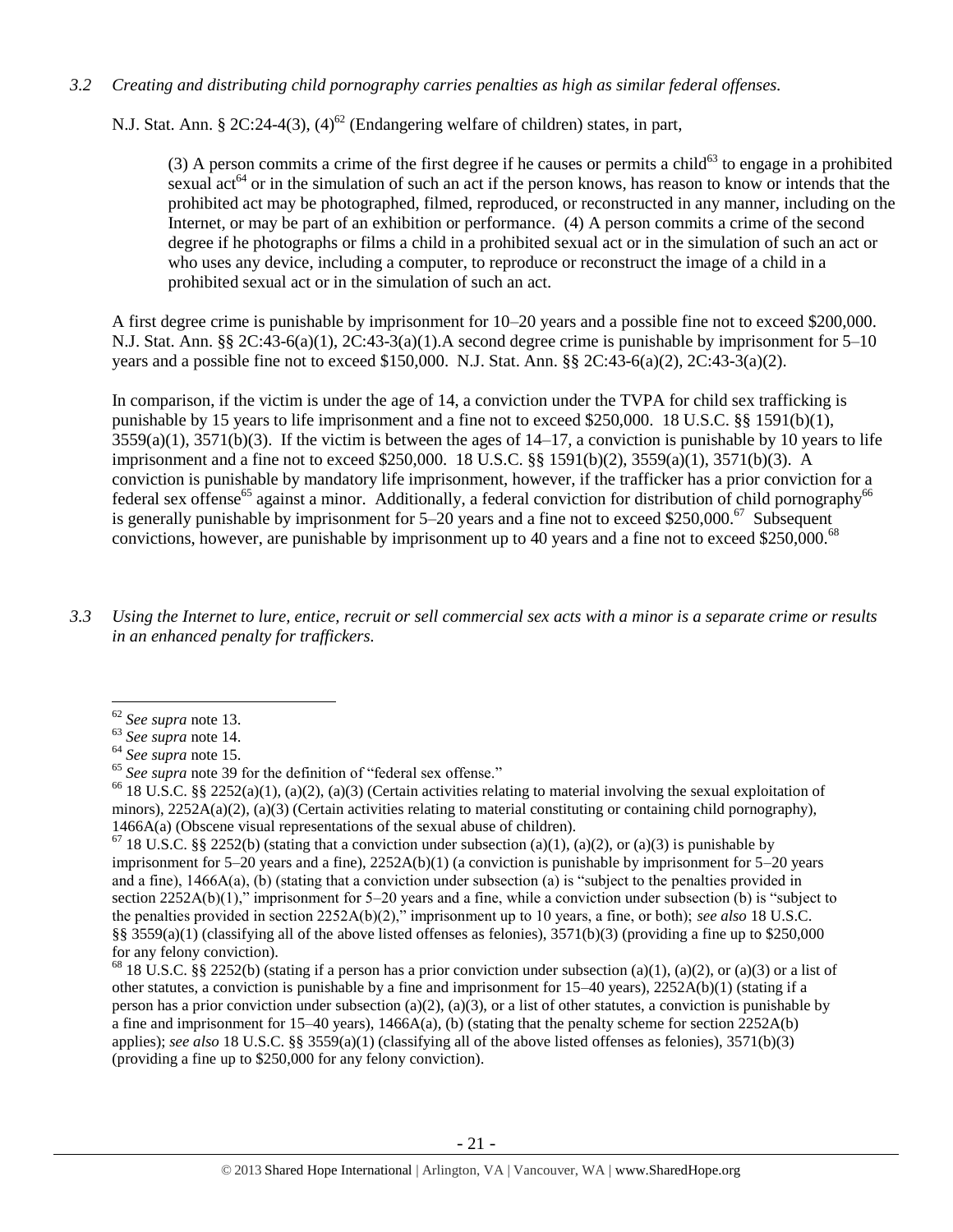*3.2 Creating and distributing child pornography carries penalties as high as similar federal offenses.*

N.J. Stat. Ann. § 2C:24-4(3), (4)[62] (Endangering welfare of children) states, in part,

> (3) A person commits a crime of the first degree if he causes or permits a child[63] to engage in a prohibited sexual act[64] or in the simulation of such an act if the person knows, has reason to know or intends that the prohibited act may be photographed, filmed, reproduced, or reconstructed in any manner, including on the Internet, or may be part of an exhibition or performance. (4) A person commits a crime of the second degree if he photographs or films a child in a prohibited sexual act or in the simulation of such an act or who uses any device, including a computer, to reproduce or reconstruct the image of a child in a prohibited sexual act or in the simulation of such an act.

A first degree crime is punishable by imprisonment for 10–20 years and a possible fine not to exceed $200,000. N.J. Stat. Ann. §§ 2C:43-6(a)(1), 2C:43-3(a)(1).A second degree crime is punishable by imprisonment for 5–10 years and a possible fine not to exceed $150,000. N.J. Stat. Ann. §§ 2C:43-6(a)(2), 2C:43-3(a)(2).

In comparison, if the victim is under the age of 14, a conviction under the TVPA for child sex trafficking is punishable by 15 years to life imprisonment and a fine not to exceed $250,000. 18 U.S.C. §§ 1591(b)(1), 3559(a)(1), 3571(b)(3). If the victim is between the ages of 14–17, a conviction is punishable by 10 years to life imprisonment and a fine not to exceed $250,000. 18 U.S.C. §§ 1591(b)(2), 3559(a)(1), 3571(b)(3). A conviction is punishable by mandatory life imprisonment, however, if the trafficker has a prior conviction for a federal sex offense[65] against a minor. Additionally, a federal conviction for distribution of child pornography[66] is generally punishable by imprisonment for 5–20 years and a fine not to exceed $250,000.[67] Subsequent convictions, however, are punishable by imprisonment up to 40 years and a fine not to exceed $250,000.[68]

*3.3 Using the Internet to lure, entice, recruit or sell commercial sex acts with a minor is a separate crime or results in an enhanced penalty for traffickers.*

---

[62] *See supra* note 13.

[63] *See supra* note 14.

[64] *See supra* note 15.

[65] *See supra* note 39 for the definition of "federal sex offense."

[66] 18 U.S.C. §§ 2252(a)(1), (a)(2), (a)(3) (Certain activities relating to material involving the sexual exploitation of minors), 2252A(a)(2), (a)(3) (Certain activities relating to material constituting or containing child pornography), 1466A(a) (Obscene visual representations of the sexual abuse of children).

[67] 18 U.S.C. §§ 2252(b) (stating that a conviction under subsection (a)(1), (a)(2), or (a)(3) is punishable by imprisonment for 5–20 years and a fine), 2252A(b)(1) (a conviction is punishable by imprisonment for 5–20 years and a fine), 1466A(a), (b) (stating that a conviction under subsection (a) is "subject to the penalties provided in section 2252A(b)(1)," imprisonment for 5–20 years and a fine, while a conviction under subsection (b) is "subject to the penalties provided in section 2252A(b)(2)," imprisonment up to 10 years, a fine, or both); *see also* 18 U.S.C. §§ 3559(a)(1) (classifying all of the above listed offenses as felonies), 3571(b)(3) (providing a fine up to $250,000 for any felony conviction).

[68] 18 U.S.C. §§ 2252(b) (stating if a person has a prior conviction under subsection (a)(1), (a)(2), or (a)(3) or a list of other statutes, a conviction is punishable by a fine and imprisonment for 15–40 years), 2252A(b)(1) (stating if a person has a prior conviction under subsection (a)(2), (a)(3), or a list of other statutes, a conviction is punishable by a fine and imprisonment for 15–40 years), 1466A(a), (b) (stating that the penalty scheme for section 2252A(b) applies); *see also* 18 U.S.C. §§ 3559(a)(1) (classifying all of the above listed offenses as felonies), 3571(b)(3) (providing a fine up to $250,000 for any felony conviction).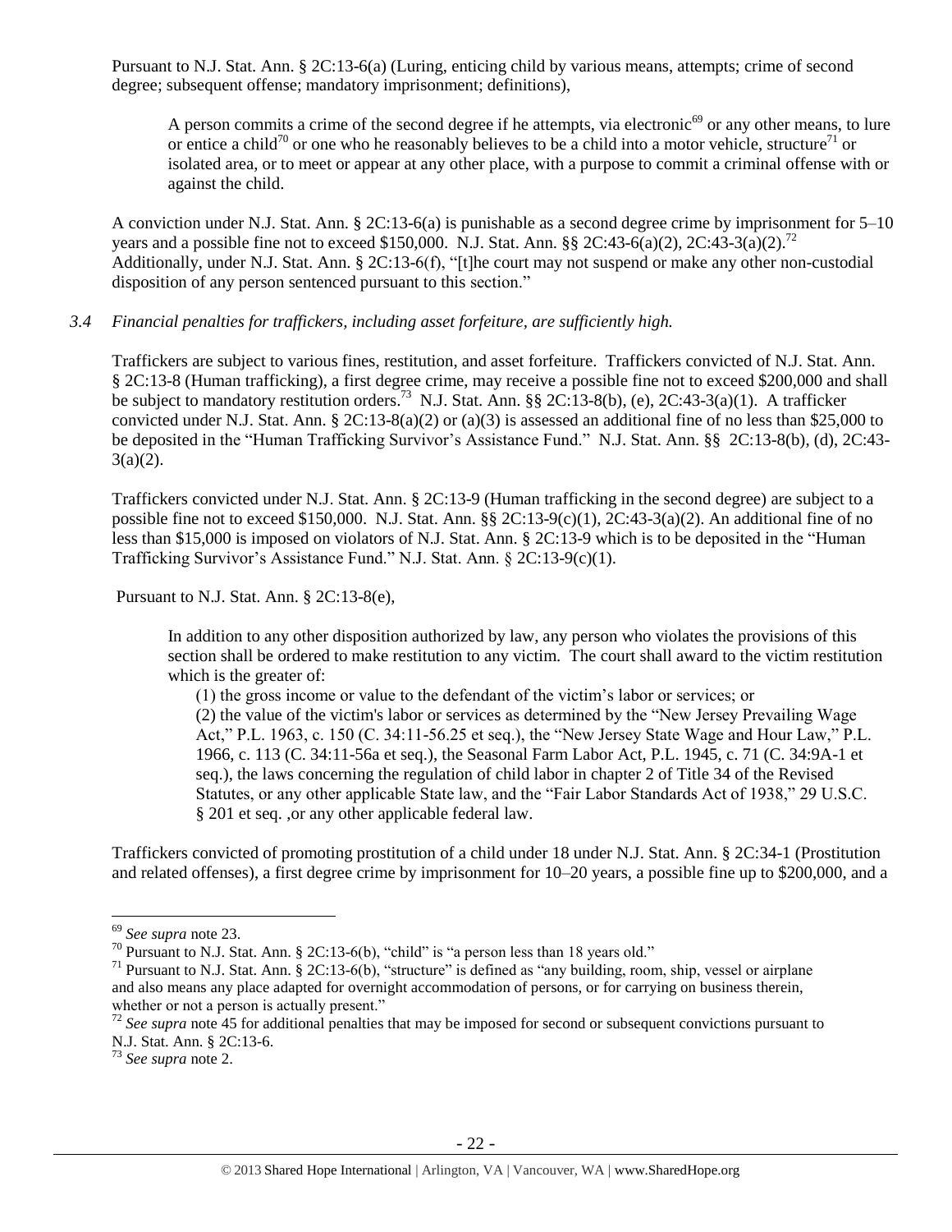Pursuant to N.J. Stat. Ann. § 2C:13-6(a) (Luring, enticing child by various means, attempts; crime of second degree; subsequent offense; mandatory imprisonment; definitions),

> A person commits a crime of the second degree if he attempts, via electronic[69] or any other means, to lure or entice a child[70] or one who he reasonably believes to be a child into a motor vehicle, structure[71] or isolated area, or to meet or appear at any other place, with a purpose to commit a criminal offense with or against the child.

A conviction under N.J. Stat. Ann. § 2C:13-6(a) is punishable as a second degree crime by imprisonment for 5–10 years and a possible fine not to exceed $150,000. N.J. Stat. Ann. §§ 2C:43-6(a)(2), 2C:43-3(a)(2).[72] Additionally, under N.J. Stat. Ann. § 2C:13-6(f), "[t]he court may not suspend or make any other non-custodial disposition of any person sentenced pursuant to this section."

*3.4 Financial penalties for traffickers, including asset forfeiture, are sufficiently high.*

Traffickers are subject to various fines, restitution, and asset forfeiture. Traffickers convicted of N.J. Stat. Ann. § 2C:13-8 (Human trafficking), a first degree crime, may receive a possible fine not to exceed $200,000 and shall be subject to mandatory restitution orders.[73] N.J. Stat. Ann. §§ 2C:13-8(b), (e), 2C:43-3(a)(1). A trafficker convicted under N.J. Stat. Ann. § 2C:13-8(a)(2) or (a)(3) is assessed an additional fine of no less than $25,000 to be deposited in the "Human Trafficking Survivor's Assistance Fund." N.J. Stat. Ann. §§ 2C:13-8(b), (d), 2C:43-3(a)(2).

Traffickers convicted under N.J. Stat. Ann. § 2C:13-9 (Human trafficking in the second degree) are subject to a possible fine not to exceed $150,000. N.J. Stat. Ann. §§ 2C:13-9(c)(1), 2C:43-3(a)(2). An additional fine of no less than $15,000 is imposed on violators of N.J. Stat. Ann. § 2C:13-9 which is to be deposited in the "Human Trafficking Survivor's Assistance Fund." N.J. Stat. Ann. § 2C:13-9(c)(1).

Pursuant to N.J. Stat. Ann. § 2C:13-8(e),

> In addition to any other disposition authorized by law, any person who violates the provisions of this section shall be ordered to make restitution to any victim. The court shall award to the victim restitution which is the greater of:
>
> (1) the gross income or value to the defendant of the victim's labor or services; or
>
> (2) the value of the victim's labor or services as determined by the "New Jersey Prevailing Wage Act," P.L. 1963, c. 150 (C. 34:11-56.25 et seq.), the "New Jersey State Wage and Hour Law," P.L. 1966, c. 113 (C. 34:11-56a et seq.), the Seasonal Farm Labor Act, P.L. 1945, c. 71 (C. 34:9A-1 et seq.), the laws concerning the regulation of child labor in chapter 2 of Title 34 of the Revised Statutes, or any other applicable State law, and the "Fair Labor Standards Act of 1938," 29 U.S.C. § 201 et seq. ,or any other applicable federal law.

Traffickers convicted of promoting prostitution of a child under 18 under N.J. Stat. Ann. § 2C:34-1 (Prostitution and related offenses), a first degree crime by imprisonment for 10–20 years, a possible fine up to $200,000, and a

---

[69] *See supra* note 23.

[70] Pursuant to N.J. Stat. Ann. § 2C:13-6(b), "child" is "a person less than 18 years old."

[71] Pursuant to N.J. Stat. Ann. § 2C:13-6(b), "structure" is defined as "any building, room, ship, vessel or airplane and also means any place adapted for overnight accommodation of persons, or for carrying on business therein, whether or not a person is actually present."

[72] *See supra* note 45 for additional penalties that may be imposed for second or subsequent convictions pursuant to N.J. Stat. Ann. § 2C:13-6.

[73] *See supra* note 2.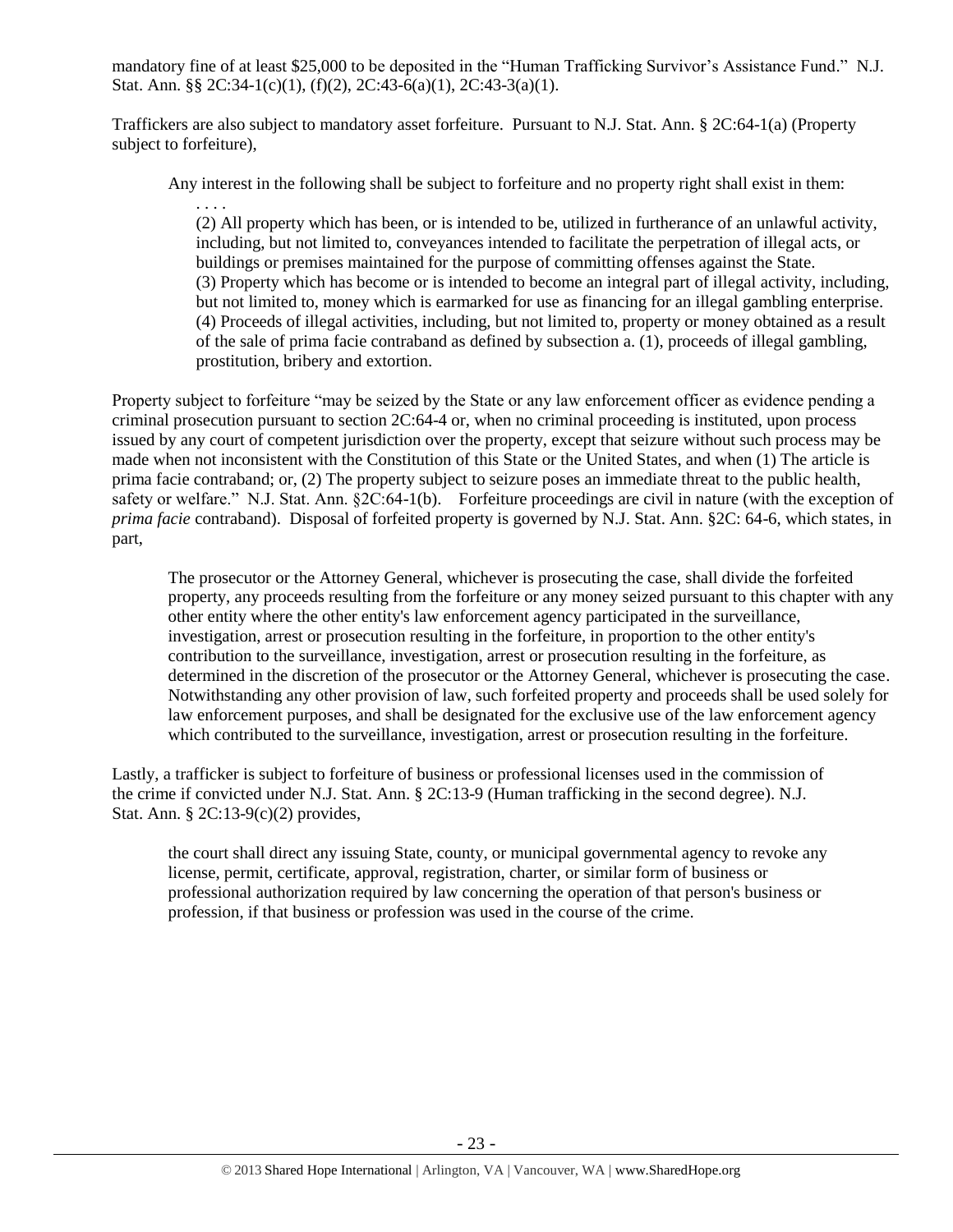mandatory fine of at least $25,000 to be deposited in the "Human Trafficking Survivor's Assistance Fund." N.J. Stat. Ann. §§ 2C:34-1(c)(1), (f)(2), 2C:43-6(a)(1), 2C:43-3(a)(1).

Traffickers are also subject to mandatory asset forfeiture. Pursuant to N.J. Stat. Ann. § 2C:64-1(a) (Property subject to forfeiture),

> Any interest in the following shall be subject to forfeiture and no property right shall exist in them:
>
> . . . .
>
> (2) All property which has been, or is intended to be, utilized in furtherance of an unlawful activity, including, but not limited to, conveyances intended to facilitate the perpetration of illegal acts, or buildings or premises maintained for the purpose of committing offenses against the State.
> (3) Property which has become or is intended to become an integral part of illegal activity, including, but not limited to, money which is earmarked for use as financing for an illegal gambling enterprise.
> (4) Proceeds of illegal activities, including, but not limited to, property or money obtained as a result of the sale of prima facie contraband as defined by subsection a. (1), proceeds of illegal gambling, prostitution, bribery and extortion.

Property subject to forfeiture "may be seized by the State or any law enforcement officer as evidence pending a criminal prosecution pursuant to section 2C:64-4 or, when no criminal proceeding is instituted, upon process issued by any court of competent jurisdiction over the property, except that seizure without such process may be made when not inconsistent with the Constitution of this State or the United States, and when (1) The article is prima facie contraband; or, (2) The property subject to seizure poses an immediate threat to the public health, safety or welfare." N.J. Stat. Ann. §2C:64-1(b). Forfeiture proceedings are civil in nature (with the exception of *prima facie* contraband). Disposal of forfeited property is governed by N.J. Stat. Ann. §2C: 64-6, which states, in part,

> The prosecutor or the Attorney General, whichever is prosecuting the case, shall divide the forfeited property, any proceeds resulting from the forfeiture or any money seized pursuant to this chapter with any other entity where the other entity's law enforcement agency participated in the surveillance, investigation, arrest or prosecution resulting in the forfeiture, in proportion to the other entity's contribution to the surveillance, investigation, arrest or prosecution resulting in the forfeiture, as determined in the discretion of the prosecutor or the Attorney General, whichever is prosecuting the case. Notwithstanding any other provision of law, such forfeited property and proceeds shall be used solely for law enforcement purposes, and shall be designated for the exclusive use of the law enforcement agency which contributed to the surveillance, investigation, arrest or prosecution resulting in the forfeiture.

Lastly, a trafficker is subject to forfeiture of business or professional licenses used in the commission of the crime if convicted under N.J. Stat. Ann. § 2C:13-9 (Human trafficking in the second degree). N.J. Stat. Ann. § 2C:13-9(c)(2) provides,

> the court shall direct any issuing State, county, or municipal governmental agency to revoke any license, permit, certificate, approval, registration, charter, or similar form of business or professional authorization required by law concerning the operation of that person's business or profession, if that business or profession was used in the course of the crime.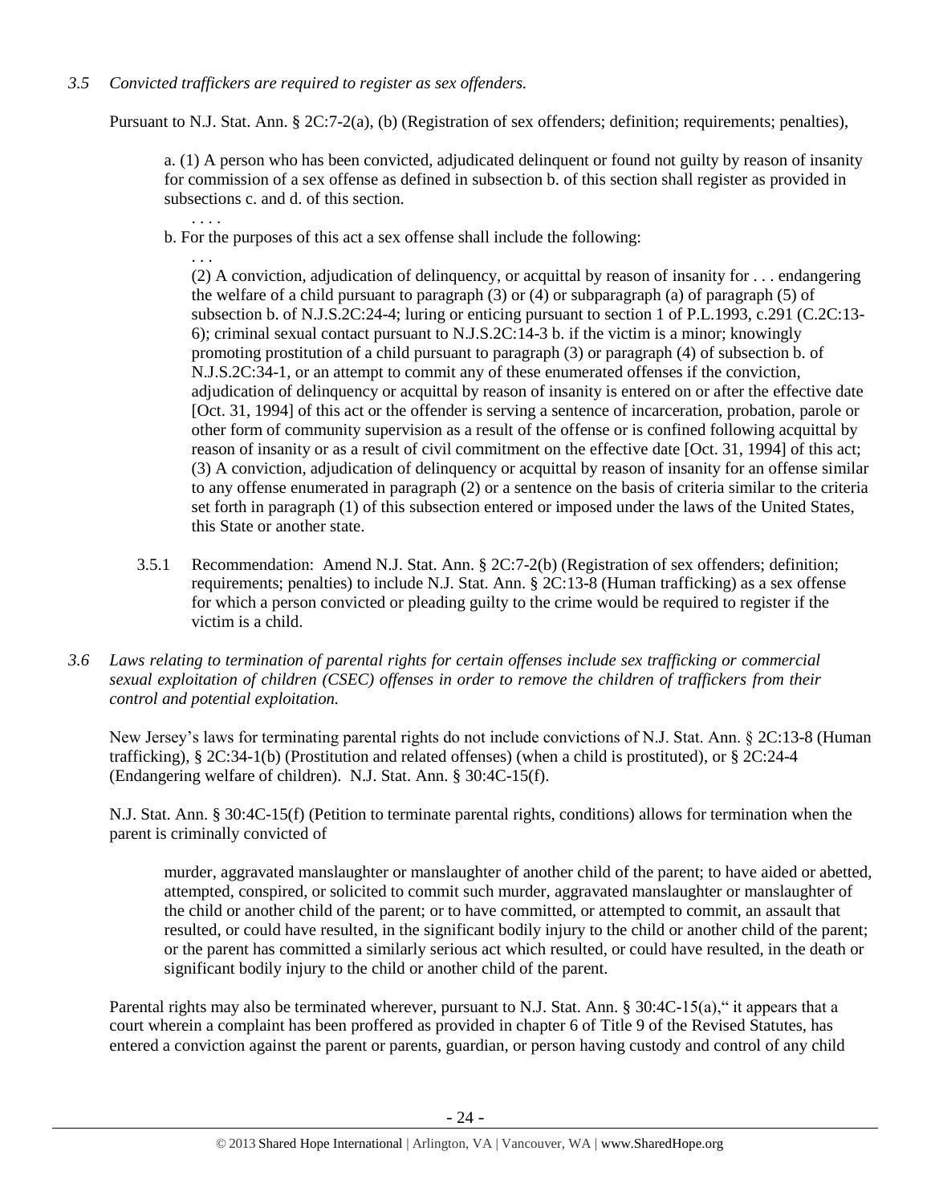*3.5 Convicted traffickers are required to register as sex offenders.*

Pursuant to N.J. Stat. Ann. § 2C:7-2(a), (b) (Registration of sex offenders; definition; requirements; penalties),

> a. (1) A person who has been convicted, adjudicated delinquent or found not guilty by reason of insanity for commission of a sex offense as defined in subsection b. of this section shall register as provided in subsections c. and d. of this section.
>
> . . . .
>
> b. For the purposes of this act a sex offense shall include the following:
>
> . . .
>
> (2) A conviction, adjudication of delinquency, or acquittal by reason of insanity for . . . endangering the welfare of a child pursuant to paragraph (3) or (4) or subparagraph (a) of paragraph (5) of subsection b. of N.J.S.2C:24-4; luring or enticing pursuant to section 1 of P.L.1993, c.291 (C.2C:13-6); criminal sexual contact pursuant to N.J.S.2C:14-3 b. if the victim is a minor; knowingly promoting prostitution of a child pursuant to paragraph (3) or paragraph (4) of subsection b. of N.J.S.2C:34-1, or an attempt to commit any of these enumerated offenses if the conviction, adjudication of delinquency or acquittal by reason of insanity is entered on or after the effective date [Oct. 31, 1994] of this act or the offender is serving a sentence of incarceration, probation, parole or other form of community supervision as a result of the offense or is confined following acquittal by reason of insanity or as a result of civil commitment on the effective date [Oct. 31, 1994] of this act;
> (3) A conviction, adjudication of delinquency or acquittal by reason of insanity for an offense similar to any offense enumerated in paragraph (2) or a sentence on the basis of criteria similar to the criteria set forth in paragraph (1) of this subsection entered or imposed under the laws of the United States, this State or another state.

3.5.1 Recommendation: Amend N.J. Stat. Ann. § 2C:7-2(b) (Registration of sex offenders; definition; requirements; penalties) to include N.J. Stat. Ann. § 2C:13-8 (Human trafficking) as a sex offense for which a person convicted or pleading guilty to the crime would be required to register if the victim is a child.

*3.6 Laws relating to termination of parental rights for certain offenses include sex trafficking or commercial sexual exploitation of children (CSEC) offenses in order to remove the children of traffickers from their control and potential exploitation.*

New Jersey's laws for terminating parental rights do not include convictions of N.J. Stat. Ann. § 2C:13-8 (Human trafficking), § 2C:34-1(b) (Prostitution and related offenses) (when a child is prostituted), or § 2C:24-4 (Endangering welfare of children). N.J. Stat. Ann. § 30:4C-15(f).

N.J. Stat. Ann. § 30:4C-15(f) (Petition to terminate parental rights, conditions) allows for termination when the parent is criminally convicted of

> murder, aggravated manslaughter or manslaughter of another child of the parent; to have aided or abetted, attempted, conspired, or solicited to commit such murder, aggravated manslaughter or manslaughter of the child or another child of the parent; or to have committed, or attempted to commit, an assault that resulted, or could have resulted, in the significant bodily injury to the child or another child of the parent; or the parent has committed a similarly serious act which resulted, or could have resulted, in the death or significant bodily injury to the child or another child of the parent.

Parental rights may also be terminated wherever, pursuant to N.J. Stat. Ann. § 30:4C-15(a)," it appears that a court wherein a complaint has been proffered as provided in chapter 6 of Title 9 of the Revised Statutes, has entered a conviction against the parent or parents, guardian, or person having custody and control of any child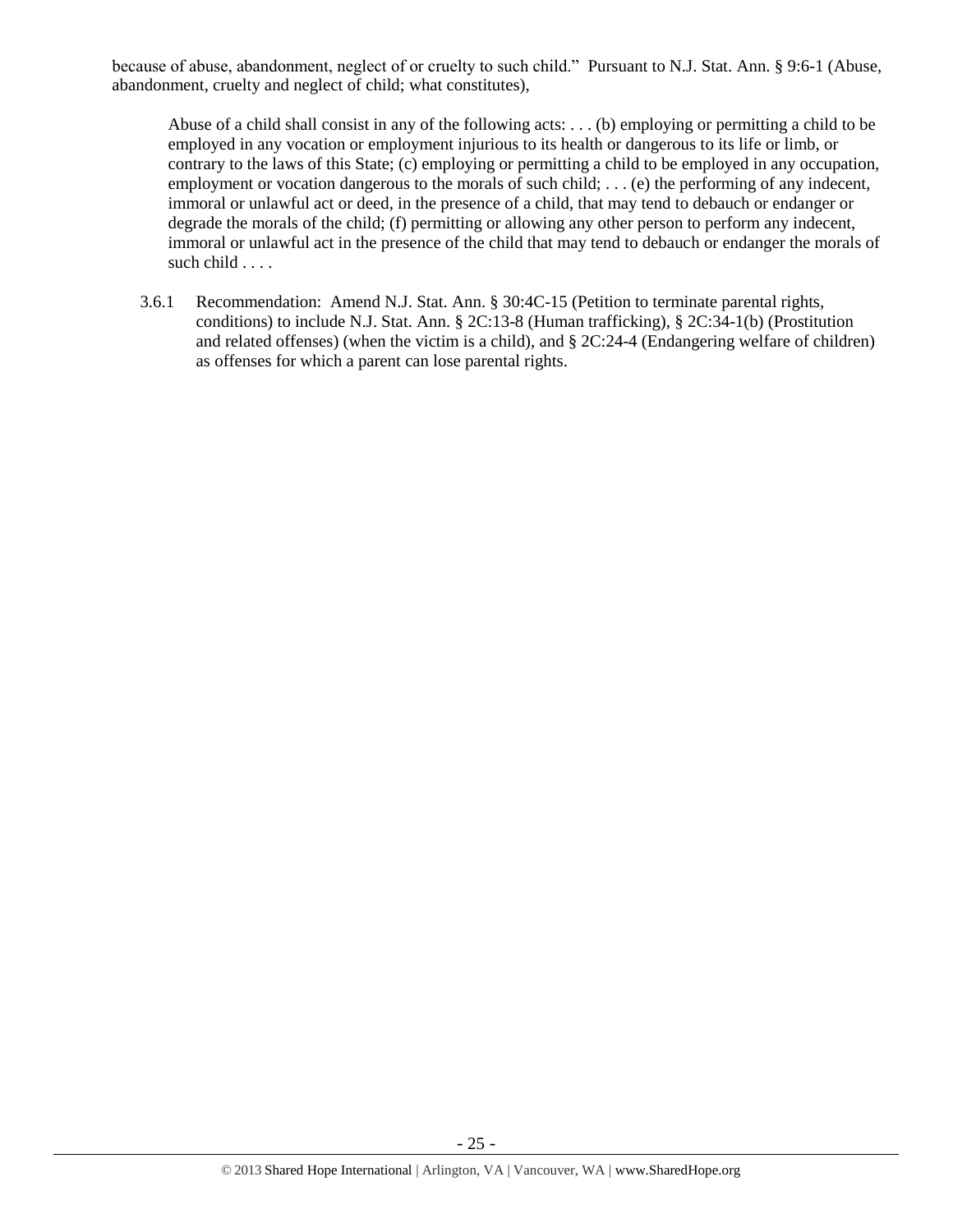because of abuse, abandonment, neglect of or cruelty to such child." Pursuant to N.J. Stat. Ann. § 9:6-1 (Abuse, abandonment, cruelty and neglect of child; what constitutes),

> Abuse of a child shall consist in any of the following acts: . . . (b) employing or permitting a child to be employed in any vocation or employment injurious to its health or dangerous to its life or limb, or contrary to the laws of this State; (c) employing or permitting a child to be employed in any occupation, employment or vocation dangerous to the morals of such child; . . . (e) the performing of any indecent, immoral or unlawful act or deed, in the presence of a child, that may tend to debauch or endanger or degrade the morals of the child; (f) permitting or allowing any other person to perform any indecent, immoral or unlawful act in the presence of the child that may tend to debauch or endanger the morals of such child . . . .

3.6.1 Recommendation: Amend N.J. Stat. Ann. § 30:4C-15 (Petition to terminate parental rights, conditions) to include N.J. Stat. Ann. § 2C:13-8 (Human trafficking), § 2C:34-1(b) (Prostitution and related offenses) (when the victim is a child), and § 2C:24-4 (Endangering welfare of children) as offenses for which a parent can lose parental rights.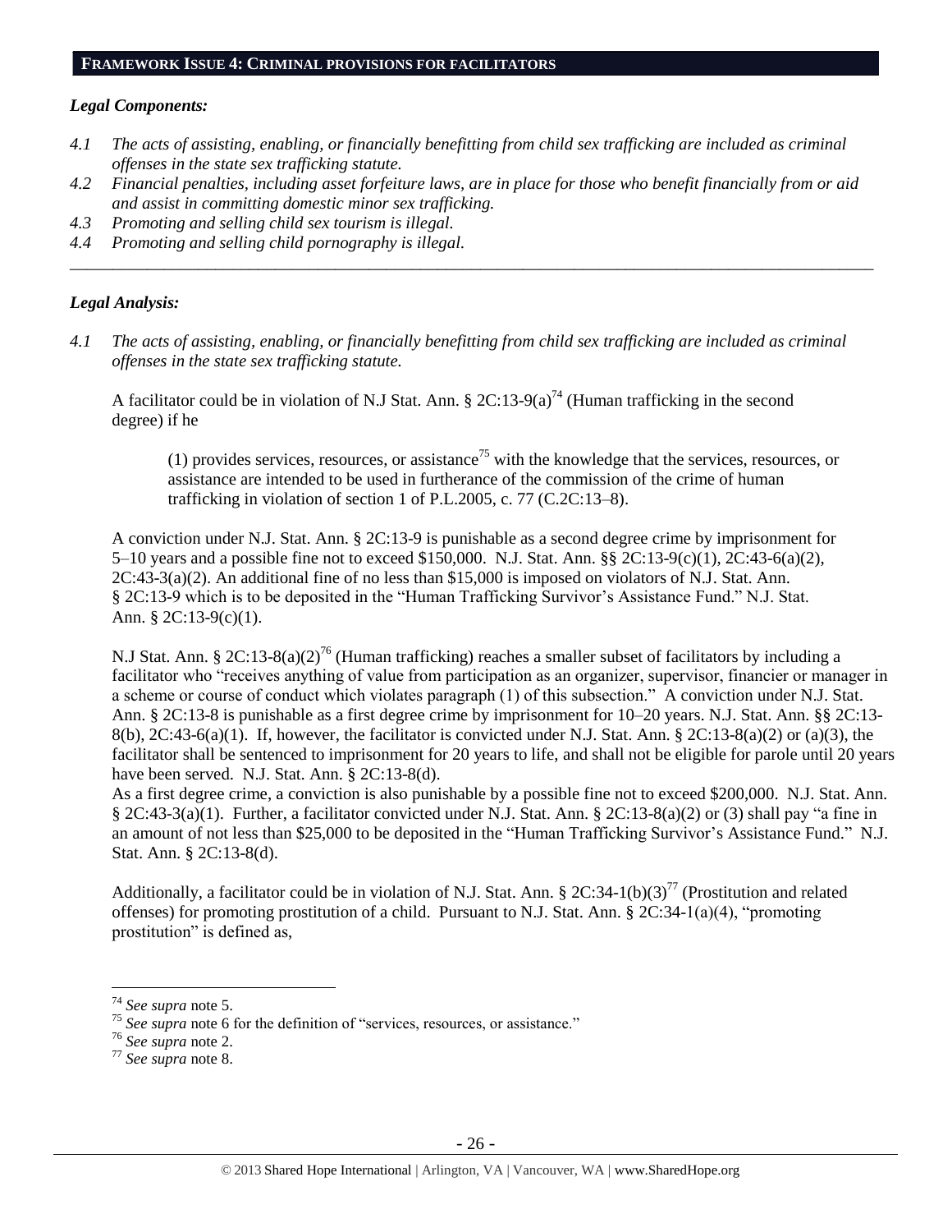## FRAMEWORK ISSUE 4: CRIMINAL PROVISIONS FOR FACILITATORS

### *Legal Components:*

- *4.1 The acts of assisting, enabling, or financially benefitting from child sex trafficking are included as criminal offenses in the state sex trafficking statute.*
- *4.2 Financial penalties, including asset forfeiture laws, are in place for those who benefit financially from or aid and assist in committing domestic minor sex trafficking.*
- *4.3 Promoting and selling child sex tourism is illegal.*
- *4.4 Promoting and selling child pornography is illegal.*

---

### *Legal Analysis:*

*4.1 The acts of assisting, enabling, or financially benefitting from child sex trafficking are included as criminal offenses in the state sex trafficking statute.*

A facilitator could be in violation of N.J Stat. Ann. § 2C:13-9(a)[74] (Human trafficking in the second degree) if he

> (1) provides services, resources, or assistance[75] with the knowledge that the services, resources, or assistance are intended to be used in furtherance of the commission of the crime of human trafficking in violation of section 1 of P.L.2005, c. 77 (C.2C:13–8).

A conviction under N.J. Stat. Ann. § 2C:13-9 is punishable as a second degree crime by imprisonment for 5–10 years and a possible fine not to exceed $150,000. N.J. Stat. Ann. §§ 2C:13-9(c)(1), 2C:43-6(a)(2), 2C:43-3(a)(2). An additional fine of no less than $15,000 is imposed on violators of N.J. Stat. Ann. § 2C:13-9 which is to be deposited in the "Human Trafficking Survivor's Assistance Fund." N.J. Stat. Ann. § 2C:13-9(c)(1).

N.J Stat. Ann. § 2C:13-8(a)(2)[76] (Human trafficking) reaches a smaller subset of facilitators by including a facilitator who "receives anything of value from participation as an organizer, supervisor, financier or manager in a scheme or course of conduct which violates paragraph (1) of this subsection." A conviction under N.J. Stat. Ann. § 2C:13-8 is punishable as a first degree crime by imprisonment for 10–20 years. N.J. Stat. Ann. §§ 2C:13-8(b), 2C:43-6(a)(1). If, however, the facilitator is convicted under N.J. Stat. Ann. § 2C:13-8(a)(2) or (a)(3), the facilitator shall be sentenced to imprisonment for 20 years to life, and shall not be eligible for parole until 20 years have been served. N.J. Stat. Ann. § 2C:13-8(d).

As a first degree crime, a conviction is also punishable by a possible fine not to exceed $200,000. N.J. Stat. Ann. § 2C:43-3(a)(1). Further, a facilitator convicted under N.J. Stat. Ann. § 2C:13-8(a)(2) or (3) shall pay "a fine in an amount of not less than $25,000 to be deposited in the "Human Trafficking Survivor's Assistance Fund." N.J. Stat. Ann. § 2C:13-8(d).

Additionally, a facilitator could be in violation of N.J. Stat. Ann. § 2C:34-1(b)(3)[77] (Prostitution and related offenses) for promoting prostitution of a child. Pursuant to N.J. Stat. Ann. § 2C:34-1(a)(4), "promoting prostitution" is defined as,

---

[74] *See supra* note 5.

[75] *See supra* note 6 for the definition of "services, resources, or assistance."

[76] *See supra* note 2.

[77] *See supra* note 8.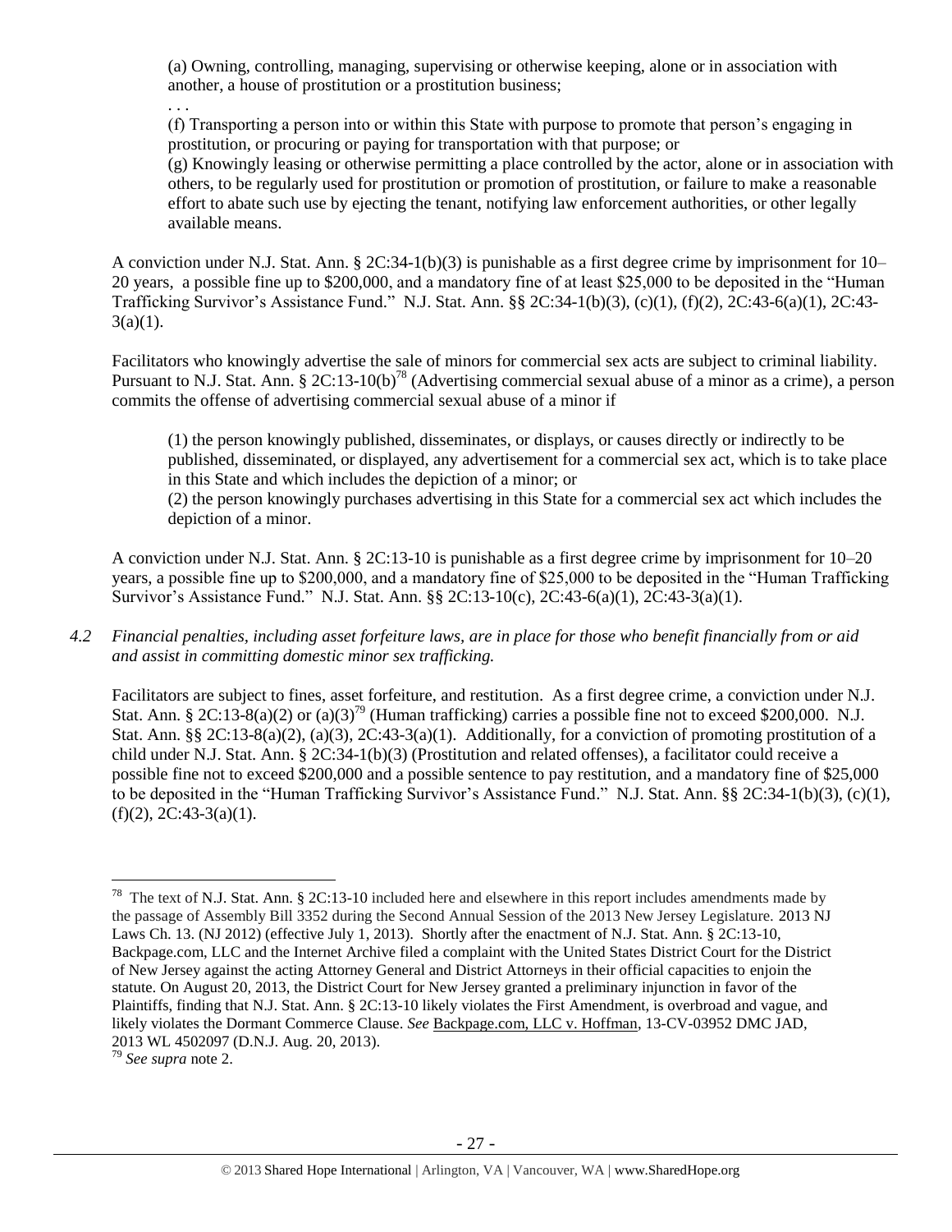> (a) Owning, controlling, managing, supervising or otherwise keeping, alone or in association with another, a house of prostitution or a prostitution business;
>
> . . .
>
> (f) Transporting a person into or within this State with purpose to promote that person's engaging in prostitution, or procuring or paying for transportation with that purpose; or
>
> (g) Knowingly leasing or otherwise permitting a place controlled by the actor, alone or in association with others, to be regularly used for prostitution or promotion of prostitution, or failure to make a reasonable effort to abate such use by ejecting the tenant, notifying law enforcement authorities, or other legally available means.

A conviction under N.J. Stat. Ann. § 2C:34-1(b)(3) is punishable as a first degree crime by imprisonment for 10–20 years, a possible fine up to $200,000, and a mandatory fine of at least $25,000 to be deposited in the "Human Trafficking Survivor's Assistance Fund." N.J. Stat. Ann. §§ 2C:34-1(b)(3), (c)(1), (f)(2), 2C:43-6(a)(1), 2C:43-3(a)(1).

Facilitators who knowingly advertise the sale of minors for commercial sex acts are subject to criminal liability. Pursuant to N.J. Stat. Ann. § 2C:13-10(b)[78] (Advertising commercial sexual abuse of a minor as a crime), a person commits the offense of advertising commercial sexual abuse of a minor if

> (1) the person knowingly published, disseminates, or displays, or causes directly or indirectly to be published, disseminated, or displayed, any advertisement for a commercial sex act, which is to take place in this State and which includes the depiction of a minor; or
>
> (2) the person knowingly purchases advertising in this State for a commercial sex act which includes the depiction of a minor.

A conviction under N.J. Stat. Ann. § 2C:13-10 is punishable as a first degree crime by imprisonment for 10–20 years, a possible fine up to $200,000, and a mandatory fine of $25,000 to be deposited in the "Human Trafficking Survivor's Assistance Fund." N.J. Stat. Ann. §§ 2C:13-10(c), 2C:43-6(a)(1), 2C:43-3(a)(1).

*4.2 Financial penalties, including asset forfeiture laws, are in place for those who benefit financially from or aid and assist in committing domestic minor sex trafficking.*

Facilitators are subject to fines, asset forfeiture, and restitution. As a first degree crime, a conviction under N.J. Stat. Ann. § 2C:13-8(a)(2) or (a)(3)[79] (Human trafficking) carries a possible fine not to exceed $200,000. N.J. Stat. Ann. §§ 2C:13-8(a)(2), (a)(3), 2C:43-3(a)(1). Additionally, for a conviction of promoting prostitution of a child under N.J. Stat. Ann. § 2C:34-1(b)(3) (Prostitution and related offenses), a facilitator could receive a possible fine not to exceed $200,000 and a possible sentence to pay restitution, and a mandatory fine of $25,000 to be deposited in the "Human Trafficking Survivor's Assistance Fund." N.J. Stat. Ann. §§ 2C:34-1(b)(3), (c)(1), (f)(2), 2C:43-3(a)(1).

---

[78] The text of N.J. Stat. Ann. § 2C:13-10 included here and elsewhere in this report includes amendments made by the passage of Assembly Bill 3352 during the Second Annual Session of the 2013 New Jersey Legislature. 2013 NJ Laws Ch. 13. (NJ 2012) (effective July 1, 2013). Shortly after the enactment of N.J. Stat. Ann. § 2C:13-10, Backpage.com, LLC and the Internet Archive filed a complaint with the United States District Court for the District of New Jersey against the acting Attorney General and District Attorneys in their official capacities to enjoin the statute. On August 20, 2013, the District Court for New Jersey granted a preliminary injunction in favor of the Plaintiffs, finding that N.J. Stat. Ann. § 2C:13-10 likely violates the First Amendment, is overbroad and vague, and likely violates the Dormant Commerce Clause. *See* Backpage.com, LLC v. Hoffman, 13-CV-03952 DMC JAD, 2013 WL 4502097 (D.N.J. Aug. 20, 2013).

[79] *See supra* note 2.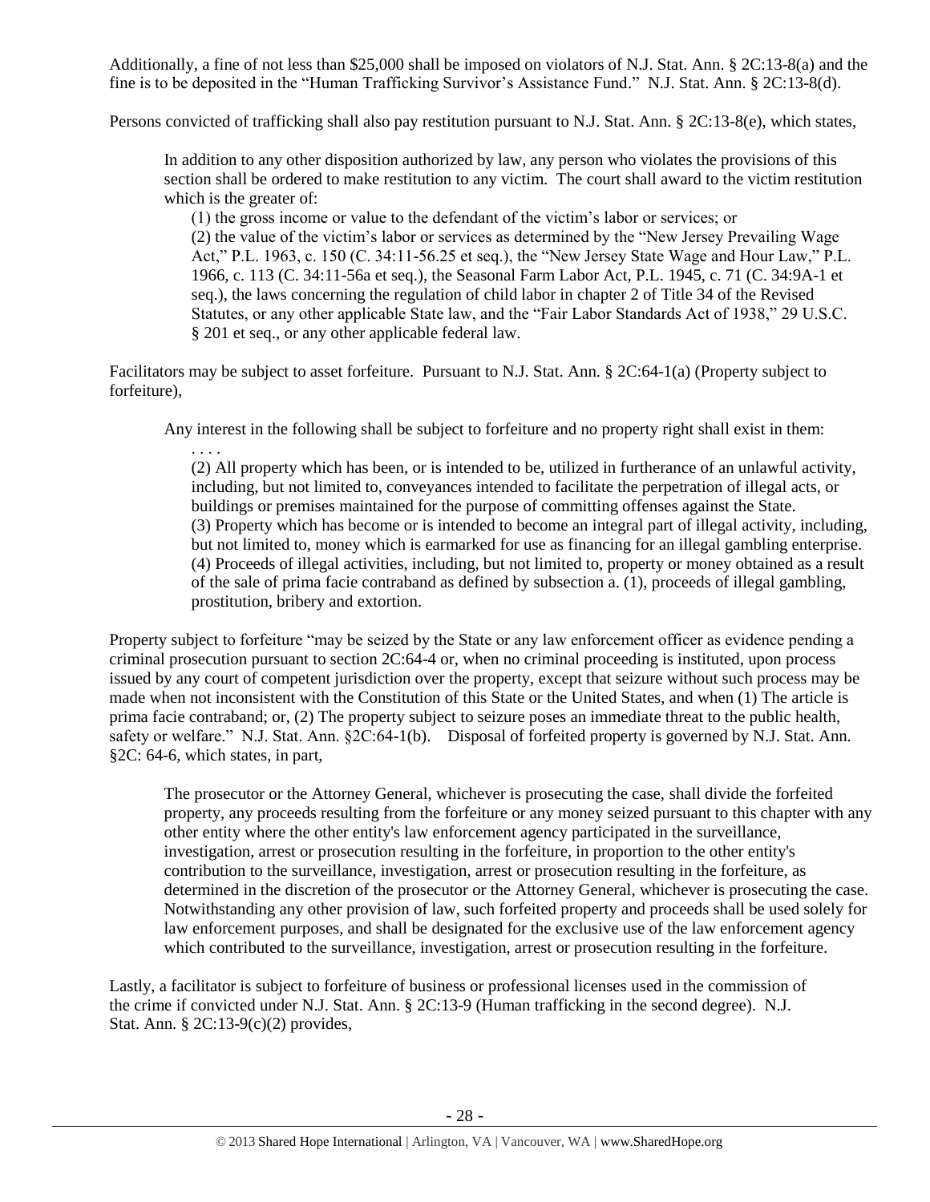Additionally, a fine of not less than $25,000 shall be imposed on violators of N.J. Stat. Ann. § 2C:13-8(a) and the fine is to be deposited in the "Human Trafficking Survivor's Assistance Fund." N.J. Stat. Ann. § 2C:13-8(d).

Persons convicted of trafficking shall also pay restitution pursuant to N.J. Stat. Ann. § 2C:13-8(e), which states,

> In addition to any other disposition authorized by law, any person who violates the provisions of this section shall be ordered to make restitution to any victim. The court shall award to the victim restitution which is the greater of:
>
> (1) the gross income or value to the defendant of the victim's labor or services; or
> (2) the value of the victim's labor or services as determined by the "New Jersey Prevailing Wage Act," P.L. 1963, c. 150 (C. 34:11-56.25 et seq.), the "New Jersey State Wage and Hour Law," P.L. 1966, c. 113 (C. 34:11-56a et seq.), the Seasonal Farm Labor Act, P.L. 1945, c. 71 (C. 34:9A-1 et seq.), the laws concerning the regulation of child labor in chapter 2 of Title 34 of the Revised Statutes, or any other applicable State law, and the "Fair Labor Standards Act of 1938," 29 U.S.C. § 201 et seq., or any other applicable federal law.

Facilitators may be subject to asset forfeiture. Pursuant to N.J. Stat. Ann. § 2C:64-1(a) (Property subject to forfeiture),

> Any interest in the following shall be subject to forfeiture and no property right shall exist in them:
>
> . . . .
> (2) All property which has been, or is intended to be, utilized in furtherance of an unlawful activity, including, but not limited to, conveyances intended to facilitate the perpetration of illegal acts, or buildings or premises maintained for the purpose of committing offenses against the State.
> (3) Property which has become or is intended to become an integral part of illegal activity, including, but not limited to, money which is earmarked for use as financing for an illegal gambling enterprise.
> (4) Proceeds of illegal activities, including, but not limited to, property or money obtained as a result of the sale of prima facie contraband as defined by subsection a. (1), proceeds of illegal gambling, prostitution, bribery and extortion.

Property subject to forfeiture "may be seized by the State or any law enforcement officer as evidence pending a criminal prosecution pursuant to section 2C:64-4 or, when no criminal proceeding is instituted, upon process issued by any court of competent jurisdiction over the property, except that seizure without such process may be made when not inconsistent with the Constitution of this State or the United States, and when (1) The article is prima facie contraband; or, (2) The property subject to seizure poses an immediate threat to the public health, safety or welfare." N.J. Stat. Ann. §2C:64-1(b). Disposal of forfeited property is governed by N.J. Stat. Ann. §2C: 64-6, which states, in part,

> The prosecutor or the Attorney General, whichever is prosecuting the case, shall divide the forfeited property, any proceeds resulting from the forfeiture or any money seized pursuant to this chapter with any other entity where the other entity's law enforcement agency participated in the surveillance, investigation, arrest or prosecution resulting in the forfeiture, in proportion to the other entity's contribution to the surveillance, investigation, arrest or prosecution resulting in the forfeiture, as determined in the discretion of the prosecutor or the Attorney General, whichever is prosecuting the case. Notwithstanding any other provision of law, such forfeited property and proceeds shall be used solely for law enforcement purposes, and shall be designated for the exclusive use of the law enforcement agency which contributed to the surveillance, investigation, arrest or prosecution resulting in the forfeiture.

Lastly, a facilitator is subject to forfeiture of business or professional licenses used in the commission of the crime if convicted under N.J. Stat. Ann. § 2C:13-9 (Human trafficking in the second degree). N.J. Stat. Ann. § 2C:13-9(c)(2) provides,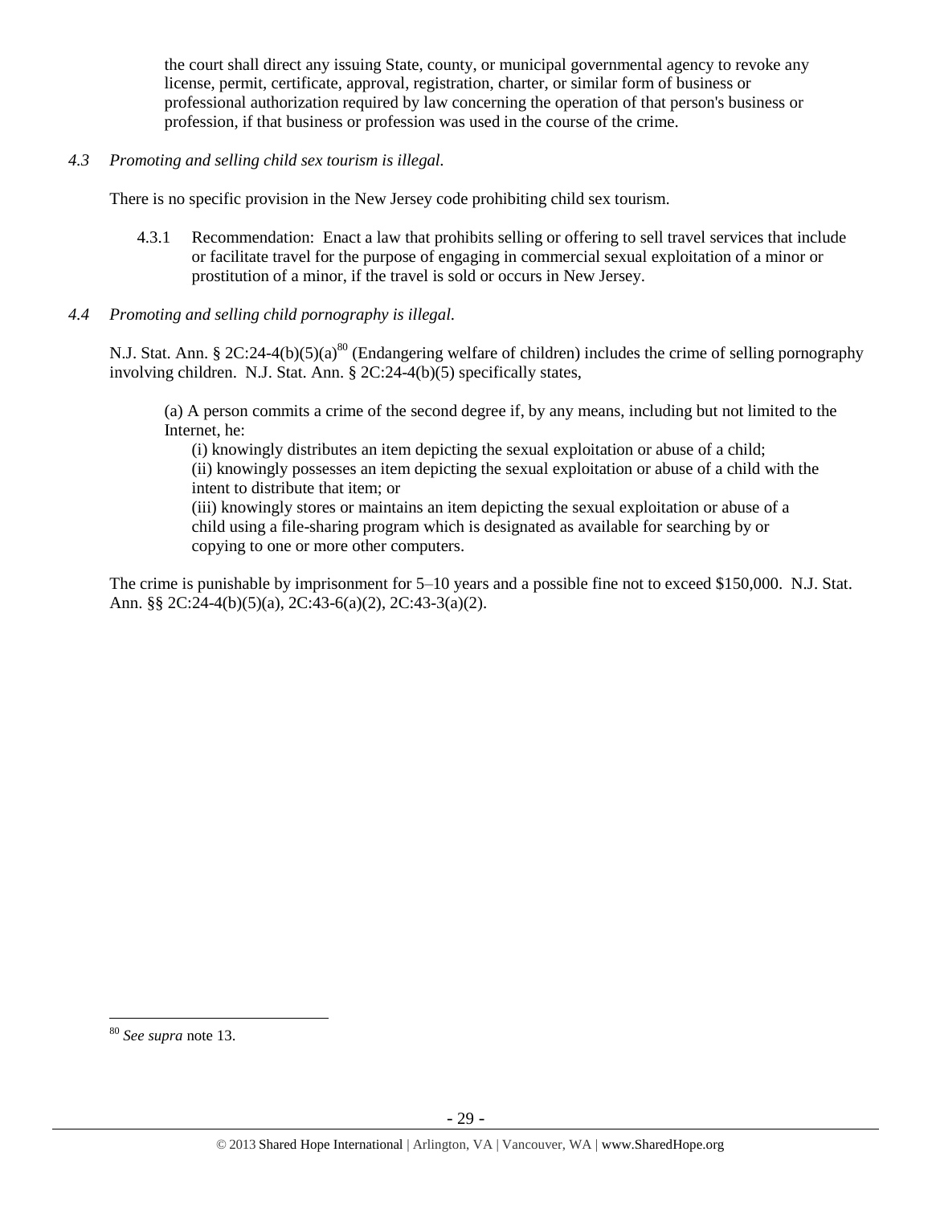the court shall direct any issuing State, county, or municipal governmental agency to revoke any license, permit, certificate, approval, registration, charter, or similar form of business or professional authorization required by law concerning the operation of that person's business or profession, if that business or profession was used in the course of the crime.

*4.3 Promoting and selling child sex tourism is illegal.*

There is no specific provision in the New Jersey code prohibiting child sex tourism.

4.3.1 Recommendation: Enact a law that prohibits selling or offering to sell travel services that include or facilitate travel for the purpose of engaging in commercial sexual exploitation of a minor or prostitution of a minor, if the travel is sold or occurs in New Jersey.

*4.4 Promoting and selling child pornography is illegal.*

N.J. Stat. Ann. § 2C:24-4(b)(5)(a)[80] (Endangering welfare of children) includes the crime of selling pornography involving children. N.J. Stat. Ann. § 2C:24-4(b)(5) specifically states,

> (a) A person commits a crime of the second degree if, by any means, including but not limited to the Internet, he:
>
> (i) knowingly distributes an item depicting the sexual exploitation or abuse of a child;
>
> (ii) knowingly possesses an item depicting the sexual exploitation or abuse of a child with the intent to distribute that item; or
>
> (iii) knowingly stores or maintains an item depicting the sexual exploitation or abuse of a child using a file-sharing program which is designated as available for searching by or copying to one or more other computers.

The crime is punishable by imprisonment for 5–10 years and a possible fine not to exceed $150,000. N.J. Stat. Ann. §§ 2C:24-4(b)(5)(a), 2C:43-6(a)(2), 2C:43-3(a)(2).

---

[80] *See supra* note 13.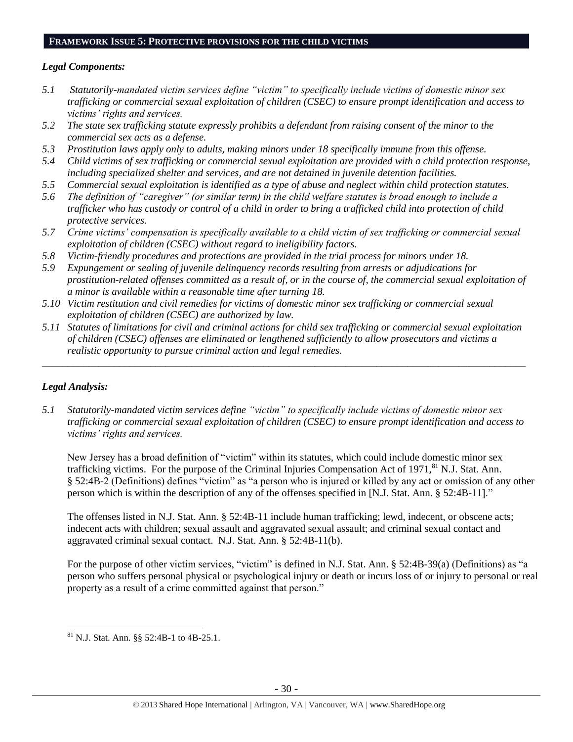## FRAMEWORK ISSUE 5: PROTECTIVE PROVISIONS FOR THE CHILD VICTIMS

### *Legal Components:*

*5.1 Statutorily-mandated victim services define "victim" to specifically include victims of domestic minor sex trafficking or commercial sexual exploitation of children (CSEC) to ensure prompt identification and access to victims' rights and services.*
*5.2 The state sex trafficking statute expressly prohibits a defendant from raising consent of the minor to the commercial sex acts as a defense.*
*5.3 Prostitution laws apply only to adults, making minors under 18 specifically immune from this offense.*
*5.4 Child victims of sex trafficking or commercial sexual exploitation are provided with a child protection response, including specialized shelter and services, and are not detained in juvenile detention facilities.*
*5.5 Commercial sexual exploitation is identified as a type of abuse and neglect within child protection statutes.*
*5.6 The definition of "caregiver" (or similar term) in the child welfare statutes is broad enough to include a trafficker who has custody or control of a child in order to bring a trafficked child into protection of child protective services.*
*5.7 Crime victims' compensation is specifically available to a child victim of sex trafficking or commercial sexual exploitation of children (CSEC) without regard to ineligibility factors.*
*5.8 Victim-friendly procedures and protections are provided in the trial process for minors under 18.*
*5.9 Expungement or sealing of juvenile delinquency records resulting from arrests or adjudications for prostitution-related offenses committed as a result of, or in the course of, the commercial sexual exploitation of a minor is available within a reasonable time after turning 18.*
*5.10 Victim restitution and civil remedies for victims of domestic minor sex trafficking or commercial sexual exploitation of children (CSEC) are authorized by law.*
*5.11 Statutes of limitations for civil and criminal actions for child sex trafficking or commercial sexual exploitation of children (CSEC) offenses are eliminated or lengthened sufficiently to allow prosecutors and victims a realistic opportunity to pursue criminal action and legal remedies.*

---

### *Legal Analysis:*

*5.1 Statutorily-mandated victim services define "victim" to specifically include victims of domestic minor sex trafficking or commercial sexual exploitation of children (CSEC) to ensure prompt identification and access to victims' rights and services.*

New Jersey has a broad definition of "victim" within its statutes, which could include domestic minor sex trafficking victims. For the purpose of the Criminal Injuries Compensation Act of 1971,[81] N.J. Stat. Ann. § 52:4B-2 (Definitions) defines "victim" as "a person who is injured or killed by any act or omission of any other person which is within the description of any of the offenses specified in [N.J. Stat. Ann. § 52:4B-11]."

The offenses listed in N.J. Stat. Ann. § 52:4B-11 include human trafficking; lewd, indecent, or obscene acts; indecent acts with children; sexual assault and aggravated sexual assault; and criminal sexual contact and aggravated criminal sexual contact. N.J. Stat. Ann. § 52:4B-11(b).

For the purpose of other victim services, "victim" is defined in N.J. Stat. Ann. § 52:4B-39(a) (Definitions) as "a person who suffers personal physical or psychological injury or death or incurs loss of or injury to personal or real property as a result of a crime committed against that person."

[81] N.J. Stat. Ann. §§ 52:4B-1 to 4B-25.1.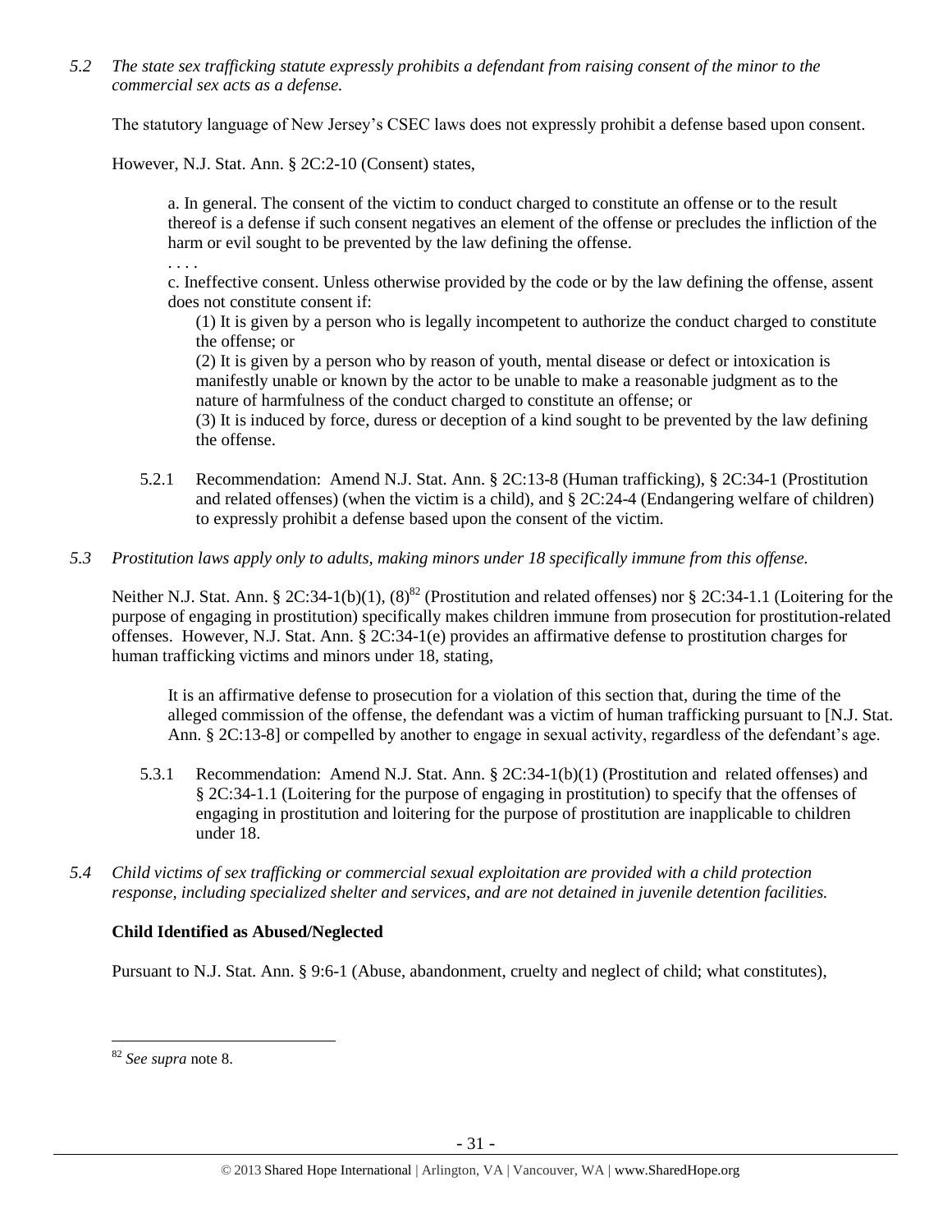*5.2 The state sex trafficking statute expressly prohibits a defendant from raising consent of the minor to the commercial sex acts as a defense.*

The statutory language of New Jersey's CSEC laws does not expressly prohibit a defense based upon consent.

However, N.J. Stat. Ann. § 2C:2-10 (Consent) states,

> a. In general. The consent of the victim to conduct charged to constitute an offense or to the result thereof is a defense if such consent negatives an element of the offense or precludes the infliction of the harm or evil sought to be prevented by the law defining the offense.
>
> . . . .
>
> c. Ineffective consent. Unless otherwise provided by the code or by the law defining the offense, assent does not constitute consent if:
>
> (1) It is given by a person who is legally incompetent to authorize the conduct charged to constitute the offense; or
>
> (2) It is given by a person who by reason of youth, mental disease or defect or intoxication is manifestly unable or known by the actor to be unable to make a reasonable judgment as to the nature of harmfulness of the conduct charged to constitute an offense; or
>
> (3) It is induced by force, duress or deception of a kind sought to be prevented by the law defining the offense.

5.2.1 Recommendation: Amend N.J. Stat. Ann. § 2C:13-8 (Human trafficking), § 2C:34-1 (Prostitution and related offenses) (when the victim is a child), and § 2C:24-4 (Endangering welfare of children) to expressly prohibit a defense based upon the consent of the victim.

*5.3 Prostitution laws apply only to adults, making minors under 18 specifically immune from this offense.*

Neither N.J. Stat. Ann. § 2C:34-1(b)(1), (8)[82] (Prostitution and related offenses) nor § 2C:34-1.1 (Loitering for the purpose of engaging in prostitution) specifically makes children immune from prosecution for prostitution-related offenses. However, N.J. Stat. Ann. § 2C:34-1(e) provides an affirmative defense to prostitution charges for human trafficking victims and minors under 18, stating,

> It is an affirmative defense to prosecution for a violation of this section that, during the time of the alleged commission of the offense, the defendant was a victim of human trafficking pursuant to [N.J. Stat. Ann. § 2C:13-8] or compelled by another to engage in sexual activity, regardless of the defendant's age.

5.3.1 Recommendation: Amend N.J. Stat. Ann. § 2C:34-1(b)(1) (Prostitution and related offenses) and § 2C:34-1.1 (Loitering for the purpose of engaging in prostitution) to specify that the offenses of engaging in prostitution and loitering for the purpose of prostitution are inapplicable to children under 18.

*5.4 Child victims of sex trafficking or commercial sexual exploitation are provided with a child protection response, including specialized shelter and services, and are not detained in juvenile detention facilities.*

**Child Identified as Abused/Neglected**

Pursuant to N.J. Stat. Ann. § 9:6-1 (Abuse, abandonment, cruelty and neglect of child; what constitutes),

---

[82] *See supra* note 8.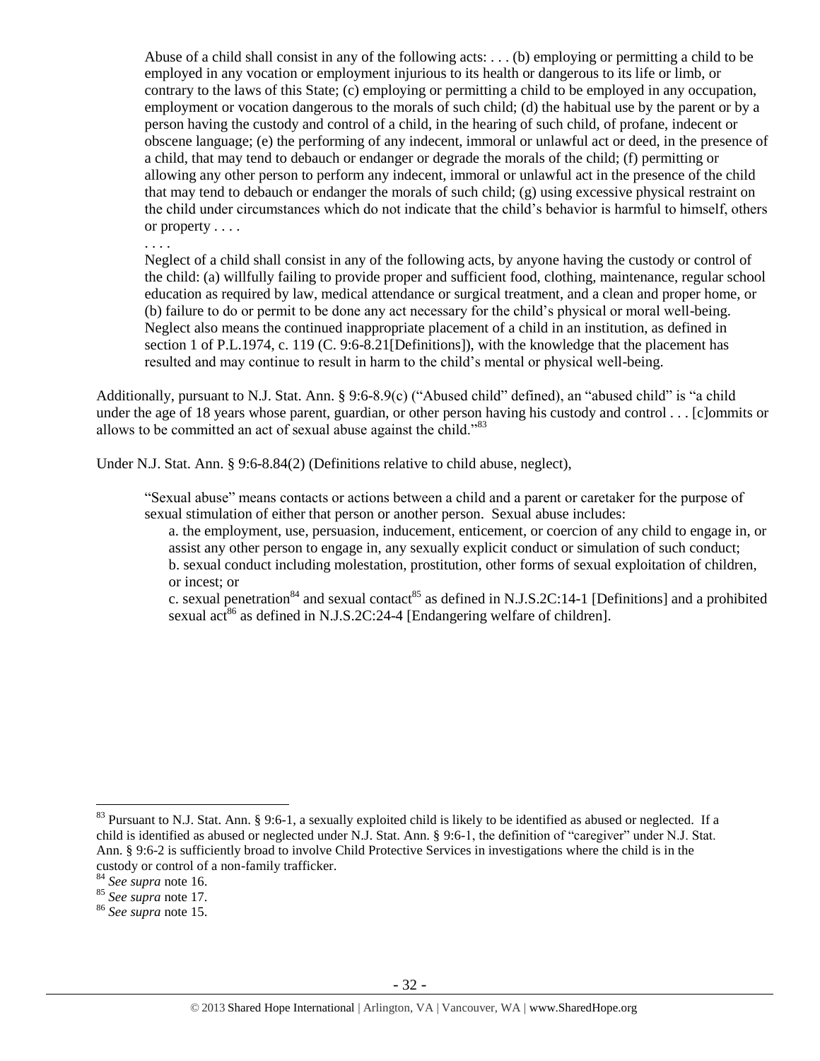> Abuse of a child shall consist in any of the following acts: . . . (b) employing or permitting a child to be employed in any vocation or employment injurious to its health or dangerous to its life or limb, or contrary to the laws of this State; (c) employing or permitting a child to be employed in any occupation, employment or vocation dangerous to the morals of such child; (d) the habitual use by the parent or by a person having the custody and control of a child, in the hearing of such child, of profane, indecent or obscene language; (e) the performing of any indecent, immoral or unlawful act or deed, in the presence of a child, that may tend to debauch or endanger or degrade the morals of the child; (f) permitting or allowing any other person to perform any indecent, immoral or unlawful act in the presence of the child that may tend to debauch or endanger the morals of such child; (g) using excessive physical restraint on the child under circumstances which do not indicate that the child's behavior is harmful to himself, others or property . . . .
>
> . . . .
>
> Neglect of a child shall consist in any of the following acts, by anyone having the custody or control of the child: (a) willfully failing to provide proper and sufficient food, clothing, maintenance, regular school education as required by law, medical attendance or surgical treatment, and a clean and proper home, or (b) failure to do or permit to be done any act necessary for the child's physical or moral well-being. Neglect also means the continued inappropriate placement of a child in an institution, as defined in section 1 of P.L.1974, c. 119 (C. 9:6-8.21[Definitions]), with the knowledge that the placement has resulted and may continue to result in harm to the child's mental or physical well-being.

Additionally, pursuant to N.J. Stat. Ann. § 9:6-8.9(c) ("Abused child" defined), an "abused child" is "a child under the age of 18 years whose parent, guardian, or other person having his custody and control . . . [c]ommits or allows to be committed an act of sexual abuse against the child."[83]

Under N.J. Stat. Ann. § 9:6-8.84(2) (Definitions relative to child abuse, neglect),

> "Sexual abuse" means contacts or actions between a child and a parent or caretaker for the purpose of sexual stimulation of either that person or another person. Sexual abuse includes:
>
> a. the employment, use, persuasion, inducement, enticement, or coercion of any child to engage in, or assist any other person to engage in, any sexually explicit conduct or simulation of such conduct;
>
> b. sexual conduct including molestation, prostitution, other forms of sexual exploitation of children, or incest; or
>
> c. sexual penetration[84] and sexual contact[85] as defined in N.J.S.2C:14-1 [Definitions] and a prohibited sexual act[86] as defined in N.J.S.2C:24-4 [Endangering welfare of children].

---

[83] Pursuant to N.J. Stat. Ann. § 9:6-1, a sexually exploited child is likely to be identified as abused or neglected. If a child is identified as abused or neglected under N.J. Stat. Ann. § 9:6-1, the definition of "caregiver" under N.J. Stat. Ann. § 9:6-2 is sufficiently broad to involve Child Protective Services in investigations where the child is in the custody or control of a non-family trafficker.

[84] *See supra* note 16.

[85] *See supra* note 17.

[86] *See supra* note 15.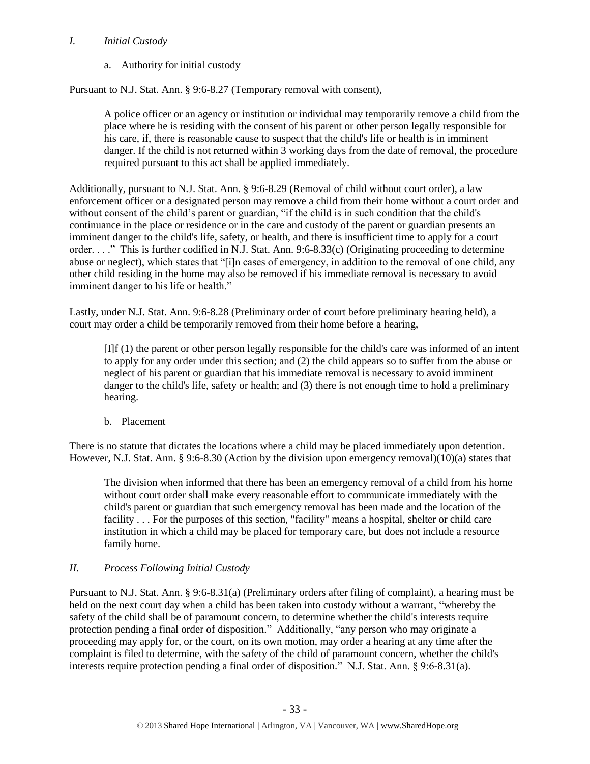*I. Initial Custody*

a. Authority for initial custody

Pursuant to N.J. Stat. Ann. § 9:6-8.27 (Temporary removal with consent),

> A police officer or an agency or institution or individual may temporarily remove a child from the place where he is residing with the consent of his parent or other person legally responsible for his care, if, there is reasonable cause to suspect that the child's life or health is in imminent danger. If the child is not returned within 3 working days from the date of removal, the procedure required pursuant to this act shall be applied immediately.

Additionally, pursuant to N.J. Stat. Ann. § 9:6-8.29 (Removal of child without court order), a law enforcement officer or a designated person may remove a child from their home without a court order and without consent of the child's parent or guardian, "if the child is in such condition that the child's continuance in the place or residence or in the care and custody of the parent or guardian presents an imminent danger to the child's life, safety, or health, and there is insufficient time to apply for a court order. . . ." This is further codified in N.J. Stat. Ann. 9:6-8.33(c) (Originating proceeding to determine abuse or neglect), which states that "[i]n cases of emergency, in addition to the removal of one child, any other child residing in the home may also be removed if his immediate removal is necessary to avoid imminent danger to his life or health."

Lastly, under N.J. Stat. Ann. 9:6-8.28 (Preliminary order of court before preliminary hearing held), a court may order a child be temporarily removed from their home before a hearing,

> [I]f (1) the parent or other person legally responsible for the child's care was informed of an intent to apply for any order under this section; and (2) the child appears so to suffer from the abuse or neglect of his parent or guardian that his immediate removal is necessary to avoid imminent danger to the child's life, safety or health; and (3) there is not enough time to hold a preliminary hearing.

b. Placement

There is no statute that dictates the locations where a child may be placed immediately upon detention. However, N.J. Stat. Ann. § 9:6-8.30 (Action by the division upon emergency removal)(10)(a) states that

> The division when informed that there has been an emergency removal of a child from his home without court order shall make every reasonable effort to communicate immediately with the child's parent or guardian that such emergency removal has been made and the location of the facility . . . For the purposes of this section, "facility" means a hospital, shelter or child care institution in which a child may be placed for temporary care, but does not include a resource family home.

*II. Process Following Initial Custody*

Pursuant to N.J. Stat. Ann. § 9:6-8.31(a) (Preliminary orders after filing of complaint), a hearing must be held on the next court day when a child has been taken into custody without a warrant, "whereby the safety of the child shall be of paramount concern, to determine whether the child's interests require protection pending a final order of disposition." Additionally, "any person who may originate a proceeding may apply for, or the court, on its own motion, may order a hearing at any time after the complaint is filed to determine, with the safety of the child of paramount concern, whether the child's interests require protection pending a final order of disposition." N.J. Stat. Ann. § 9:6-8.31(a).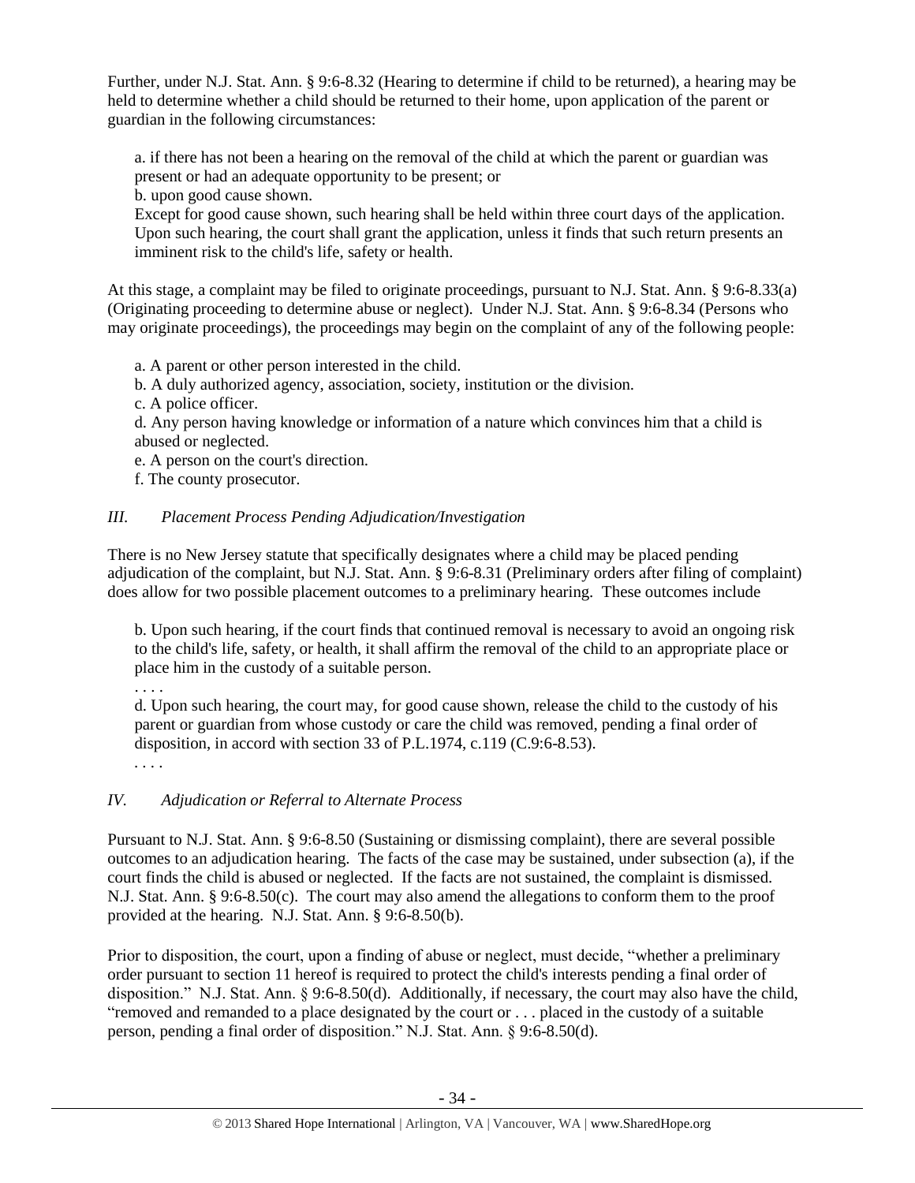Further, under N.J. Stat. Ann. § 9:6-8.32 (Hearing to determine if child to be returned), a hearing may be held to determine whether a child should be returned to their home, upon application of the parent or guardian in the following circumstances:

> a. if there has not been a hearing on the removal of the child at which the parent or guardian was present or had an adequate opportunity to be present; or
> b. upon good cause shown.
> Except for good cause shown, such hearing shall be held within three court days of the application. Upon such hearing, the court shall grant the application, unless it finds that such return presents an imminent risk to the child's life, safety or health.

At this stage, a complaint may be filed to originate proceedings, pursuant to N.J. Stat. Ann. § 9:6-8.33(a) (Originating proceeding to determine abuse or neglect). Under N.J. Stat. Ann. § 9:6-8.34 (Persons who may originate proceedings), the proceedings may begin on the complaint of any of the following people:

> a. A parent or other person interested in the child.
> b. A duly authorized agency, association, society, institution or the division.
> c. A police officer.
> d. Any person having knowledge or information of a nature which convinces him that a child is abused or neglected.
> e. A person on the court's direction.
> f. The county prosecutor.

### *III. Placement Process Pending Adjudication/Investigation*

There is no New Jersey statute that specifically designates where a child may be placed pending adjudication of the complaint, but N.J. Stat. Ann. § 9:6-8.31 (Preliminary orders after filing of complaint) does allow for two possible placement outcomes to a preliminary hearing. These outcomes include

> b. Upon such hearing, if the court finds that continued removal is necessary to avoid an ongoing risk to the child's life, safety, or health, it shall affirm the removal of the child to an appropriate place or place him in the custody of a suitable person.
> . . . .
> d. Upon such hearing, the court may, for good cause shown, release the child to the custody of his parent or guardian from whose custody or care the child was removed, pending a final order of disposition, in accord with section 33 of P.L.1974, c.119 (C.9:6-8.53).
> . . . .

### *IV. Adjudication or Referral to Alternate Process*

Pursuant to N.J. Stat. Ann. § 9:6-8.50 (Sustaining or dismissing complaint), there are several possible outcomes to an adjudication hearing. The facts of the case may be sustained, under subsection (a), if the court finds the child is abused or neglected. If the facts are not sustained, the complaint is dismissed. N.J. Stat. Ann. § 9:6-8.50(c). The court may also amend the allegations to conform them to the proof provided at the hearing. N.J. Stat. Ann. § 9:6-8.50(b).

Prior to disposition, the court, upon a finding of abuse or neglect, must decide, "whether a preliminary order pursuant to section 11 hereof is required to protect the child's interests pending a final order of disposition." N.J. Stat. Ann. § 9:6-8.50(d). Additionally, if necessary, the court may also have the child, "removed and remanded to a place designated by the court or . . . placed in the custody of a suitable person, pending a final order of disposition." N.J. Stat. Ann. § 9:6-8.50(d).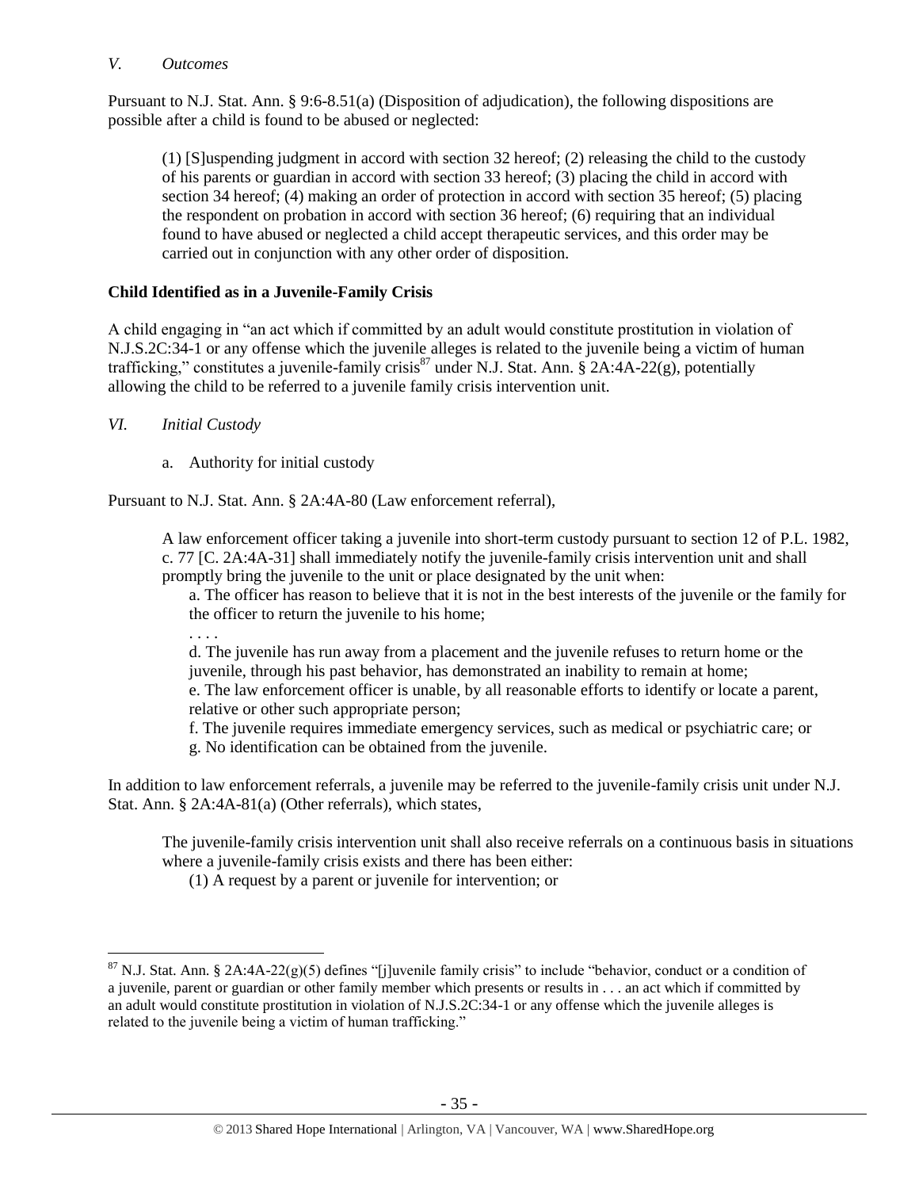*V. Outcomes*

Pursuant to N.J. Stat. Ann. § 9:6-8.51(a) (Disposition of adjudication), the following dispositions are possible after a child is found to be abused or neglected:

> (1) [S]uspending judgment in accord with section 32 hereof; (2) releasing the child to the custody of his parents or guardian in accord with section 33 hereof; (3) placing the child in accord with section 34 hereof; (4) making an order of protection in accord with section 35 hereof; (5) placing the respondent on probation in accord with section 36 hereof; (6) requiring that an individual found to have abused or neglected a child accept therapeutic services, and this order may be carried out in conjunction with any other order of disposition.

**Child Identified as in a Juvenile-Family Crisis**

A child engaging in "an act which if committed by an adult would constitute prostitution in violation of N.J.S.2C:34-1 or any offense which the juvenile alleges is related to the juvenile being a victim of human trafficking," constitutes a juvenile-family crisis[87] under N.J. Stat. Ann. § 2A:4A-22(g), potentially allowing the child to be referred to a juvenile family crisis intervention unit.

*VI. Initial Custody*

a. Authority for initial custody

Pursuant to N.J. Stat. Ann. § 2A:4A-80 (Law enforcement referral),

> A law enforcement officer taking a juvenile into short-term custody pursuant to section 12 of P.L. 1982, c. 77 [C. 2A:4A-31] shall immediately notify the juvenile-family crisis intervention unit and shall promptly bring the juvenile to the unit or place designated by the unit when:
>
> a. The officer has reason to believe that it is not in the best interests of the juvenile or the family for the officer to return the juvenile to his home;
>
> . . . .
>
> d. The juvenile has run away from a placement and the juvenile refuses to return home or the juvenile, through his past behavior, has demonstrated an inability to remain at home;
>
> e. The law enforcement officer is unable, by all reasonable efforts to identify or locate a parent, relative or other such appropriate person;
>
> f. The juvenile requires immediate emergency services, such as medical or psychiatric care; or
>
> g. No identification can be obtained from the juvenile.

In addition to law enforcement referrals, a juvenile may be referred to the juvenile-family crisis unit under N.J. Stat. Ann. § 2A:4A-81(a) (Other referrals), which states,

> The juvenile-family crisis intervention unit shall also receive referrals on a continuous basis in situations where a juvenile-family crisis exists and there has been either:
>
> (1) A request by a parent or juvenile for intervention; or

---

[87] N.J. Stat. Ann. § 2A:4A-22(g)(5) defines "[j]uvenile family crisis" to include "behavior, conduct or a condition of a juvenile, parent or guardian or other family member which presents or results in . . . an act which if committed by an adult would constitute prostitution in violation of N.J.S.2C:34-1 or any offense which the juvenile alleges is related to the juvenile being a victim of human trafficking."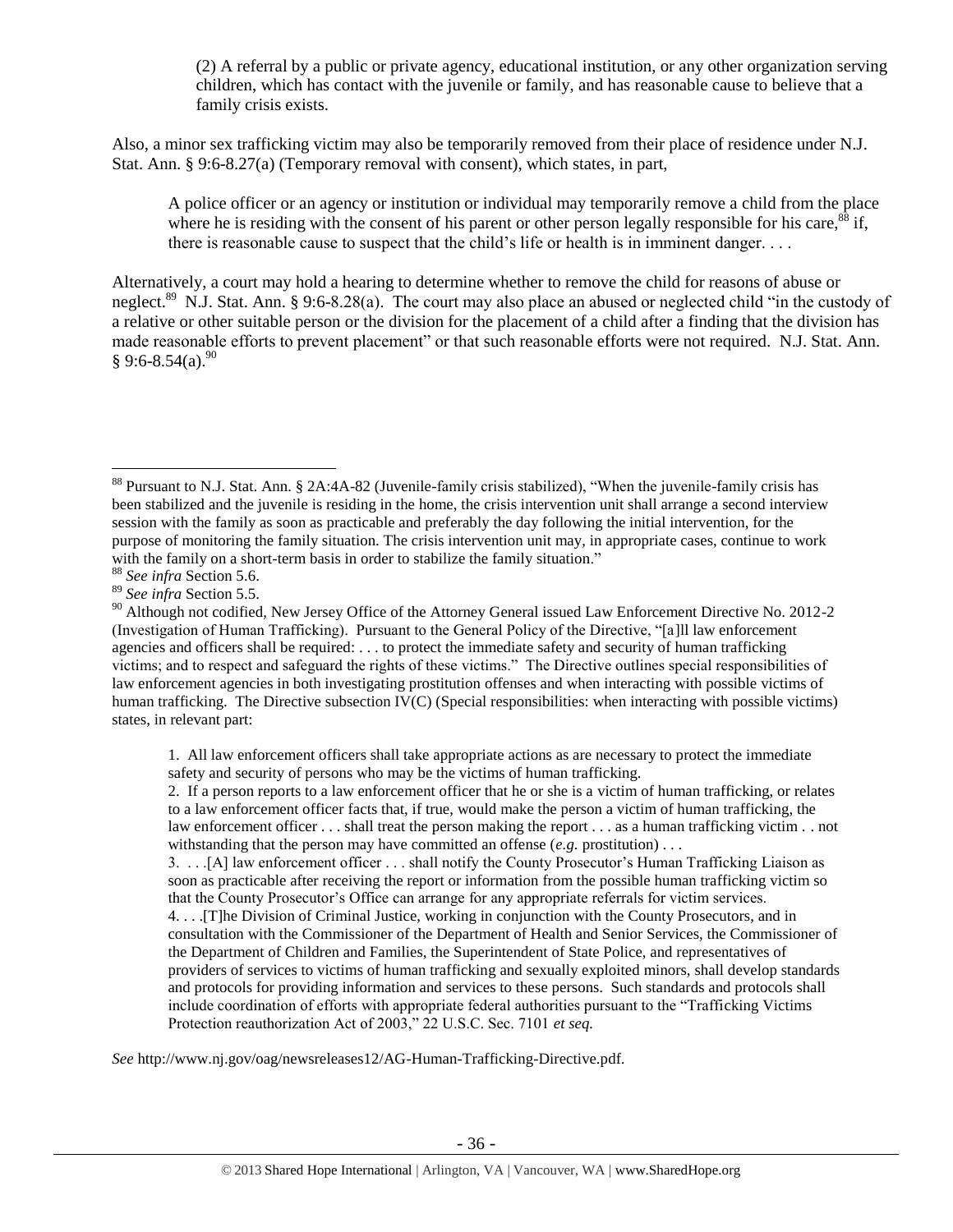(2) A referral by a public or private agency, educational institution, or any other organization serving children, which has contact with the juvenile or family, and has reasonable cause to believe that a family crisis exists.

Also, a minor sex trafficking victim may also be temporarily removed from their place of residence under N.J. Stat. Ann. § 9:6-8.27(a) (Temporary removal with consent), which states, in part,

> A police officer or an agency or institution or individual may temporarily remove a child from the place where he is residing with the consent of his parent or other person legally responsible for his care,[88] if, there is reasonable cause to suspect that the child's life or health is in imminent danger. . . .

Alternatively, a court may hold a hearing to determine whether to remove the child for reasons of abuse or neglect.[89] N.J. Stat. Ann. § 9:6-8.28(a). The court may also place an abused or neglected child "in the custody of a relative or other suitable person or the division for the placement of a child after a finding that the division has made reasonable efforts to prevent placement" or that such reasonable efforts were not required. N.J. Stat. Ann. § 9:6-8.54(a).[90]

---

[88] Pursuant to N.J. Stat. Ann. § 2A:4A-82 (Juvenile-family crisis stabilized), "When the juvenile-family crisis has been stabilized and the juvenile is residing in the home, the crisis intervention unit shall arrange a second interview session with the family as soon as practicable and preferably the day following the initial intervention, for the purpose of monitoring the family situation. The crisis intervention unit may, in appropriate cases, continue to work with the family on a short-term basis in order to stabilize the family situation."

[88] *See infra* Section 5.6.

[89] *See infra* Section 5.5.

[90] Although not codified, New Jersey Office of the Attorney General issued Law Enforcement Directive No. 2012-2 (Investigation of Human Trafficking). Pursuant to the General Policy of the Directive, "[a]ll law enforcement agencies and officers shall be required: . . . to protect the immediate safety and security of human trafficking victims; and to respect and safeguard the rights of these victims." The Directive outlines special responsibilities of law enforcement agencies in both investigating prostitution offenses and when interacting with possible victims of human trafficking. The Directive subsection IV(C) (Special responsibilities: when interacting with possible victims) states, in relevant part:

> 1. All law enforcement officers shall take appropriate actions as are necessary to protect the immediate safety and security of persons who may be the victims of human trafficking.
>
> 2. If a person reports to a law enforcement officer that he or she is a victim of human trafficking, or relates to a law enforcement officer facts that, if true, would make the person a victim of human trafficking, the law enforcement officer . . . shall treat the person making the report . . . as a human trafficking victim . . not withstanding that the person may have committed an offense (*e.g.* prostitution) . . .
>
> 3. . . .[A] law enforcement officer . . . shall notify the County Prosecutor's Human Trafficking Liaison as soon as practicable after receiving the report or information from the possible human trafficking victim so that the County Prosecutor's Office can arrange for any appropriate referrals for victim services.
>
> 4. . . .[T]he Division of Criminal Justice, working in conjunction with the County Prosecutors, and in consultation with the Commissioner of the Department of Health and Senior Services, the Commissioner of the Department of Children and Families, the Superintendent of State Police, and representatives of providers of services to victims of human trafficking and sexually exploited minors, shall develop standards and protocols for providing information and services to these persons. Such standards and protocols shall include coordination of efforts with appropriate federal authorities pursuant to the "Trafficking Victims Protection reauthorization Act of 2003," 22 U.S.C. Sec. 7101 *et seq.*

*See* http://www.nj.gov/oag/newsreleases12/AG-Human-Trafficking-Directive.pdf.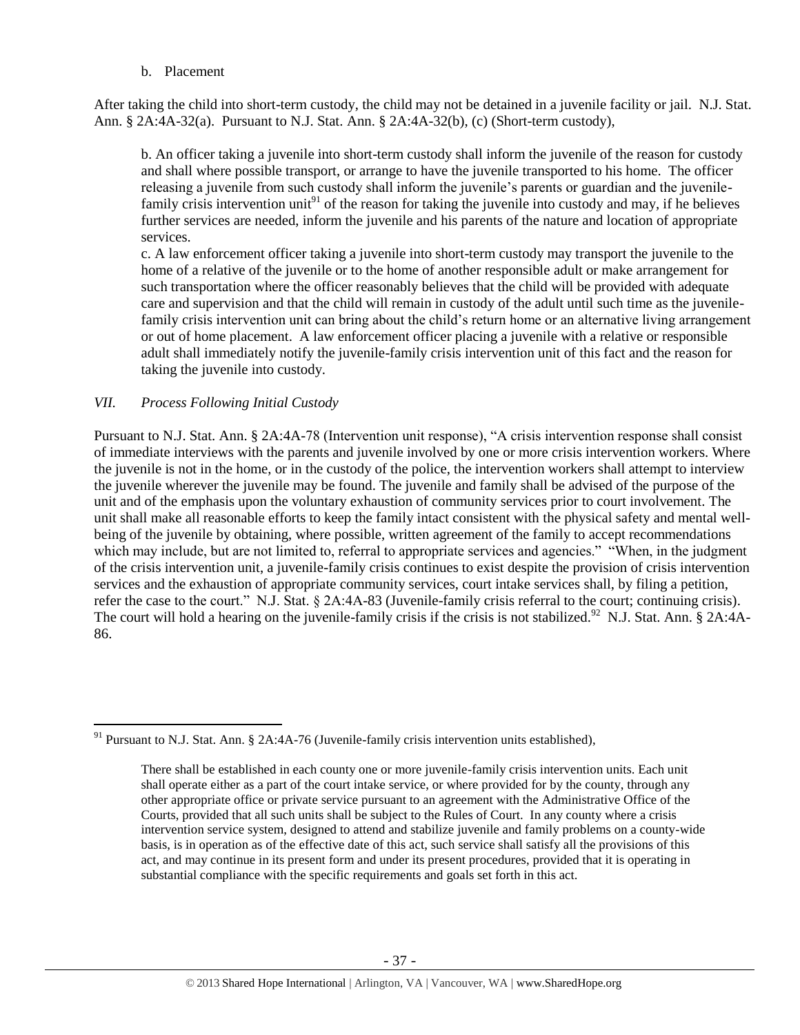b. Placement

After taking the child into short-term custody, the child may not be detained in a juvenile facility or jail. N.J. Stat. Ann. § 2A:4A-32(a). Pursuant to N.J. Stat. Ann. § 2A:4A-32(b), (c) (Short-term custody),

> b. An officer taking a juvenile into short-term custody shall inform the juvenile of the reason for custody and shall where possible transport, or arrange to have the juvenile transported to his home. The officer releasing a juvenile from such custody shall inform the juvenile's parents or guardian and the juvenile-family crisis intervention unit[91] of the reason for taking the juvenile into custody and may, if he believes further services are needed, inform the juvenile and his parents of the nature and location of appropriate services.
>
> c. A law enforcement officer taking a juvenile into short-term custody may transport the juvenile to the home of a relative of the juvenile or to the home of another responsible adult or make arrangement for such transportation where the officer reasonably believes that the child will be provided with adequate care and supervision and that the child will remain in custody of the adult until such time as the juvenile-family crisis intervention unit can bring about the child's return home or an alternative living arrangement or out of home placement. A law enforcement officer placing a juvenile with a relative or responsible adult shall immediately notify the juvenile-family crisis intervention unit of this fact and the reason for taking the juvenile into custody.

*VII. Process Following Initial Custody*

Pursuant to N.J. Stat. Ann. § 2A:4A-78 (Intervention unit response), "A crisis intervention response shall consist of immediate interviews with the parents and juvenile involved by one or more crisis intervention workers. Where the juvenile is not in the home, or in the custody of the police, the intervention workers shall attempt to interview the juvenile wherever the juvenile may be found. The juvenile and family shall be advised of the purpose of the unit and of the emphasis upon the voluntary exhaustion of community services prior to court involvement. The unit shall make all reasonable efforts to keep the family intact consistent with the physical safety and mental well-being of the juvenile by obtaining, where possible, written agreement of the family to accept recommendations which may include, but are not limited to, referral to appropriate services and agencies." "When, in the judgment of the crisis intervention unit, a juvenile-family crisis continues to exist despite the provision of crisis intervention services and the exhaustion of appropriate community services, court intake services shall, by filing a petition, refer the case to the court." N.J. Stat. § 2A:4A-83 (Juvenile-family crisis referral to the court; continuing crisis). The court will hold a hearing on the juvenile-family crisis if the crisis is not stabilized.[92] N.J. Stat. Ann. § 2A:4A-86.

---

[91] Pursuant to N.J. Stat. Ann. § 2A:4A-76 (Juvenile-family crisis intervention units established),

> There shall be established in each county one or more juvenile-family crisis intervention units. Each unit shall operate either as a part of the court intake service, or where provided for by the county, through any other appropriate office or private service pursuant to an agreement with the Administrative Office of the Courts, provided that all such units shall be subject to the Rules of Court. In any county where a crisis intervention service system, designed to attend and stabilize juvenile and family problems on a county-wide basis, is in operation as of the effective date of this act, such service shall satisfy all the provisions of this act, and may continue in its present form and under its present procedures, provided that it is operating in substantial compliance with the specific requirements and goals set forth in this act.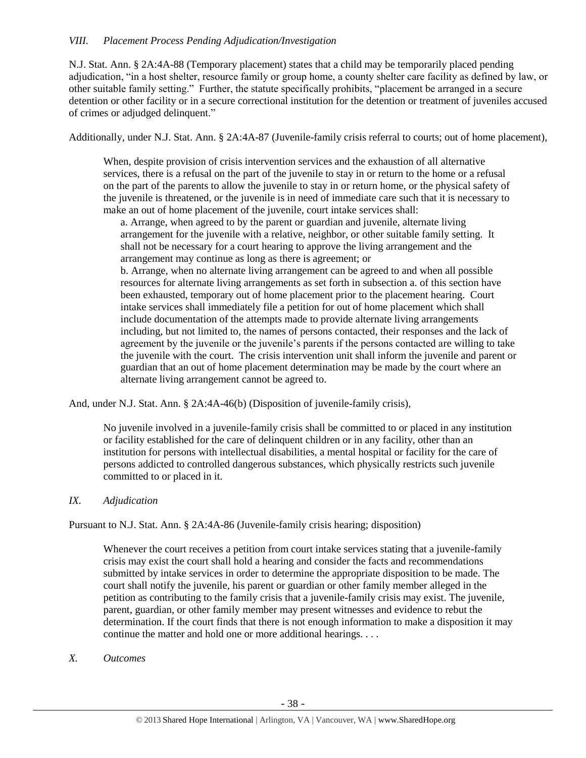*VIII. Placement Process Pending Adjudication/Investigation*

N.J. Stat. Ann. § 2A:4A-88 (Temporary placement) states that a child may be temporarily placed pending adjudication, "in a host shelter, resource family or group home, a county shelter care facility as defined by law, or other suitable family setting." Further, the statute specifically prohibits, "placement be arranged in a secure detention or other facility or in a secure correctional institution for the detention or treatment of juveniles accused of crimes or adjudged delinquent."

Additionally, under N.J. Stat. Ann. § 2A:4A-87 (Juvenile-family crisis referral to courts; out of home placement),

> When, despite provision of crisis intervention services and the exhaustion of all alternative services, there is a refusal on the part of the juvenile to stay in or return to the home or a refusal on the part of the parents to allow the juvenile to stay in or return home, or the physical safety of the juvenile is threatened, or the juvenile is in need of immediate care such that it is necessary to make an out of home placement of the juvenile, court intake services shall:
>
> a. Arrange, when agreed to by the parent or guardian and juvenile, alternate living arrangement for the juvenile with a relative, neighbor, or other suitable family setting. It shall not be necessary for a court hearing to approve the living arrangement and the arrangement may continue as long as there is agreement; or
>
> b. Arrange, when no alternate living arrangement can be agreed to and when all possible resources for alternate living arrangements as set forth in subsection a. of this section have been exhausted, temporary out of home placement prior to the placement hearing. Court intake services shall immediately file a petition for out of home placement which shall include documentation of the attempts made to provide alternate living arrangements including, but not limited to, the names of persons contacted, their responses and the lack of agreement by the juvenile or the juvenile's parents if the persons contacted are willing to take the juvenile with the court. The crisis intervention unit shall inform the juvenile and parent or guardian that an out of home placement determination may be made by the court where an alternate living arrangement cannot be agreed to.

And, under N.J. Stat. Ann. § 2A:4A-46(b) (Disposition of juvenile-family crisis),

> No juvenile involved in a juvenile-family crisis shall be committed to or placed in any institution or facility established for the care of delinquent children or in any facility, other than an institution for persons with intellectual disabilities, a mental hospital or facility for the care of persons addicted to controlled dangerous substances, which physically restricts such juvenile committed to or placed in it.

*IX. Adjudication*

Pursuant to N.J. Stat. Ann. § 2A:4A-86 (Juvenile-family crisis hearing; disposition)

> Whenever the court receives a petition from court intake services stating that a juvenile-family crisis may exist the court shall hold a hearing and consider the facts and recommendations submitted by intake services in order to determine the appropriate disposition to be made. The court shall notify the juvenile, his parent or guardian or other family member alleged in the petition as contributing to the family crisis that a juvenile-family crisis may exist. The juvenile, parent, guardian, or other family member may present witnesses and evidence to rebut the determination. If the court finds that there is not enough information to make a disposition it may continue the matter and hold one or more additional hearings. . . .

*X. Outcomes*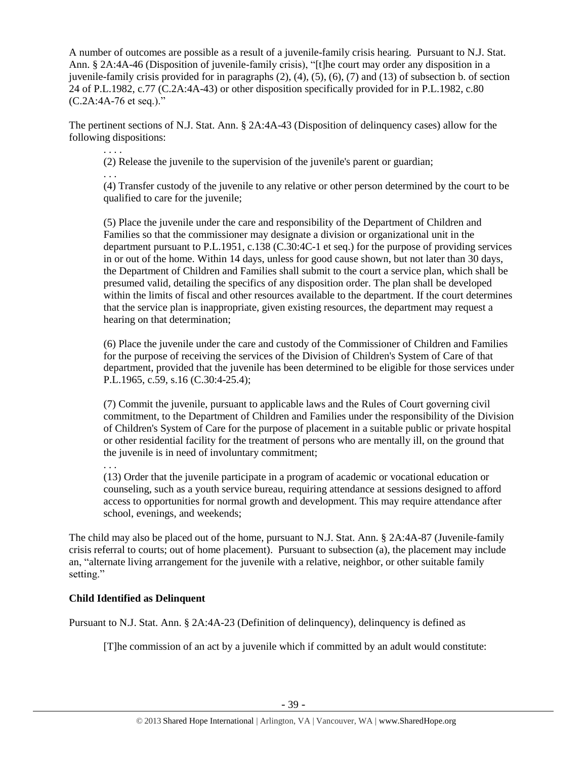A number of outcomes are possible as a result of a juvenile-family crisis hearing. Pursuant to N.J. Stat. Ann. § 2A:4A-46 (Disposition of juvenile-family crisis), "[t]he court may order any disposition in a juvenile-family crisis provided for in paragraphs (2), (4), (5), (6), (7) and (13) of subsection b. of section 24 of P.L.1982, c.77 (C.2A:4A-43) or other disposition specifically provided for in P.L.1982, c.80 (C.2A:4A-76 et seq.)."

The pertinent sections of N.J. Stat. Ann. § 2A:4A-43 (Disposition of delinquency cases) allow for the following dispositions:

> . . . .
>
> (2) Release the juvenile to the supervision of the juvenile's parent or guardian;
>
> . . .
>
> (4) Transfer custody of the juvenile to any relative or other person determined by the court to be qualified to care for the juvenile;
>
> (5) Place the juvenile under the care and responsibility of the Department of Children and Families so that the commissioner may designate a division or organizational unit in the department pursuant to P.L.1951, c.138 (C.30:4C-1 et seq.) for the purpose of providing services in or out of the home. Within 14 days, unless for good cause shown, but not later than 30 days, the Department of Children and Families shall submit to the court a service plan, which shall be presumed valid, detailing the specifics of any disposition order. The plan shall be developed within the limits of fiscal and other resources available to the department. If the court determines that the service plan is inappropriate, given existing resources, the department may request a hearing on that determination;
>
> (6) Place the juvenile under the care and custody of the Commissioner of Children and Families for the purpose of receiving the services of the Division of Children's System of Care of that department, provided that the juvenile has been determined to be eligible for those services under P.L.1965, c.59, s.16 (C.30:4-25.4);
>
> (7) Commit the juvenile, pursuant to applicable laws and the Rules of Court governing civil commitment, to the Department of Children and Families under the responsibility of the Division of Children's System of Care for the purpose of placement in a suitable public or private hospital or other residential facility for the treatment of persons who are mentally ill, on the ground that the juvenile is in need of involuntary commitment;
>
> . . .
>
> (13) Order that the juvenile participate in a program of academic or vocational education or counseling, such as a youth service bureau, requiring attendance at sessions designed to afford access to opportunities for normal growth and development. This may require attendance after school, evenings, and weekends;

The child may also be placed out of the home, pursuant to N.J. Stat. Ann. § 2A:4A-87 (Juvenile-family crisis referral to courts; out of home placement). Pursuant to subsection (a), the placement may include an, "alternate living arrangement for the juvenile with a relative, neighbor, or other suitable family setting."

**Child Identified as Delinquent**

Pursuant to N.J. Stat. Ann. § 2A:4A-23 (Definition of delinquency), delinquency is defined as

> [T]he commission of an act by a juvenile which if committed by an adult would constitute: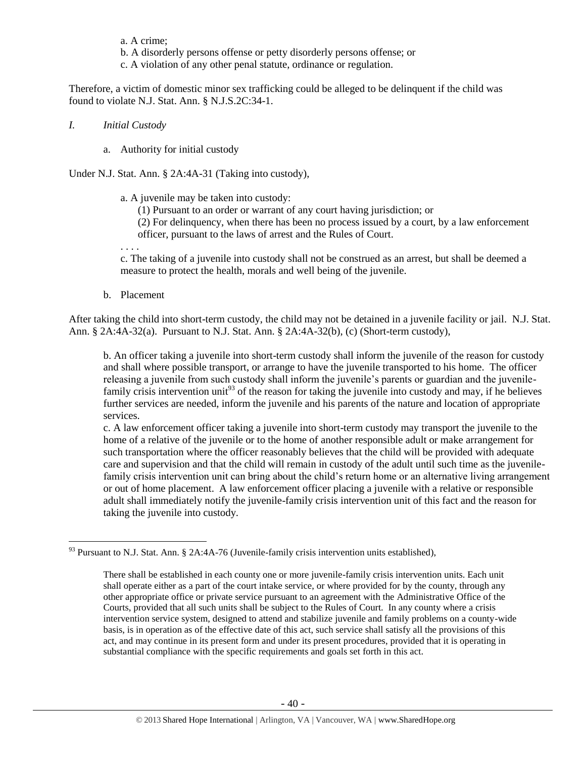a. A crime;
b. A disorderly persons offense or petty disorderly persons offense; or
c. A violation of any other penal statute, ordinance or regulation.

Therefore, a victim of domestic minor sex trafficking could be alleged to be delinquent if the child was found to violate N.J. Stat. Ann. § N.J.S.2C:34-1.

*I. Initial Custody*

a. Authority for initial custody

Under N.J. Stat. Ann. § 2A:4A-31 (Taking into custody),

> a. A juvenile may be taken into custody:
>
> (1) Pursuant to an order or warrant of any court having jurisdiction; or
>
> (2) For delinquency, when there has been no process issued by a court, by a law enforcement officer, pursuant to the laws of arrest and the Rules of Court.
>
> . . . .
>
> c. The taking of a juvenile into custody shall not be construed as an arrest, but shall be deemed a measure to protect the health, morals and well being of the juvenile.

b. Placement

After taking the child into short-term custody, the child may not be detained in a juvenile facility or jail. N.J. Stat. Ann. § 2A:4A-32(a). Pursuant to N.J. Stat. Ann. § 2A:4A-32(b), (c) (Short-term custody),

> b. An officer taking a juvenile into short-term custody shall inform the juvenile of the reason for custody and shall where possible transport, or arrange to have the juvenile transported to his home. The officer releasing a juvenile from such custody shall inform the juvenile's parents or guardian and the juvenile-family crisis intervention unit[93] of the reason for taking the juvenile into custody and may, if he believes further services are needed, inform the juvenile and his parents of the nature and location of appropriate services.
>
> c. A law enforcement officer taking a juvenile into short-term custody may transport the juvenile to the home of a relative of the juvenile or to the home of another responsible adult or make arrangement for such transportation where the officer reasonably believes that the child will be provided with adequate care and supervision and that the child will remain in custody of the adult until such time as the juvenile-family crisis intervention unit can bring about the child's return home or an alternative living arrangement or out of home placement. A law enforcement officer placing a juvenile with a relative or responsible adult shall immediately notify the juvenile-family crisis intervention unit of this fact and the reason for taking the juvenile into custody.

---

[93] Pursuant to N.J. Stat. Ann. § 2A:4A-76 (Juvenile-family crisis intervention units established),

> There shall be established in each county one or more juvenile-family crisis intervention units. Each unit shall operate either as a part of the court intake service, or where provided for by the county, through any other appropriate office or private service pursuant to an agreement with the Administrative Office of the Courts, provided that all such units shall be subject to the Rules of Court. In any county where a crisis intervention service system, designed to attend and stabilize juvenile and family problems on a county-wide basis, is in operation as of the effective date of this act, such service shall satisfy all the provisions of this act, and may continue in its present form and under its present procedures, provided that it is operating in substantial compliance with the specific requirements and goals set forth in this act.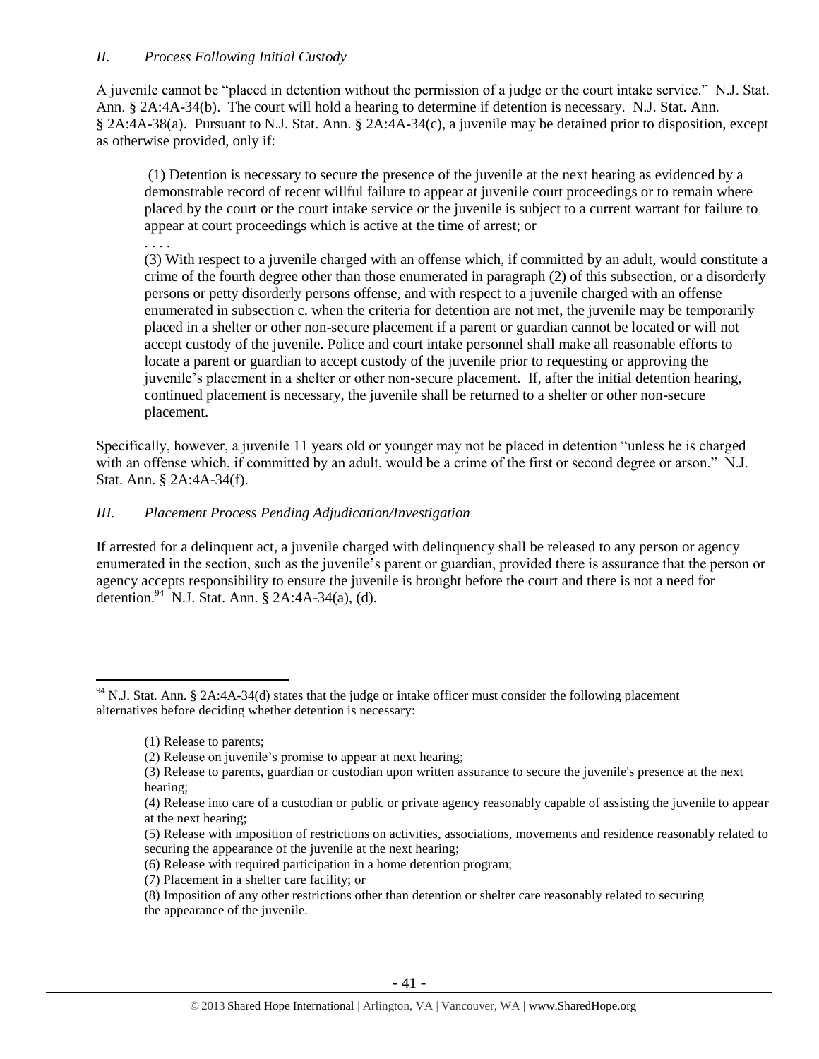## *II. Process Following Initial Custody*

A juvenile cannot be "placed in detention without the permission of a judge or the court intake service." N.J. Stat. Ann. § 2A:4A-34(b). The court will hold a hearing to determine if detention is necessary. N.J. Stat. Ann. § 2A:4A-38(a). Pursuant to N.J. Stat. Ann. § 2A:4A-34(c), a juvenile may be detained prior to disposition, except as otherwise provided, only if:

> (1) Detention is necessary to secure the presence of the juvenile at the next hearing as evidenced by a demonstrable record of recent willful failure to appear at juvenile court proceedings or to remain where placed by the court or the court intake service or the juvenile is subject to a current warrant for failure to appear at court proceedings which is active at the time of arrest; or
>
> . . . .
>
> (3) With respect to a juvenile charged with an offense which, if committed by an adult, would constitute a crime of the fourth degree other than those enumerated in paragraph (2) of this subsection, or a disorderly persons or petty disorderly persons offense, and with respect to a juvenile charged with an offense enumerated in subsection c. when the criteria for detention are not met, the juvenile may be temporarily placed in a shelter or other non-secure placement if a parent or guardian cannot be located or will not accept custody of the juvenile. Police and court intake personnel shall make all reasonable efforts to locate a parent or guardian to accept custody of the juvenile prior to requesting or approving the juvenile's placement in a shelter or other non-secure placement. If, after the initial detention hearing, continued placement is necessary, the juvenile shall be returned to a shelter or other non-secure placement.

Specifically, however, a juvenile 11 years old or younger may not be placed in detention "unless he is charged with an offense which, if committed by an adult, would be a crime of the first or second degree or arson." N.J. Stat. Ann. § 2A:4A-34(f).

## *III. Placement Process Pending Adjudication/Investigation*

If arrested for a delinquent act, a juvenile charged with delinquency shall be released to any person or agency enumerated in the section, such as the juvenile's parent or guardian, provided there is assurance that the person or agency accepts responsibility to ensure the juvenile is brought before the court and there is not a need for detention.[94] N.J. Stat. Ann. § 2A:4A-34(a), (d).

---

[94] N.J. Stat. Ann. § 2A:4A-34(d) states that the judge or intake officer must consider the following placement alternatives before deciding whether detention is necessary:

> (1) Release to parents;
> (2) Release on juvenile's promise to appear at next hearing;
> (3) Release to parents, guardian or custodian upon written assurance to secure the juvenile's presence at the next hearing;
> (4) Release into care of a custodian or public or private agency reasonably capable of assisting the juvenile to appear at the next hearing;
> (5) Release with imposition of restrictions on activities, associations, movements and residence reasonably related to securing the appearance of the juvenile at the next hearing;
> (6) Release with required participation in a home detention program;
> (7) Placement in a shelter care facility; or
> (8) Imposition of any other restrictions other than detention or shelter care reasonably related to securing the appearance of the juvenile.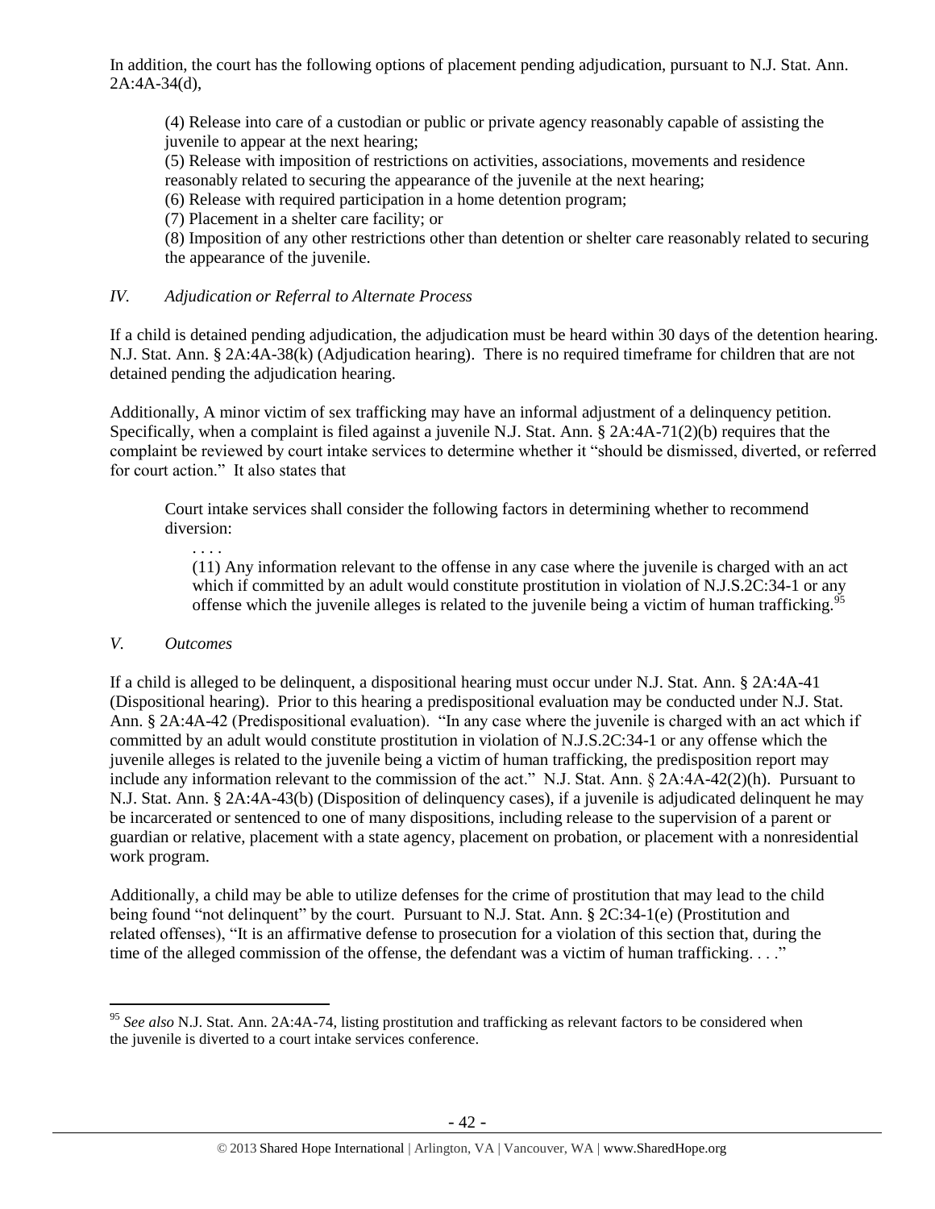In addition, the court has the following options of placement pending adjudication, pursuant to N.J. Stat. Ann. 2A:4A-34(d),

> (4) Release into care of a custodian or public or private agency reasonably capable of assisting the juvenile to appear at the next hearing;
> (5) Release with imposition of restrictions on activities, associations, movements and residence reasonably related to securing the appearance of the juvenile at the next hearing;
> (6) Release with required participation in a home detention program;
> (7) Placement in a shelter care facility; or
> (8) Imposition of any other restrictions other than detention or shelter care reasonably related to securing the appearance of the juvenile.

*IV. Adjudication or Referral to Alternate Process*

If a child is detained pending adjudication, the adjudication must be heard within 30 days of the detention hearing. N.J. Stat. Ann. § 2A:4A-38(k) (Adjudication hearing). There is no required timeframe for children that are not detained pending the adjudication hearing.

Additionally, A minor victim of sex trafficking may have an informal adjustment of a delinquency petition. Specifically, when a complaint is filed against a juvenile N.J. Stat. Ann. § 2A:4A-71(2)(b) requires that the complaint be reviewed by court intake services to determine whether it "should be dismissed, diverted, or referred for court action." It also states that

> Court intake services shall consider the following factors in determining whether to recommend diversion:
>
> . . . .
>
> (11) Any information relevant to the offense in any case where the juvenile is charged with an act which if committed by an adult would constitute prostitution in violation of N.J.S.2C:34-1 or any offense which the juvenile alleges is related to the juvenile being a victim of human trafficking.[95]

*V. Outcomes*

If a child is alleged to be delinquent, a dispositional hearing must occur under N.J. Stat. Ann. § 2A:4A-41 (Dispositional hearing). Prior to this hearing a predispositional evaluation may be conducted under N.J. Stat. Ann. § 2A:4A-42 (Predispositional evaluation). "In any case where the juvenile is charged with an act which if committed by an adult would constitute prostitution in violation of N.J.S.2C:34-1 or any offense which the juvenile alleges is related to the juvenile being a victim of human trafficking, the predisposition report may include any information relevant to the commission of the act." N.J. Stat. Ann. § 2A:4A-42(2)(h). Pursuant to N.J. Stat. Ann. § 2A:4A-43(b) (Disposition of delinquency cases), if a juvenile is adjudicated delinquent he may be incarcerated or sentenced to one of many dispositions, including release to the supervision of a parent or guardian or relative, placement with a state agency, placement on probation, or placement with a nonresidential work program.

Additionally, a child may be able to utilize defenses for the crime of prostitution that may lead to the child being found "not delinquent" by the court. Pursuant to N.J. Stat. Ann. § 2C:34-1(e) (Prostitution and related offenses), "It is an affirmative defense to prosecution for a violation of this section that, during the time of the alleged commission of the offense, the defendant was a victim of human trafficking. . . ."

---

[95] *See also* N.J. Stat. Ann. 2A:4A-74, listing prostitution and trafficking as relevant factors to be considered when the juvenile is diverted to a court intake services conference.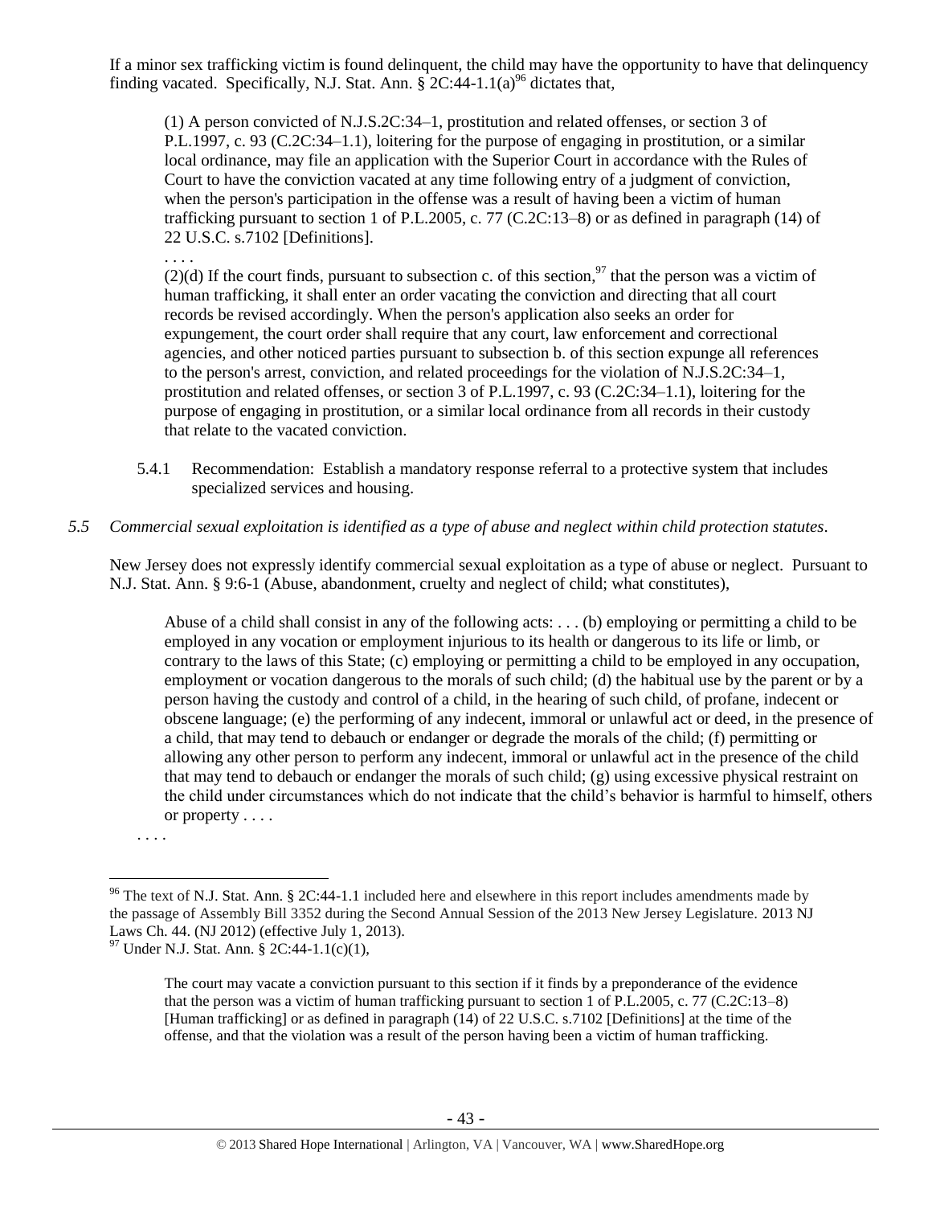If a minor sex trafficking victim is found delinquent, the child may have the opportunity to have that delinquency finding vacated. Specifically, N.J. Stat. Ann. § 2C:44-1.1(a)[96] dictates that,

> (1) A person convicted of N.J.S.2C:34–1, prostitution and related offenses, or section 3 of P.L.1997, c. 93 (C.2C:34–1.1), loitering for the purpose of engaging in prostitution, or a similar local ordinance, may file an application with the Superior Court in accordance with the Rules of Court to have the conviction vacated at any time following entry of a judgment of conviction, when the person's participation in the offense was a result of having been a victim of human trafficking pursuant to section 1 of P.L.2005, c. 77 (C.2C:13–8) or as defined in paragraph (14) of 22 U.S.C. s.7102 [Definitions].
>
> . . . .
>
> (2)(d) If the court finds, pursuant to subsection c. of this section,[97] that the person was a victim of human trafficking, it shall enter an order vacating the conviction and directing that all court records be revised accordingly. When the person's application also seeks an order for expungement, the court order shall require that any court, law enforcement and correctional agencies, and other noticed parties pursuant to subsection b. of this section expunge all references to the person's arrest, conviction, and related proceedings for the violation of N.J.S.2C:34–1, prostitution and related offenses, or section 3 of P.L.1997, c. 93 (C.2C:34–1.1), loitering for the purpose of engaging in prostitution, or a similar local ordinance from all records in their custody that relate to the vacated conviction.

5.4.1 Recommendation: Establish a mandatory response referral to a protective system that includes specialized services and housing.

*5.5 Commercial sexual exploitation is identified as a type of abuse and neglect within child protection statutes.*

New Jersey does not expressly identify commercial sexual exploitation as a type of abuse or neglect. Pursuant to N.J. Stat. Ann. § 9:6-1 (Abuse, abandonment, cruelty and neglect of child; what constitutes),

> Abuse of a child shall consist in any of the following acts: . . . (b) employing or permitting a child to be employed in any vocation or employment injurious to its health or dangerous to its life or limb, or contrary to the laws of this State; (c) employing or permitting a child to be employed in any occupation, employment or vocation dangerous to the morals of such child; (d) the habitual use by the parent or by a person having the custody and control of a child, in the hearing of such child, of profane, indecent or obscene language; (e) the performing of any indecent, immoral or unlawful act or deed, in the presence of a child, that may tend to debauch or endanger or degrade the morals of the child; (f) permitting or allowing any other person to perform any indecent, immoral or unlawful act in the presence of the child that may tend to debauch or endanger the morals of such child; (g) using excessive physical restraint on the child under circumstances which do not indicate that the child's behavior is harmful to himself, others or property . . . .
>
> . . . .

---

[96] The text of N.J. Stat. Ann. § 2C:44-1.1 included here and elsewhere in this report includes amendments made by the passage of Assembly Bill 3352 during the Second Annual Session of the 2013 New Jersey Legislature. 2013 NJ Laws Ch. 44. (NJ 2012) (effective July 1, 2013).

[97] Under N.J. Stat. Ann. § 2C:44-1.1(c)(1),

> The court may vacate a conviction pursuant to this section if it finds by a preponderance of the evidence that the person was a victim of human trafficking pursuant to section 1 of P.L.2005, c. 77 (C.2C:13–8) [Human trafficking] or as defined in paragraph (14) of 22 U.S.C. s.7102 [Definitions] at the time of the offense, and that the violation was a result of the person having been a victim of human trafficking.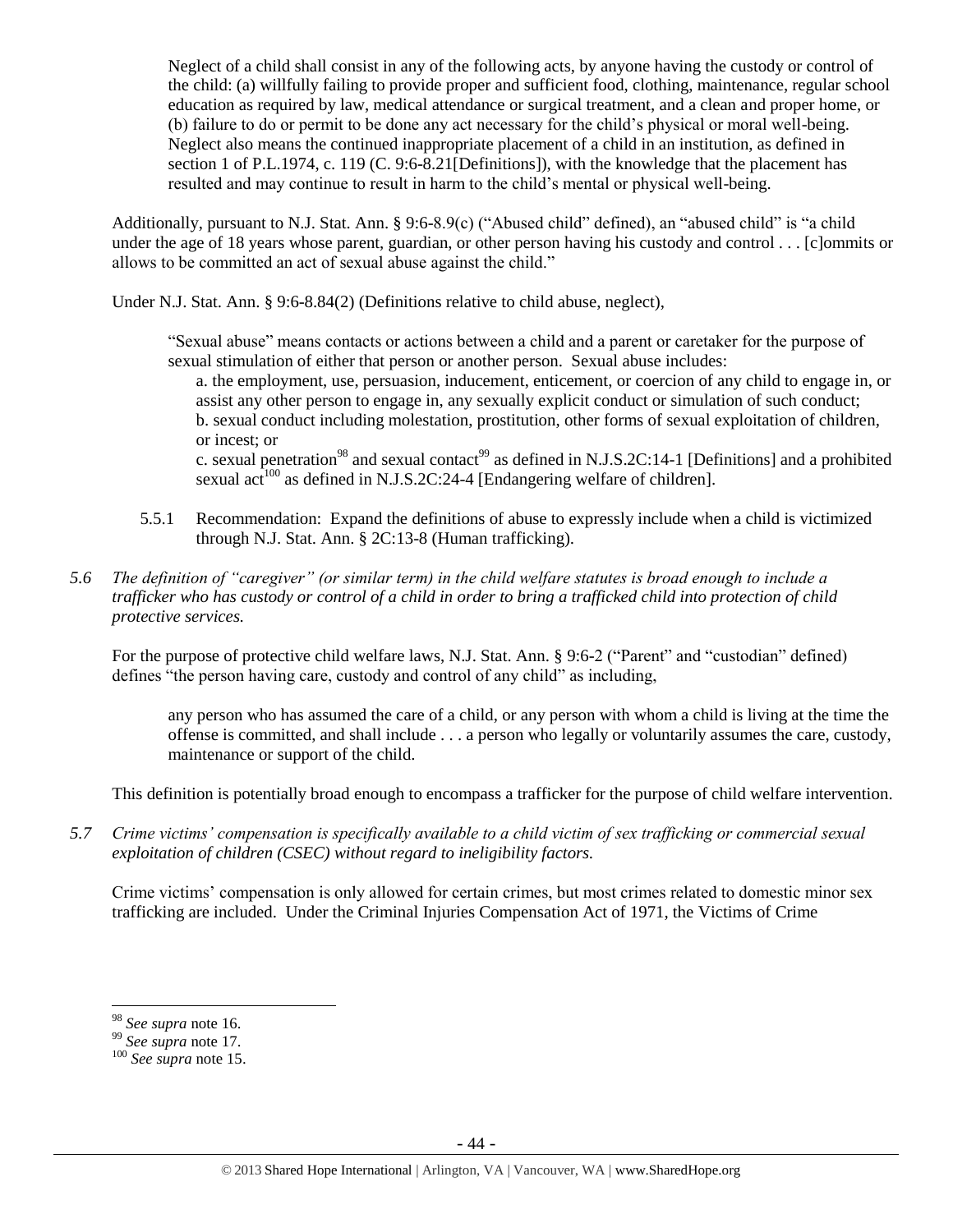> Neglect of a child shall consist in any of the following acts, by anyone having the custody or control of the child: (a) willfully failing to provide proper and sufficient food, clothing, maintenance, regular school education as required by law, medical attendance or surgical treatment, and a clean and proper home, or (b) failure to do or permit to be done any act necessary for the child's physical or moral well-being. Neglect also means the continued inappropriate placement of a child in an institution, as defined in section 1 of P.L.1974, c. 119 (C. 9:6-8.21[Definitions]), with the knowledge that the placement has resulted and may continue to result in harm to the child's mental or physical well-being.

Additionally, pursuant to N.J. Stat. Ann. § 9:6-8.9(c) ("Abused child" defined), an "abused child" is "a child under the age of 18 years whose parent, guardian, or other person having his custody and control . . . [c]ommits or allows to be committed an act of sexual abuse against the child."

Under N.J. Stat. Ann. § 9:6-8.84(2) (Definitions relative to child abuse, neglect),

> "Sexual abuse" means contacts or actions between a child and a parent or caretaker for the purpose of sexual stimulation of either that person or another person. Sexual abuse includes:
>
> a. the employment, use, persuasion, inducement, enticement, or coercion of any child to engage in, or assist any other person to engage in, any sexually explicit conduct or simulation of such conduct;
>
> b. sexual conduct including molestation, prostitution, other forms of sexual exploitation of children, or incest; or
>
> c. sexual penetration[98] and sexual contact[99] as defined in N.J.S.2C:14-1 [Definitions] and a prohibited sexual act[100] as defined in N.J.S.2C:24-4 [Endangering welfare of children].

5.5.1 Recommendation: Expand the definitions of abuse to expressly include when a child is victimized through N.J. Stat. Ann. § 2C:13-8 (Human trafficking).

*5.6 The definition of "caregiver" (or similar term) in the child welfare statutes is broad enough to include a trafficker who has custody or control of a child in order to bring a trafficked child into protection of child protective services.*

For the purpose of protective child welfare laws, N.J. Stat. Ann. § 9:6-2 ("Parent" and "custodian" defined) defines "the person having care, custody and control of any child" as including,

> any person who has assumed the care of a child, or any person with whom a child is living at the time the offense is committed, and shall include . . . a person who legally or voluntarily assumes the care, custody, maintenance or support of the child.

This definition is potentially broad enough to encompass a trafficker for the purpose of child welfare intervention.

*5.7 Crime victims' compensation is specifically available to a child victim of sex trafficking or commercial sexual exploitation of children (CSEC) without regard to ineligibility factors.*

Crime victims' compensation is only allowed for certain crimes, but most crimes related to domestic minor sex trafficking are included. Under the Criminal Injuries Compensation Act of 1971, the Victims of Crime

---

[98] *See supra* note 16.

[99] *See supra* note 17.

[100] *See supra* note 15.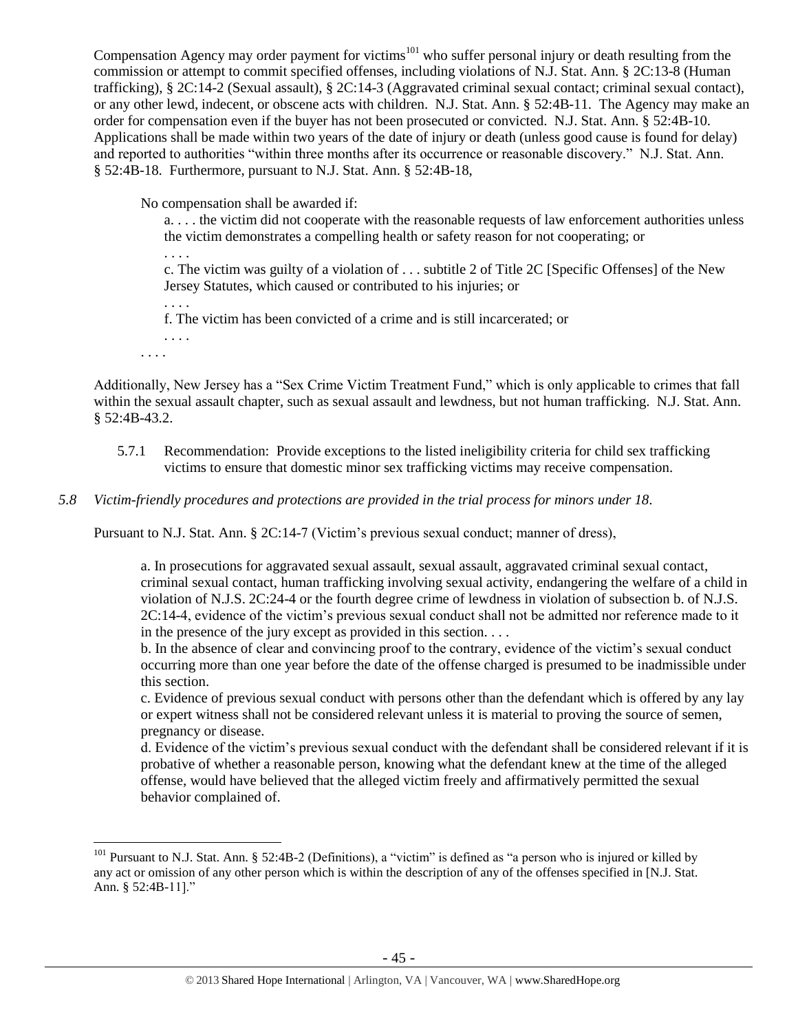Compensation Agency may order payment for victims[101] who suffer personal injury or death resulting from the commission or attempt to commit specified offenses, including violations of N.J. Stat. Ann. § 2C:13-8 (Human trafficking), § 2C:14-2 (Sexual assault), § 2C:14-3 (Aggravated criminal sexual contact; criminal sexual contact), or any other lewd, indecent, or obscene acts with children. N.J. Stat. Ann. § 52:4B-11. The Agency may make an order for compensation even if the buyer has not been prosecuted or convicted. N.J. Stat. Ann. § 52:4B-10. Applications shall be made within two years of the date of injury or death (unless good cause is found for delay) and reported to authorities "within three months after its occurrence or reasonable discovery." N.J. Stat. Ann. § 52:4B-18. Furthermore, pursuant to N.J. Stat. Ann. § 52:4B-18,

> No compensation shall be awarded if:
>
> a. . . . the victim did not cooperate with the reasonable requests of law enforcement authorities unless the victim demonstrates a compelling health or safety reason for not cooperating; or
>
> . . . .
>
> c. The victim was guilty of a violation of . . . subtitle 2 of Title 2C [Specific Offenses] of the New Jersey Statutes, which caused or contributed to his injuries; or
>
> . . . .
>
> f. The victim has been convicted of a crime and is still incarcerated; or
>
> . . . .
>
> . . . .

Additionally, New Jersey has a "Sex Crime Victim Treatment Fund," which is only applicable to crimes that fall within the sexual assault chapter, such as sexual assault and lewdness, but not human trafficking. N.J. Stat. Ann. § 52:4B-43.2.

5.7.1 Recommendation: Provide exceptions to the listed ineligibility criteria for child sex trafficking victims to ensure that domestic minor sex trafficking victims may receive compensation.

*5.8 Victim-friendly procedures and protections are provided in the trial process for minors under 18.*

Pursuant to N.J. Stat. Ann. § 2C:14-7 (Victim's previous sexual conduct; manner of dress),

> a. In prosecutions for aggravated sexual assault, sexual assault, aggravated criminal sexual contact, criminal sexual contact, human trafficking involving sexual activity, endangering the welfare of a child in violation of N.J.S. 2C:24-4 or the fourth degree crime of lewdness in violation of subsection b. of N.J.S. 2C:14-4, evidence of the victim's previous sexual conduct shall not be admitted nor reference made to it in the presence of the jury except as provided in this section. . . .
>
> b. In the absence of clear and convincing proof to the contrary, evidence of the victim's sexual conduct occurring more than one year before the date of the offense charged is presumed to be inadmissible under this section.
>
> c. Evidence of previous sexual conduct with persons other than the defendant which is offered by any lay or expert witness shall not be considered relevant unless it is material to proving the source of semen, pregnancy or disease.
>
> d. Evidence of the victim's previous sexual conduct with the defendant shall be considered relevant if it is probative of whether a reasonable person, knowing what the defendant knew at the time of the alleged offense, would have believed that the alleged victim freely and affirmatively permitted the sexual behavior complained of.

---

[101] Pursuant to N.J. Stat. Ann. § 52:4B-2 (Definitions), a "victim" is defined as "a person who is injured or killed by any act or omission of any other person which is within the description of any of the offenses specified in [N.J. Stat. Ann. § 52:4B-11]."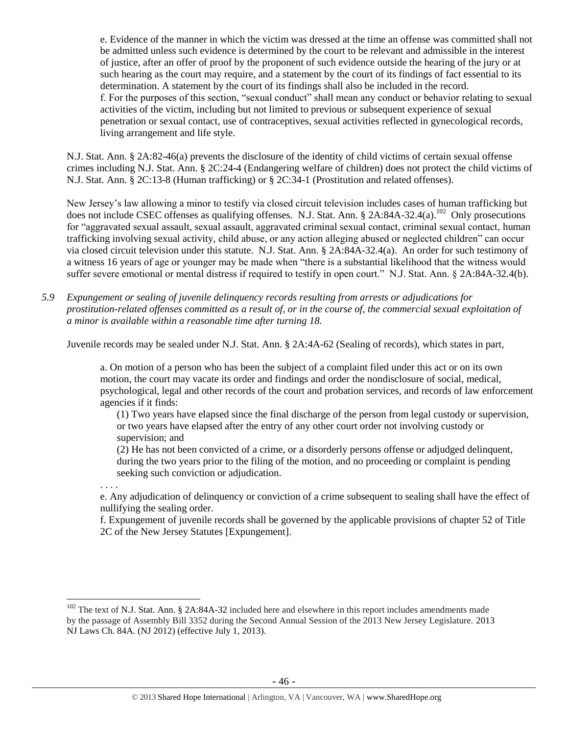> e. Evidence of the manner in which the victim was dressed at the time an offense was committed shall not be admitted unless such evidence is determined by the court to be relevant and admissible in the interest of justice, after an offer of proof by the proponent of such evidence outside the hearing of the jury or at such hearing as the court may require, and a statement by the court of its findings of fact essential to its determination. A statement by the court of its findings shall also be included in the record.
> f. For the purposes of this section, "sexual conduct" shall mean any conduct or behavior relating to sexual activities of the victim, including but not limited to previous or subsequent experience of sexual penetration or sexual contact, use of contraceptives, sexual activities reflected in gynecological records, living arrangement and life style.

N.J. Stat. Ann. § 2A:82-46(a) prevents the disclosure of the identity of child victims of certain sexual offense crimes including N.J. Stat. Ann. § 2C:24-4 (Endangering welfare of children) does not protect the child victims of N.J. Stat. Ann. § 2C:13-8 (Human trafficking) or § 2C:34-1 (Prostitution and related offenses).

New Jersey's law allowing a minor to testify via closed circuit television includes cases of human trafficking but does not include CSEC offenses as qualifying offenses. N.J. Stat. Ann. § 2A:84A-32.4(a).[102] Only prosecutions for "aggravated sexual assault, sexual assault, aggravated criminal sexual contact, criminal sexual contact, human trafficking involving sexual activity, child abuse, or any action alleging abused or neglected children" can occur via closed circuit television under this statute. N.J. Stat. Ann. § 2A:84A-32.4(a). An order for such testimony of a witness 16 years of age or younger may be made when "there is a substantial likelihood that the witness would suffer severe emotional or mental distress if required to testify in open court." N.J. Stat. Ann. § 2A:84A-32.4(b).

*5.9 Expungement or sealing of juvenile delinquency records resulting from arrests or adjudications for prostitution-related offenses committed as a result of, or in the course of, the commercial sexual exploitation of a minor is available within a reasonable time after turning 18.*

Juvenile records may be sealed under N.J. Stat. Ann. § 2A:4A-62 (Sealing of records), which states in part,

> a. On motion of a person who has been the subject of a complaint filed under this act or on its own motion, the court may vacate its order and findings and order the nondisclosure of social, medical, psychological, legal and other records of the court and probation services, and records of law enforcement agencies if it finds:
>
> (1) Two years have elapsed since the final discharge of the person from legal custody or supervision, or two years have elapsed after the entry of any other court order not involving custody or supervision; and
>
> (2) He has not been convicted of a crime, or a disorderly persons offense or adjudged delinquent, during the two years prior to the filing of the motion, and no proceeding or complaint is pending seeking such conviction or adjudication.
>
> . . . .
>
> e. Any adjudication of delinquency or conviction of a crime subsequent to sealing shall have the effect of nullifying the sealing order.
> f. Expungement of juvenile records shall be governed by the applicable provisions of chapter 52 of Title 2C of the New Jersey Statutes [Expungement].

---

[102] The text of N.J. Stat. Ann. § 2A:84A-32 included here and elsewhere in this report includes amendments made by the passage of Assembly Bill 3352 during the Second Annual Session of the 2013 New Jersey Legislature. 2013 NJ Laws Ch. 84A. (NJ 2012) (effective July 1, 2013).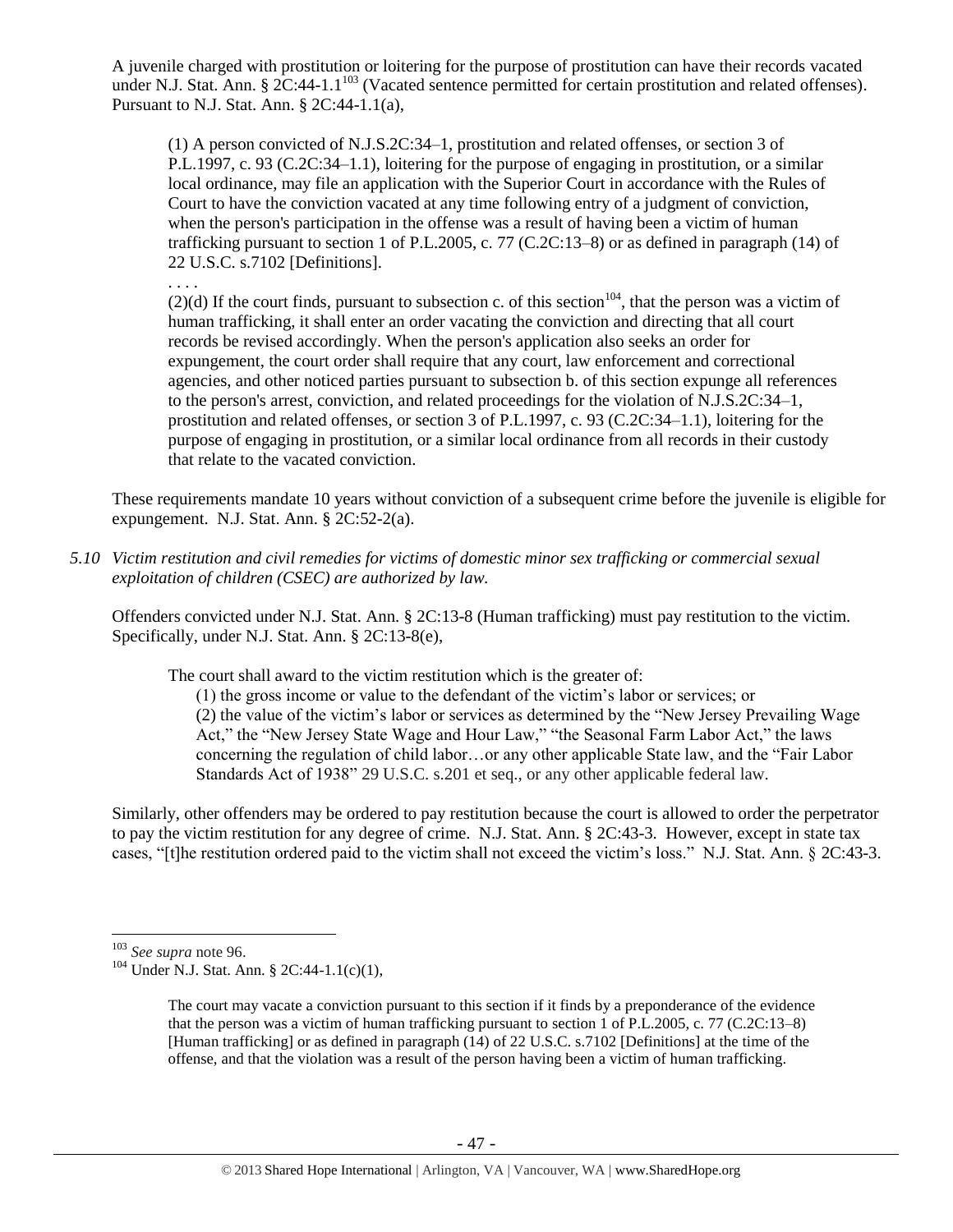A juvenile charged with prostitution or loitering for the purpose of prostitution can have their records vacated under N.J. Stat. Ann. § 2C:44-1.1[103] (Vacated sentence permitted for certain prostitution and related offenses). Pursuant to N.J. Stat. Ann. § 2C:44-1.1(a),

> (1) A person convicted of N.J.S.2C:34–1, prostitution and related offenses, or section 3 of P.L.1997, c. 93 (C.2C:34–1.1), loitering for the purpose of engaging in prostitution, or a similar local ordinance, may file an application with the Superior Court in accordance with the Rules of Court to have the conviction vacated at any time following entry of a judgment of conviction, when the person's participation in the offense was a result of having been a victim of human trafficking pursuant to section 1 of P.L.2005, c. 77 (C.2C:13–8) or as defined in paragraph (14) of 22 U.S.C. s.7102 [Definitions].
>
> . . . .
>
> (2)(d) If the court finds, pursuant to subsection c. of this section[104], that the person was a victim of human trafficking, it shall enter an order vacating the conviction and directing that all court records be revised accordingly. When the person's application also seeks an order for expungement, the court order shall require that any court, law enforcement and correctional agencies, and other noticed parties pursuant to subsection b. of this section expunge all references to the person's arrest, conviction, and related proceedings for the violation of N.J.S.2C:34–1, prostitution and related offenses, or section 3 of P.L.1997, c. 93 (C.2C:34–1.1), loitering for the purpose of engaging in prostitution, or a similar local ordinance from all records in their custody that relate to the vacated conviction.

These requirements mandate 10 years without conviction of a subsequent crime before the juvenile is eligible for expungement. N.J. Stat. Ann. § 2C:52-2(a).

*5.10 Victim restitution and civil remedies for victims of domestic minor sex trafficking or commercial sexual exploitation of children (CSEC) are authorized by law.*

Offenders convicted under N.J. Stat. Ann. § 2C:13-8 (Human trafficking) must pay restitution to the victim. Specifically, under N.J. Stat. Ann. § 2C:13-8(e),

> The court shall award to the victim restitution which is the greater of:
>
> (1) the gross income or value to the defendant of the victim's labor or services; or
>
> (2) the value of the victim's labor or services as determined by the "New Jersey Prevailing Wage Act," the "New Jersey State Wage and Hour Law," "the Seasonal Farm Labor Act," the laws concerning the regulation of child labor…or any other applicable State law, and the "Fair Labor Standards Act of 1938" 29 U.S.C. s.201 et seq., or any other applicable federal law.

Similarly, other offenders may be ordered to pay restitution because the court is allowed to order the perpetrator to pay the victim restitution for any degree of crime. N.J. Stat. Ann. § 2C:43-3. However, except in state tax cases, "[t]he restitution ordered paid to the victim shall not exceed the victim's loss." N.J. Stat. Ann. § 2C:43-3.

---

[103] *See supra* note 96.

[104] Under N.J. Stat. Ann. § 2C:44-1.1(c)(1),

> The court may vacate a conviction pursuant to this section if it finds by a preponderance of the evidence that the person was a victim of human trafficking pursuant to section 1 of P.L.2005, c. 77 (C.2C:13–8) [Human trafficking] or as defined in paragraph (14) of 22 U.S.C. s.7102 [Definitions] at the time of the offense, and that the violation was a result of the person having been a victim of human trafficking.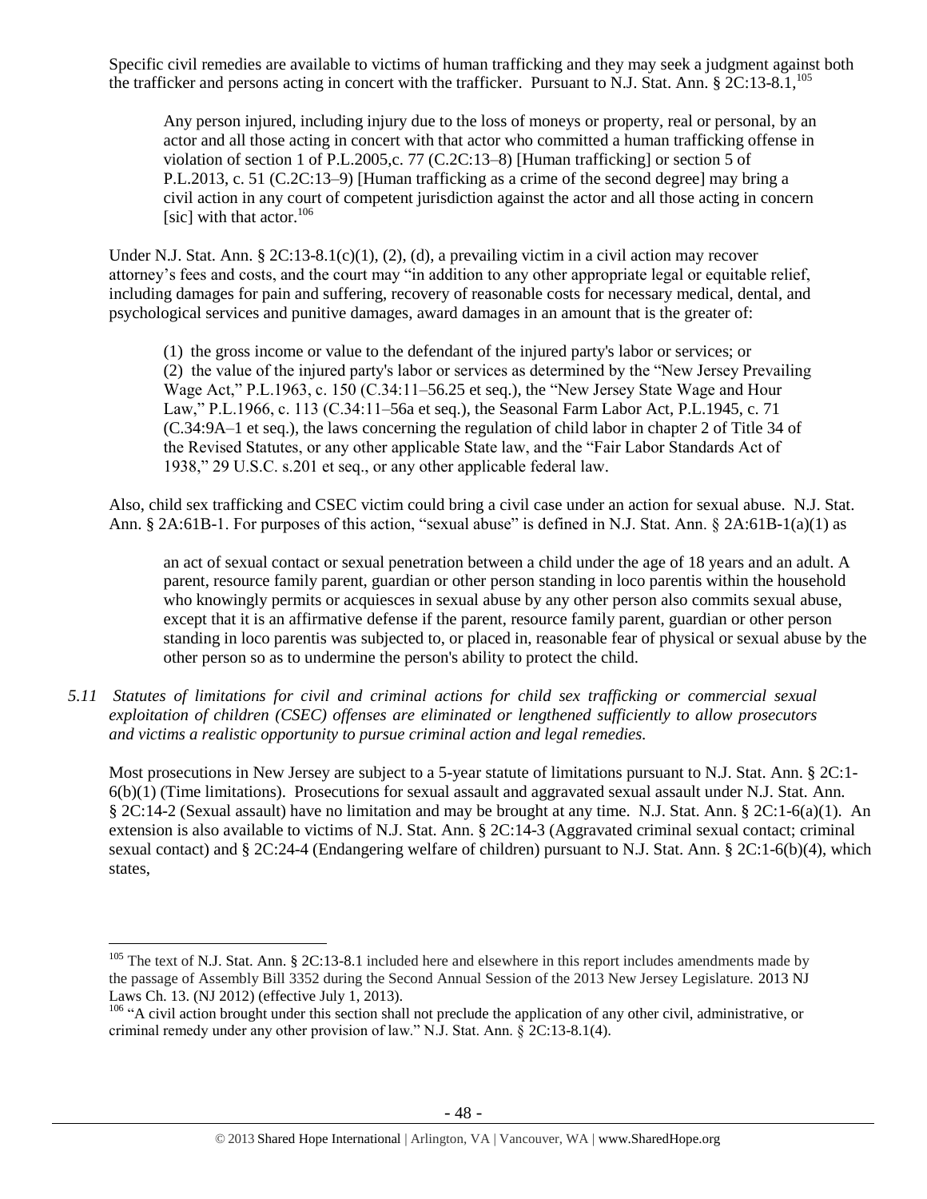Specific civil remedies are available to victims of human trafficking and they may seek a judgment against both the trafficker and persons acting in concert with the trafficker. Pursuant to N.J. Stat. Ann. § 2C:13-8.1,[105]

> Any person injured, including injury due to the loss of moneys or property, real or personal, by an actor and all those acting in concert with that actor who committed a human trafficking offense in violation of section 1 of P.L.2005,c. 77 (C.2C:13–8) [Human trafficking] or section 5 of P.L.2013, c. 51 (C.2C:13–9) [Human trafficking as a crime of the second degree] may bring a civil action in any court of competent jurisdiction against the actor and all those acting in concern [sic] with that actor.[106]

Under N.J. Stat. Ann. § 2C:13-8.1(c)(1), (2), (d), a prevailing victim in a civil action may recover attorney's fees and costs, and the court may "in addition to any other appropriate legal or equitable relief, including damages for pain and suffering, recovery of reasonable costs for necessary medical, dental, and psychological services and punitive damages, award damages in an amount that is the greater of:

> (1) the gross income or value to the defendant of the injured party's labor or services; or
> (2) the value of the injured party's labor or services as determined by the "New Jersey Prevailing Wage Act," P.L.1963, c. 150 (C.34:11–56.25 et seq.), the "New Jersey State Wage and Hour Law," P.L.1966, c. 113 (C.34:11–56a et seq.), the Seasonal Farm Labor Act, P.L.1945, c. 71 (C.34:9A–1 et seq.), the laws concerning the regulation of child labor in chapter 2 of Title 34 of the Revised Statutes, or any other applicable State law, and the "Fair Labor Standards Act of 1938," 29 U.S.C. s.201 et seq., or any other applicable federal law.

Also, child sex trafficking and CSEC victim could bring a civil case under an action for sexual abuse. N.J. Stat. Ann. § 2A:61B-1. For purposes of this action, "sexual abuse" is defined in N.J. Stat. Ann. § 2A:61B-1(a)(1) as

> an act of sexual contact or sexual penetration between a child under the age of 18 years and an adult. A parent, resource family parent, guardian or other person standing in loco parentis within the household who knowingly permits or acquiesces in sexual abuse by any other person also commits sexual abuse, except that it is an affirmative defense if the parent, resource family parent, guardian or other person standing in loco parentis was subjected to, or placed in, reasonable fear of physical or sexual abuse by the other person so as to undermine the person's ability to protect the child.

*5.11 Statutes of limitations for civil and criminal actions for child sex trafficking or commercial sexual exploitation of children (CSEC) offenses are eliminated or lengthened sufficiently to allow prosecutors and victims a realistic opportunity to pursue criminal action and legal remedies.*

Most prosecutions in New Jersey are subject to a 5-year statute of limitations pursuant to N.J. Stat. Ann. § 2C:1-6(b)(1) (Time limitations). Prosecutions for sexual assault and aggravated sexual assault under N.J. Stat. Ann. § 2C:14-2 (Sexual assault) have no limitation and may be brought at any time. N.J. Stat. Ann. § 2C:1-6(a)(1). An extension is also available to victims of N.J. Stat. Ann. § 2C:14-3 (Aggravated criminal sexual contact; criminal sexual contact) and § 2C:24-4 (Endangering welfare of children) pursuant to N.J. Stat. Ann. § 2C:1-6(b)(4), which states,

---

[105] The text of N.J. Stat. Ann. § 2C:13-8.1 included here and elsewhere in this report includes amendments made by the passage of Assembly Bill 3352 during the Second Annual Session of the 2013 New Jersey Legislature. 2013 NJ Laws Ch. 13. (NJ 2012) (effective July 1, 2013).

[106] "A civil action brought under this section shall not preclude the application of any other civil, administrative, or criminal remedy under any other provision of law." N.J. Stat. Ann. § 2C:13-8.1(4).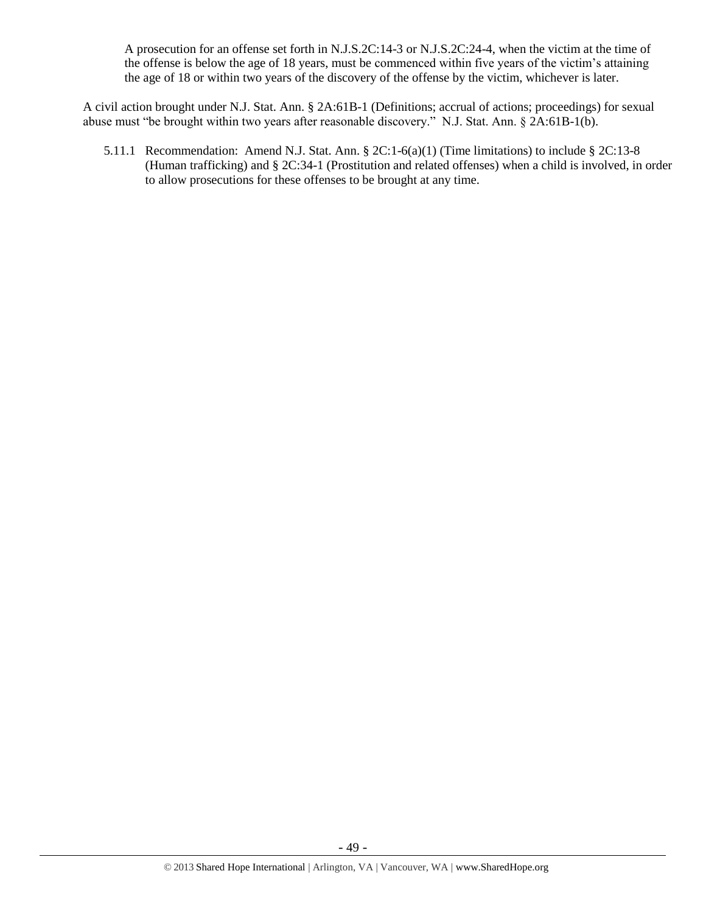> A prosecution for an offense set forth in N.J.S.2C:14-3 or N.J.S.2C:24-4, when the victim at the time of the offense is below the age of 18 years, must be commenced within five years of the victim's attaining the age of 18 or within two years of the discovery of the offense by the victim, whichever is later.

A civil action brought under N.J. Stat. Ann. § 2A:61B-1 (Definitions; accrual of actions; proceedings) for sexual abuse must "be brought within two years after reasonable discovery." N.J. Stat. Ann. § 2A:61B-1(b).

5.11.1 Recommendation: Amend N.J. Stat. Ann. § 2C:1-6(a)(1) (Time limitations) to include § 2C:13-8 (Human trafficking) and § 2C:34-1 (Prostitution and related offenses) when a child is involved, in order to allow prosecutions for these offenses to be brought at any time.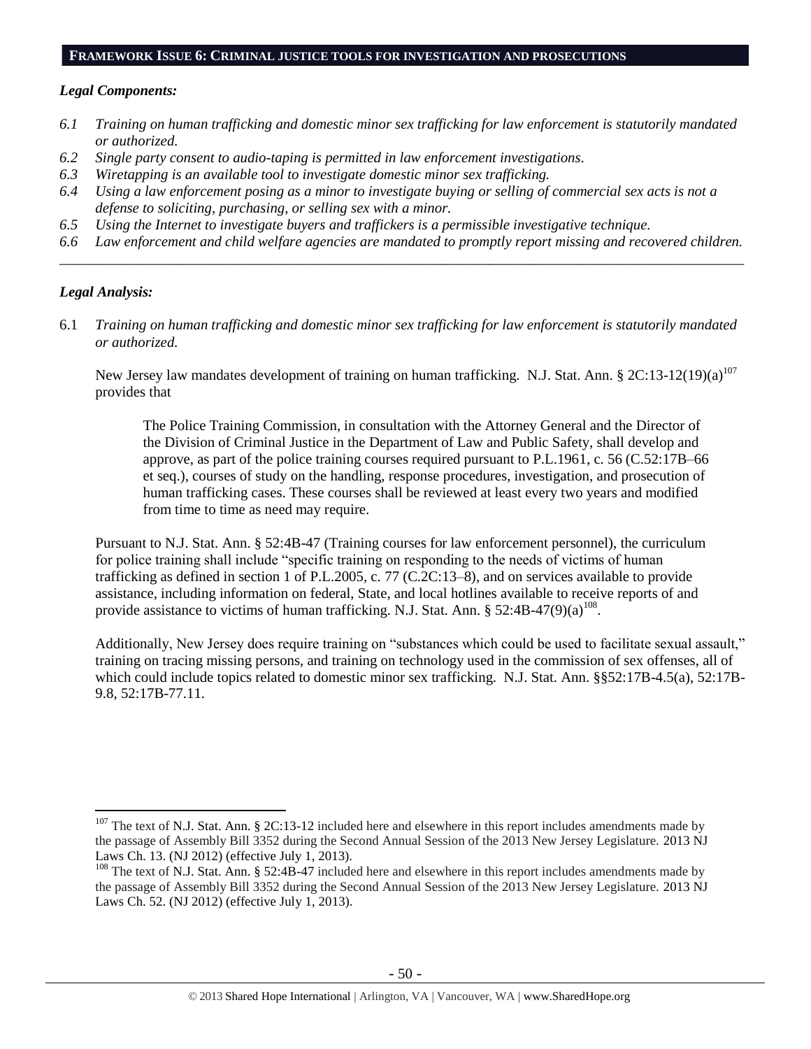## FRAMEWORK ISSUE 6: CRIMINAL JUSTICE TOOLS FOR INVESTIGATION AND PROSECUTIONS

### *Legal Components:*

- *6.1 Training on human trafficking and domestic minor sex trafficking for law enforcement is statutorily mandated or authorized.*
- *6.2 Single party consent to audio-taping is permitted in law enforcement investigations.*
- *6.3 Wiretapping is an available tool to investigate domestic minor sex trafficking.*
- *6.4 Using a law enforcement posing as a minor to investigate buying or selling of commercial sex acts is not a defense to soliciting, purchasing, or selling sex with a minor.*
- *6.5 Using the Internet to investigate buyers and traffickers is a permissible investigative technique.*
- *6.6 Law enforcement and child welfare agencies are mandated to promptly report missing and recovered children.*

---

### *Legal Analysis:*

6.1 *Training on human trafficking and domestic minor sex trafficking for law enforcement is statutorily mandated or authorized.*

New Jersey law mandates development of training on human trafficking. N.J. Stat. Ann. § 2C:13-12(19)(a)[107] provides that

> The Police Training Commission, in consultation with the Attorney General and the Director of the Division of Criminal Justice in the Department of Law and Public Safety, shall develop and approve, as part of the police training courses required pursuant to P.L.1961, c. 56 (C.52:17B–66 et seq.), courses of study on the handling, response procedures, investigation, and prosecution of human trafficking cases. These courses shall be reviewed at least every two years and modified from time to time as need may require.

Pursuant to N.J. Stat. Ann. § 52:4B-47 (Training courses for law enforcement personnel), the curriculum for police training shall include "specific training on responding to the needs of victims of human trafficking as defined in section 1 of P.L.2005, c. 77 (C.2C:13–8), and on services available to provide assistance, including information on federal, State, and local hotlines available to receive reports of and provide assistance to victims of human trafficking. N.J. Stat. Ann. § 52:4B-47(9)(a)[108].

Additionally, New Jersey does require training on "substances which could be used to facilitate sexual assault," training on tracing missing persons, and training on technology used in the commission of sex offenses, all of which could include topics related to domestic minor sex trafficking. N.J. Stat. Ann. §§52:17B-4.5(a), 52:17B-9.8, 52:17B-77.11.

---

[107] The text of N.J. Stat. Ann. § 2C:13-12 included here and elsewhere in this report includes amendments made by the passage of Assembly Bill 3352 during the Second Annual Session of the 2013 New Jersey Legislature. 2013 NJ Laws Ch. 13. (NJ 2012) (effective July 1, 2013).

[108] The text of N.J. Stat. Ann. § 52:4B-47 included here and elsewhere in this report includes amendments made by the passage of Assembly Bill 3352 during the Second Annual Session of the 2013 New Jersey Legislature. 2013 NJ Laws Ch. 52. (NJ 2012) (effective July 1, 2013).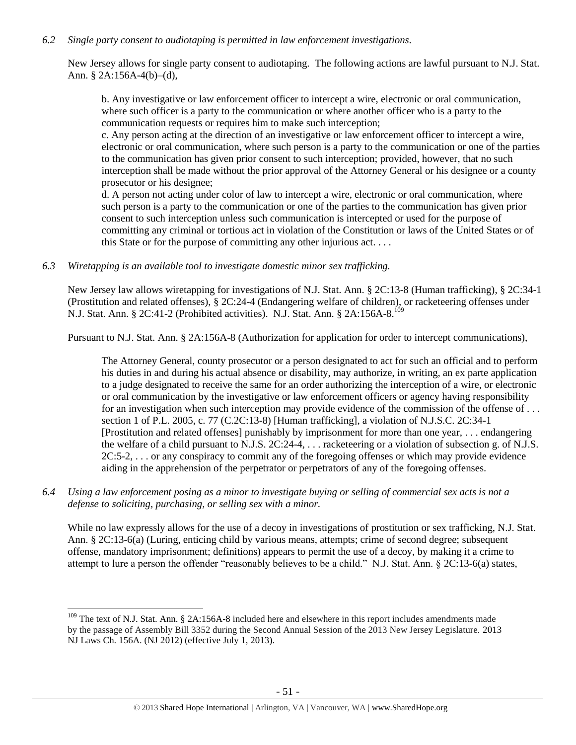*6.2 Single party consent to audiotaping is permitted in law enforcement investigations.*

New Jersey allows for single party consent to audiotaping. The following actions are lawful pursuant to N.J. Stat. Ann. § 2A:156A-4(b)–(d),

> b. Any investigative or law enforcement officer to intercept a wire, electronic or oral communication, where such officer is a party to the communication or where another officer who is a party to the communication requests or requires him to make such interception;
> c. Any person acting at the direction of an investigative or law enforcement officer to intercept a wire, electronic or oral communication, where such person is a party to the communication or one of the parties to the communication has given prior consent to such interception; provided, however, that no such interception shall be made without the prior approval of the Attorney General or his designee or a county prosecutor or his designee;
> d. A person not acting under color of law to intercept a wire, electronic or oral communication, where such person is a party to the communication or one of the parties to the communication has given prior consent to such interception unless such communication is intercepted or used for the purpose of committing any criminal or tortious act in violation of the Constitution or laws of the United States or of this State or for the purpose of committing any other injurious act. . . .

*6.3 Wiretapping is an available tool to investigate domestic minor sex trafficking.*

New Jersey law allows wiretapping for investigations of N.J. Stat. Ann. § 2C:13-8 (Human trafficking), § 2C:34-1 (Prostitution and related offenses), § 2C:24-4 (Endangering welfare of children), or racketeering offenses under N.J. Stat. Ann. § 2C:41-2 (Prohibited activities). N.J. Stat. Ann. § 2A:156A-8.[109]

Pursuant to N.J. Stat. Ann. § 2A:156A-8 (Authorization for application for order to intercept communications),

> The Attorney General, county prosecutor or a person designated to act for such an official and to perform his duties in and during his actual absence or disability, may authorize, in writing, an ex parte application to a judge designated to receive the same for an order authorizing the interception of a wire, or electronic or oral communication by the investigative or law enforcement officers or agency having responsibility for an investigation when such interception may provide evidence of the commission of the offense of . . . section 1 of P.L. 2005, c. 77 (C.2C:13-8) [Human trafficking], a violation of N.J.S.C. 2C:34-1 [Prostitution and related offenses] punishably by imprisonment for more than one year, . . . endangering the welfare of a child pursuant to N.J.S. 2C:24-4, . . . racketeering or a violation of subsection g. of N.J.S. 2C:5-2, . . . or any conspiracy to commit any of the foregoing offenses or which may provide evidence aiding in the apprehension of the perpetrator or perpetrators of any of the foregoing offenses.

*6.4 Using a law enforcement posing as a minor to investigate buying or selling of commercial sex acts is not a defense to soliciting, purchasing, or selling sex with a minor.*

While no law expressly allows for the use of a decoy in investigations of prostitution or sex trafficking, N.J. Stat. Ann. § 2C:13-6(a) (Luring, enticing child by various means, attempts; crime of second degree; subsequent offense, mandatory imprisonment; definitions) appears to permit the use of a decoy, by making it a crime to attempt to lure a person the offender "reasonably believes to be a child." N.J. Stat. Ann. § 2C:13-6(a) states,

---

[109] The text of N.J. Stat. Ann. § 2A:156A-8 included here and elsewhere in this report includes amendments made by the passage of Assembly Bill 3352 during the Second Annual Session of the 2013 New Jersey Legislature. 2013 NJ Laws Ch. 156A. (NJ 2012) (effective July 1, 2013).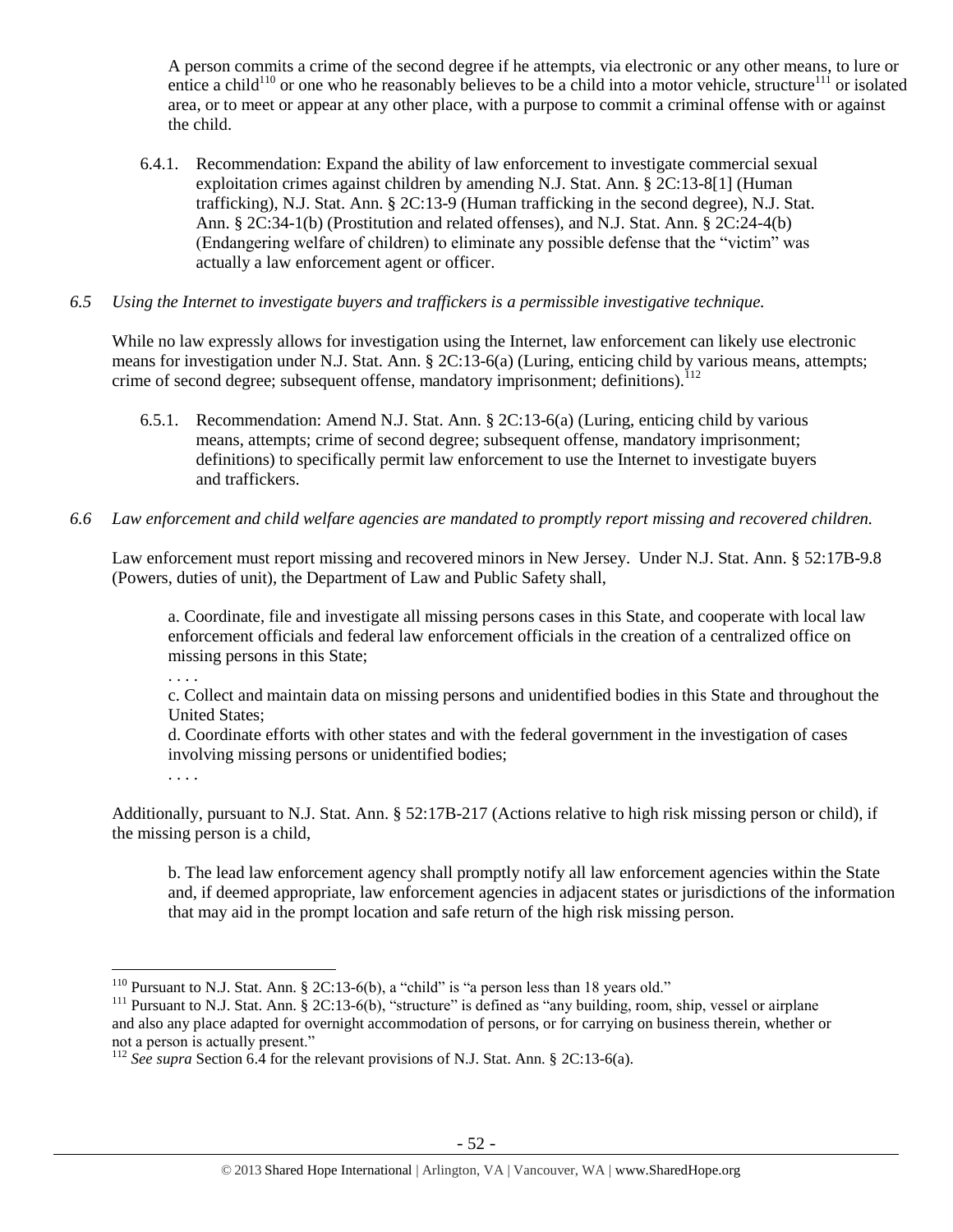> A person commits a crime of the second degree if he attempts, via electronic or any other means, to lure or entice a child[110] or one who he reasonably believes to be a child into a motor vehicle, structure[111] or isolated area, or to meet or appear at any other place, with a purpose to commit a criminal offense with or against the child.

6.4.1. Recommendation: Expand the ability of law enforcement to investigate commercial sexual exploitation crimes against children by amending N.J. Stat. Ann. § 2C:13-8[1] (Human trafficking), N.J. Stat. Ann. § 2C:13-9 (Human trafficking in the second degree), N.J. Stat. Ann. § 2C:34-1(b) (Prostitution and related offenses), and N.J. Stat. Ann. § 2C:24-4(b) (Endangering welfare of children) to eliminate any possible defense that the "victim" was actually a law enforcement agent or officer.

*6.5 Using the Internet to investigate buyers and traffickers is a permissible investigative technique.*

While no law expressly allows for investigation using the Internet, law enforcement can likely use electronic means for investigation under N.J. Stat. Ann. § 2C:13-6(a) (Luring, enticing child by various means, attempts; crime of second degree; subsequent offense, mandatory imprisonment; definitions).[112]

6.5.1. Recommendation: Amend N.J. Stat. Ann. § 2C:13-6(a) (Luring, enticing child by various means, attempts; crime of second degree; subsequent offense, mandatory imprisonment; definitions) to specifically permit law enforcement to use the Internet to investigate buyers and traffickers.

*6.6 Law enforcement and child welfare agencies are mandated to promptly report missing and recovered children.*

Law enforcement must report missing and recovered minors in New Jersey. Under N.J. Stat. Ann. § 52:17B-9.8 (Powers, duties of unit), the Department of Law and Public Safety shall,

> a. Coordinate, file and investigate all missing persons cases in this State, and cooperate with local law enforcement officials and federal law enforcement officials in the creation of a centralized office on missing persons in this State;
>
> . . . .
>
> c. Collect and maintain data on missing persons and unidentified bodies in this State and throughout the United States;
>
> d. Coordinate efforts with other states and with the federal government in the investigation of cases involving missing persons or unidentified bodies;
>
> . . . .

Additionally, pursuant to N.J. Stat. Ann. § 52:17B-217 (Actions relative to high risk missing person or child), if the missing person is a child,

> b. The lead law enforcement agency shall promptly notify all law enforcement agencies within the State and, if deemed appropriate, law enforcement agencies in adjacent states or jurisdictions of the information that may aid in the prompt location and safe return of the high risk missing person.

---

[110] Pursuant to N.J. Stat. Ann. § 2C:13-6(b), a "child" is "a person less than 18 years old."

[111] Pursuant to N.J. Stat. Ann. § 2C:13-6(b), "structure" is defined as "any building, room, ship, vessel or airplane and also any place adapted for overnight accommodation of persons, or for carrying on business therein, whether or not a person is actually present."

[112] *See supra* Section 6.4 for the relevant provisions of N.J. Stat. Ann. § 2C:13-6(a).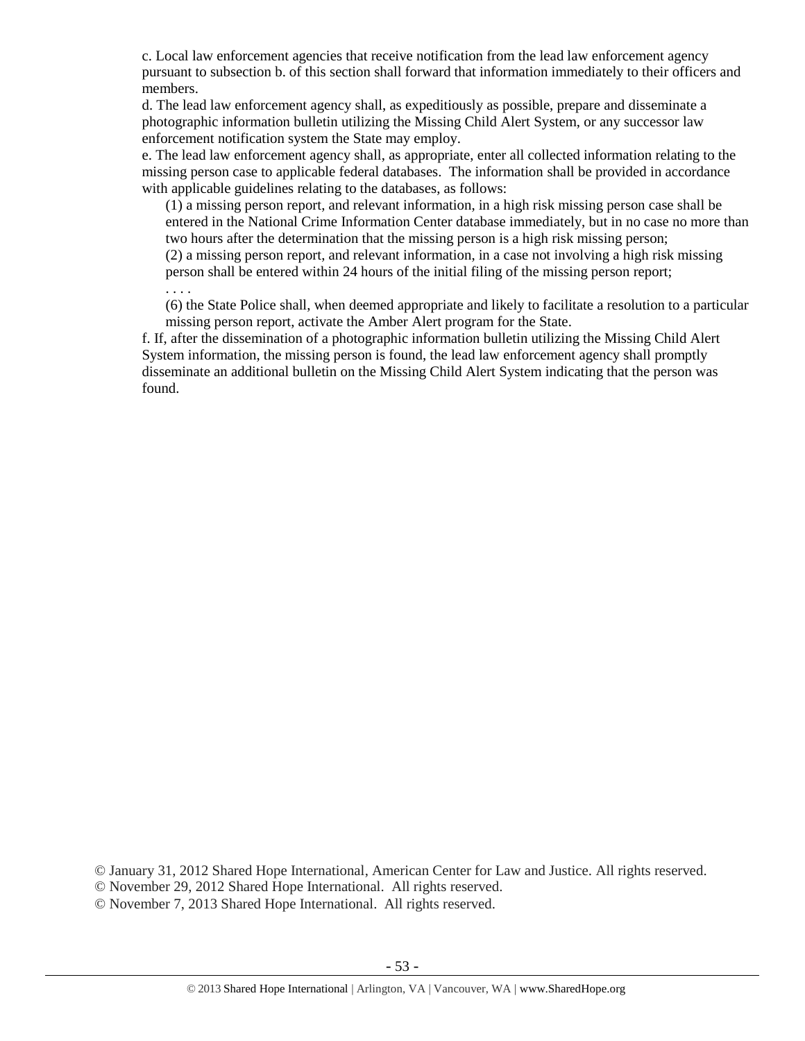c. Local law enforcement agencies that receive notification from the lead law enforcement agency pursuant to subsection b. of this section shall forward that information immediately to their officers and members.

d. The lead law enforcement agency shall, as expeditiously as possible, prepare and disseminate a photographic information bulletin utilizing the Missing Child Alert System, or any successor law enforcement notification system the State may employ.

e. The lead law enforcement agency shall, as appropriate, enter all collected information relating to the missing person case to applicable federal databases. The information shall be provided in accordance with applicable guidelines relating to the databases, as follows:

(1) a missing person report, and relevant information, in a high risk missing person case shall be entered in the National Crime Information Center database immediately, but in no case no more than two hours after the determination that the missing person is a high risk missing person;

(2) a missing person report, and relevant information, in a case not involving a high risk missing person shall be entered within 24 hours of the initial filing of the missing person report;

. . . .

(6) the State Police shall, when deemed appropriate and likely to facilitate a resolution to a particular missing person report, activate the Amber Alert program for the State.

f. If, after the dissemination of a photographic information bulletin utilizing the Missing Child Alert System information, the missing person is found, the lead law enforcement agency shall promptly disseminate an additional bulletin on the Missing Child Alert System indicating that the person was found.

© January 31, 2012 Shared Hope International, American Center for Law and Justice. All rights reserved.
© November 29, 2012 Shared Hope International. All rights reserved.
© November 7, 2013 Shared Hope International. All rights reserved.